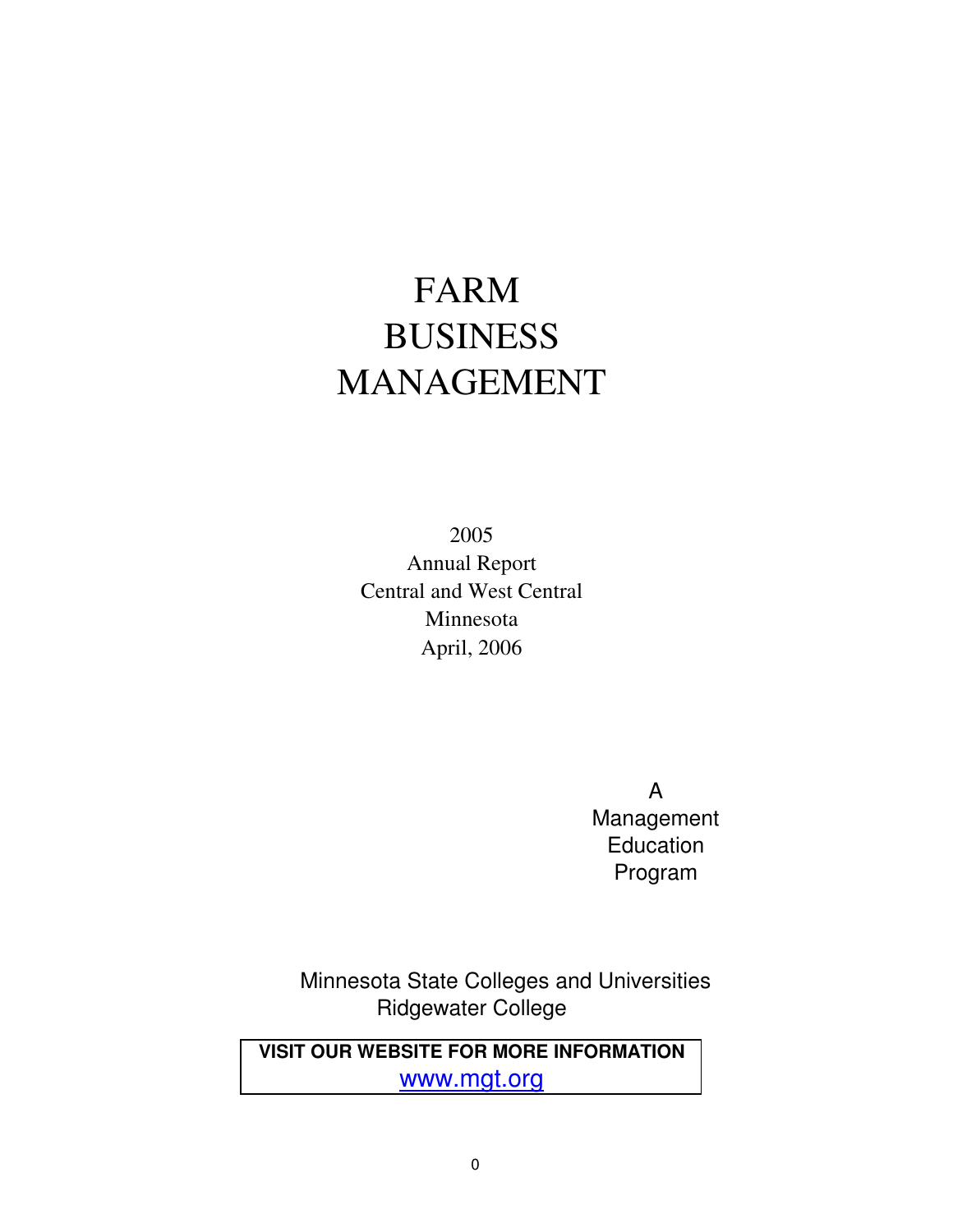# FARM BUSINESS MANAGEMENT

2005
Annual Report
Central and West Central
Minnesota
April, 2006

A
Management
Education
Program

Minnesota State Colleges and Universities
Ridgewater College

**VISIT OUR WEBSITE FOR MORE INFORMATION**
www.mgt.org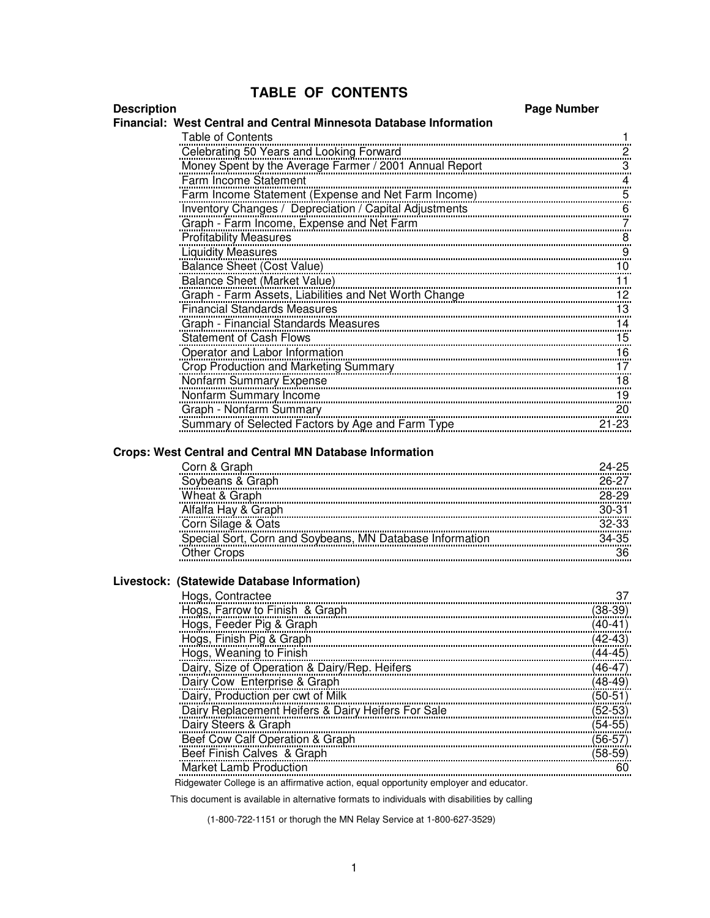# TABLE OF CONTENTS

| Description | Page Number |
|---|---|
| **Financial: West Central and Central Minnesota Database Information** | |
| Table of Contents | 1 |
| Celebrating 50 Years and Looking Forward | 2 |
| Money Spent by the Average Farmer / 2001 Annual Report | 3 |
| Farm Income Statement | 4 |
| Farm Income Statement (Expense and Net Farm Income) | 5 |
| Inventory Changes / Depreciation / Capital Adjustments | 6 |
| Graph - Farm Income, Expense and Net Farm | 7 |
| Profitability Measures | 8 |
| Liquidity Measures | 9 |
| Balance Sheet (Cost Value) | 10 |
| Balance Sheet (Market Value) | 11 |
| Graph - Farm Assets, Liabilities and Net Worth Change | 12 |
| Financial Standards Measures | 13 |
| Graph - Financial Standards Measures | 14 |
| Statement of Cash Flows | 15 |
| Operator and Labor Information | 16 |
| Crop Production and Marketing Summary | 17 |
| Nonfarm Summary Expense | 18 |
| Nonfarm Summary Income | 19 |
| Graph - Nonfarm Summary | 20 |
| Summary of Selected Factors by Age and Farm Type | 21-23 |
| **Crops: West Central and Central MN Database Information** | |
| Corn & Graph | 24-25 |
| Soybeans & Graph | 26-27 |
| Wheat & Graph | 28-29 |
| Alfalfa Hay & Graph | 30-31 |
| Corn Silage & Oats | 32-33 |
| Special Sort, Corn and Soybeans, MN Database Information | 34-35 |
| Other Crops | 36 |
| **Livestock: (Statewide Database Information)** | |
| Hogs, Contractee | 37 |
| Hogs, Farrow to Finish & Graph | (38-39) |
| Hogs, Feeder Pig & Graph | (40-41) |
| Hogs, Finish Pig & Graph | (42-43) |
| Hogs, Weaning to Finish | (44-45) |
| Dairy, Size of Operation & Dairy/Rep. Heifers | (46-47) |
| Dairy Cow Enterprise & Graph | (48-49) |
| Dairy, Production per cwt of Milk | (50-51) |
| Dairy Replacement Heifers & Dairy Heifers For Sale | (52-53) |
| Dairy Steers & Graph | (54-55) |
| Beef Cow Calf Operation & Graph | (56-57) |
| Beef Finish Calves & Graph | (58-59) |
| Market Lamb Production | 60 |

Ridgewater College is an affirmative action, equal opportunity employer and educator.

This document is available in alternative formats to individuals with disabilities by calling

(1-800-722-1151 or thorugh the MN Relay Service at 1-800-627-3529)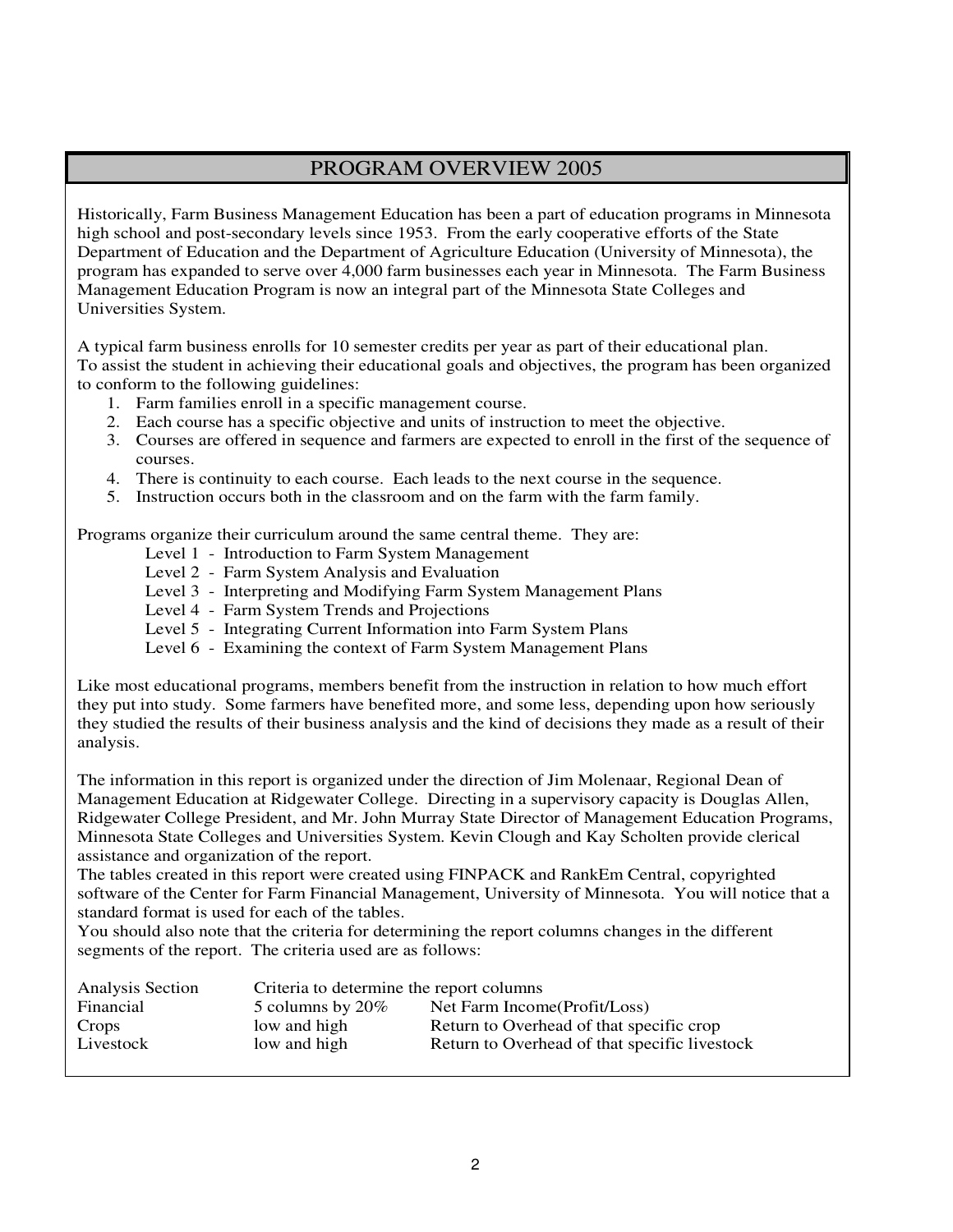# PROGRAM OVERVIEW 2005

Historically, Farm Business Management Education has been a part of education programs in Minnesota high school and post-secondary levels since 1953. From the early cooperative efforts of the State Department of Education and the Department of Agriculture Education (University of Minnesota), the program has expanded to serve over 4,000 farm businesses each year in Minnesota. The Farm Business Management Education Program is now an integral part of the Minnesota State Colleges and Universities System.

A typical farm business enrolls for 10 semester credits per year as part of their educational plan. To assist the student in achieving their educational goals and objectives, the program has been organized to conform to the following guidelines:

1. Farm families enroll in a specific management course.
2. Each course has a specific objective and units of instruction to meet the objective.
3. Courses are offered in sequence and farmers are expected to enroll in the first of the sequence of courses.
4. There is continuity to each course. Each leads to the next course in the sequence.
5. Instruction occurs both in the classroom and on the farm with the farm family.

Programs organize their curriculum around the same central theme. They are:

- Level 1 - Introduction to Farm System Management
- Level 2 - Farm System Analysis and Evaluation
- Level 3 - Interpreting and Modifying Farm System Management Plans
- Level 4 - Farm System Trends and Projections
- Level 5 - Integrating Current Information into Farm System Plans
- Level 6 - Examining the context of Farm System Management Plans

Like most educational programs, members benefit from the instruction in relation to how much effort they put into study. Some farmers have benefited more, and some less, depending upon how seriously they studied the results of their business analysis and the kind of decisions they made as a result of their analysis.

The information in this report is organized under the direction of Jim Molenaar, Regional Dean of Management Education at Ridgewater College. Directing in a supervisory capacity is Douglas Allen, Ridgewater College President, and Mr. John Murray State Director of Management Education Programs, Minnesota State Colleges and Universities System. Kevin Clough and Kay Scholten provide clerical assistance and organization of the report.

The tables created in this report were created using FINPACK and RankEm Central, copyrighted software of the Center for Farm Financial Management, University of Minnesota. You will notice that a standard format is used for each of the tables.

You should also note that the criteria for determining the report columns changes in the different segments of the report. The criteria used are as follows:

| Analysis Section | Criteria to determine the report columns | |
|---|---|---|
| Financial | 5 columns by 20% | Net Farm Income(Profit/Loss) |
| Crops | low and high | Return to Overhead of that specific crop |
| Livestock | low and high | Return to Overhead of that specific livestock |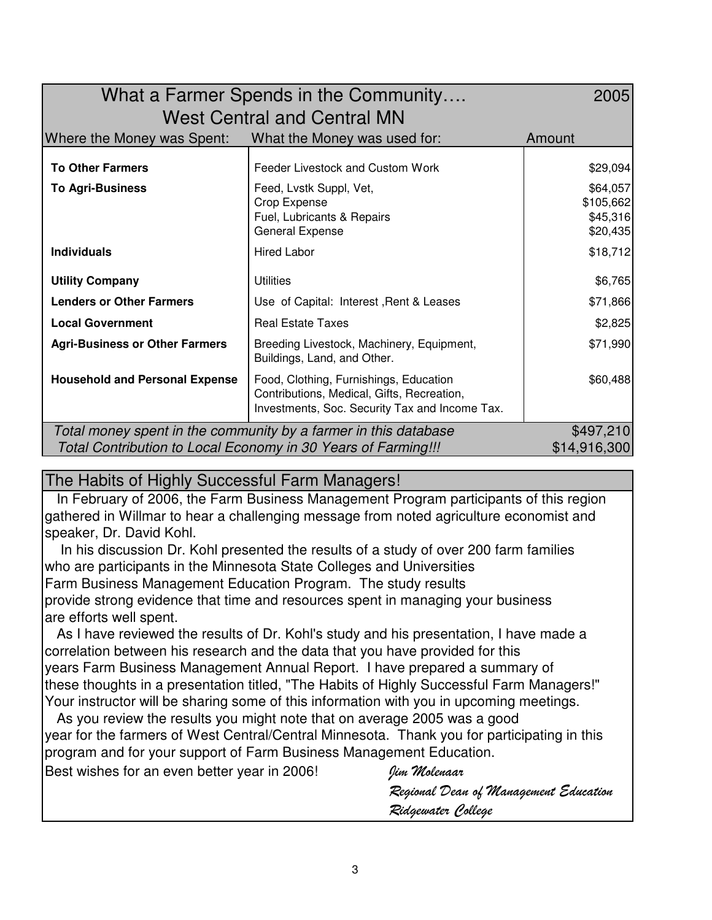## What a Farmer Spends in the Community…. 2005
### West Central and Central MN

| Where the Money was Spent: | What the Money was used for: | Amount |
|---|---|---|
| **To Other Farmers** | Feeder Livestock and Custom Work | $29,094 |
| **To Agri-Business** | Feed, Lvstk Suppl, Vet, | $64,057 |
| | Crop Expense | $105,662 |
| | Fuel, Lubricants & Repairs | $45,316 |
| | General Expense | $20,435 |
| **Individuals** | Hired Labor | $18,712 |
| **Utility Company** | Utilities | $6,765 |
| **Lenders or Other Farmers** | Use of Capital: Interest ,Rent & Leases | $71,866 |
| **Local Government** | Real Estate Taxes | $2,825 |
| **Agri-Business or Other Farmers** | Breeding Livestock, Machinery, Equipment, Buildings, Land, and Other. | $71,990 |
| **Household and Personal Expense** | Food, Clothing, Furnishings, Education Contributions, Medical, Gifts, Recreation, Investments, Soc. Security Tax and Income Tax. | $60,488 |
| *Total money spent in the community by a farmer in this database* | | $497,210 |
| *Total Contribution to Local Economy in 30 Years of Farming!!!* | | $14,916,300 |

## The Habits of Highly Successful Farm Managers!

In February of 2006, the Farm Business Management Program participants of this region gathered in Willmar to hear a challenging message from noted agriculture economist and speaker, Dr. David Kohl.

In his discussion Dr. Kohl presented the results of a study of over 200 farm families who are participants in the Minnesota State Colleges and Universities Farm Business Management Education Program. The study results provide strong evidence that time and resources spent in managing your business are efforts well spent.

As I have reviewed the results of Dr. Kohl's study and his presentation, I have made a correlation between his research and the data that you have provided for this years Farm Business Management Annual Report. I have prepared a summary of these thoughts in a presentation titled, "The Habits of Highly Successful Farm Managers!" Your instructor will be sharing some of this information with you in upcoming meetings.

As you review the results you might note that on average 2005 was a good year for the farmers of West Central/Central Minnesota. Thank you for participating in this program and for your support of Farm Business Management Education.

Best wishes for an even better year in 2006!

*Jim Molenaar*
*Regional Dean of Management Education*
*Ridgewater College*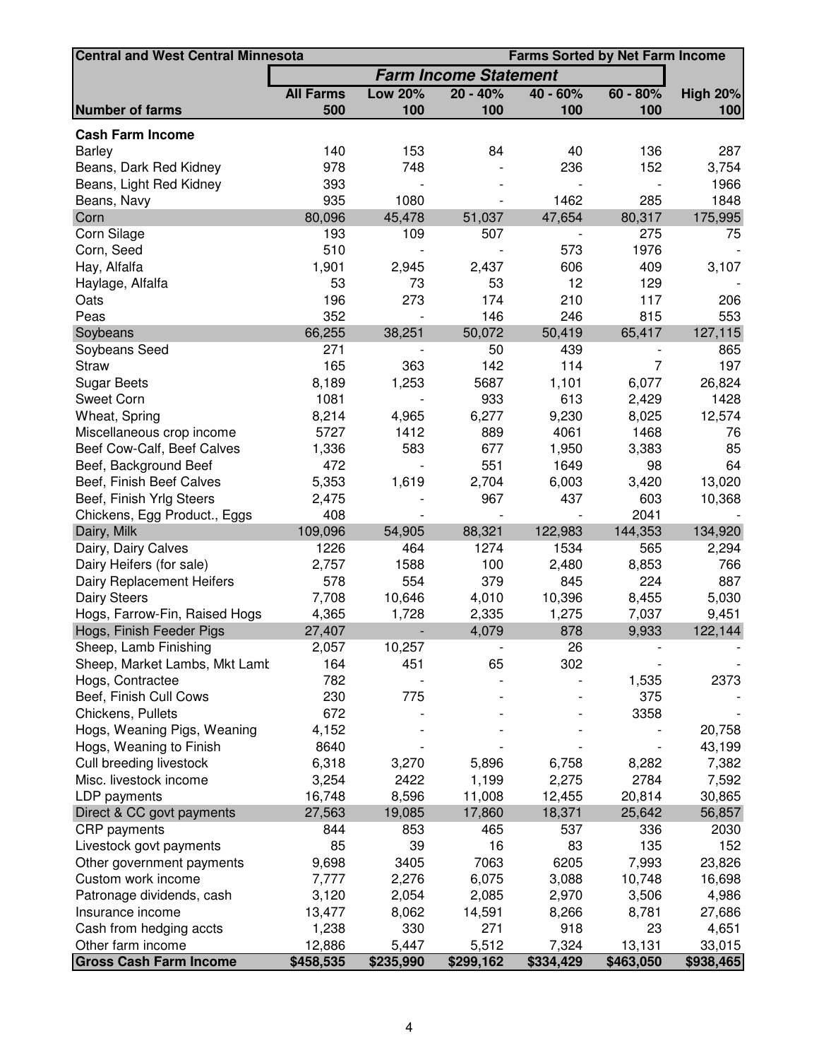| Central and West Central Minnesota | | | | | Farms Sorted by Net Farm Income | |
|---|---|---|---|---|---|---|
| | *Farm Income Statement* | | | | | |
| | **All Farms** | **Low 20%** | **20 - 40%** | **40 - 60%** | **60 - 80%** | **High 20%** |
| **Number of farms** | **500** | **100** | **100** | **100** | **100** | **100** |
| **Cash Farm Income** | | | | | | |
| Barley | 140 | 153 | 84 | 40 | 136 | 287 |
| Beans, Dark Red Kidney | 978 | 748 | - | 236 | 152 | 3,754 |
| Beans, Light Red Kidney | 393 | - | - | - | - | 1966 |
| Beans, Navy | 935 | 1080 | - | 1462 | 285 | 1848 |
| Corn | 80,096 | 45,478 | 51,037 | 47,654 | 80,317 | 175,995 |
| Corn Silage | 193 | 109 | 507 | - | 275 | 75 |
| Corn, Seed | 510 | - | - | 573 | 1976 | - |
| Hay, Alfalfa | 1,901 | 2,945 | 2,437 | 606 | 409 | 3,107 |
| Haylage, Alfalfa | 53 | 73 | 53 | 12 | 129 | - |
| Oats | 196 | 273 | 174 | 210 | 117 | 206 |
| Peas | 352 | - | 146 | 246 | 815 | 553 |
| Soybeans | 66,255 | 38,251 | 50,072 | 50,419 | 65,417 | 127,115 |
| Soybeans Seed | 271 | - | 50 | 439 | - | 865 |
| Straw | 165 | 363 | 142 | 114 | 7 | 197 |
| Sugar Beets | 8,189 | 1,253 | 5687 | 1,101 | 6,077 | 26,824 |
| Sweet Corn | 1081 | - | 933 | 613 | 2,429 | 1428 |
| Wheat, Spring | 8,214 | 4,965 | 6,277 | 9,230 | 8,025 | 12,574 |
| Miscellaneous crop income | 5727 | 1412 | 889 | 4061 | 1468 | 76 |
| Beef Cow-Calf, Beef Calves | 1,336 | 583 | 677 | 1,950 | 3,383 | 85 |
| Beef, Background Beef | 472 | - | 551 | 1649 | 98 | 64 |
| Beef, Finish Beef Calves | 5,353 | 1,619 | 2,704 | 6,003 | 3,420 | 13,020 |
| Beef, Finish Yrlg Steers | 2,475 | - | 967 | 437 | 603 | 10,368 |
| Chickens, Egg Product., Eggs | 408 | - | - | - | 2041 | - |
| Dairy, Milk | 109,096 | 54,905 | 88,321 | 122,983 | 144,353 | 134,920 |
| Dairy, Dairy Calves | 1226 | 464 | 1274 | 1534 | 565 | 2,294 |
| Dairy Heifers (for sale) | 2,757 | 1588 | 100 | 2,480 | 8,853 | 766 |
| Dairy Replacement Heifers | 578 | 554 | 379 | 845 | 224 | 887 |
| Dairy Steers | 7,708 | 10,646 | 4,010 | 10,396 | 8,455 | 5,030 |
| Hogs, Farrow-Fin, Raised Hogs | 4,365 | 1,728 | 2,335 | 1,275 | 7,037 | 9,451 |
| Hogs, Finish Feeder Pigs | 27,407 | - | 4,079 | 878 | 9,933 | 122,144 |
| Sheep, Lamb Finishing | 2,057 | 10,257 | - | 26 | - | - |
| Sheep, Market Lambs, Mkt Lamb | 164 | 451 | 65 | 302 | - | - |
| Hogs, Contractee | 782 | - | - | - | 1,535 | 2373 |
| Beef, Finish Cull Cows | 230 | 775 | - | - | 375 | - |
| Chickens, Pullets | 672 | - | - | - | 3358 | - |
| Hogs, Weaning Pigs, Weaning | 4,152 | - | - | - | - | 20,758 |
| Hogs, Weaning to Finish | 8640 | - | - | - | - | 43,199 |
| Cull breeding livestock | 6,318 | 3,270 | 5,896 | 6,758 | 8,282 | 7,382 |
| Misc. livestock income | 3,254 | 2422 | 1,199 | 2,275 | 2784 | 7,592 |
| LDP payments | 16,748 | 8,596 | 11,008 | 12,455 | 20,814 | 30,865 |
| Direct & CC govt payments | 27,563 | 19,085 | 17,860 | 18,371 | 25,642 | 56,857 |
| CRP payments | 844 | 853 | 465 | 537 | 336 | 2030 |
| Livestock govt payments | 85 | 39 | 16 | 83 | 135 | 152 |
| Other government payments | 9,698 | 3405 | 7063 | 6205 | 7,993 | 23,826 |
| Custom work income | 7,777 | 2,276 | 6,075 | 3,088 | 10,748 | 16,698 |
| Patronage dividends, cash | 3,120 | 2,054 | 2,085 | 2,970 | 3,506 | 4,986 |
| Insurance income | 13,477 | 8,062 | 14,591 | 8,266 | 8,781 | 27,686 |
| Cash from hedging accts | 1,238 | 330 | 271 | 918 | 23 | 4,651 |
| Other farm income | 12,886 | 5,447 | 5,512 | 7,324 | 13,131 | 33,015 |
| **Gross Cash Farm Income** | **$458,535** | **$235,990** | **$299,162** | **$334,429** | **$463,050** | **$938,465** |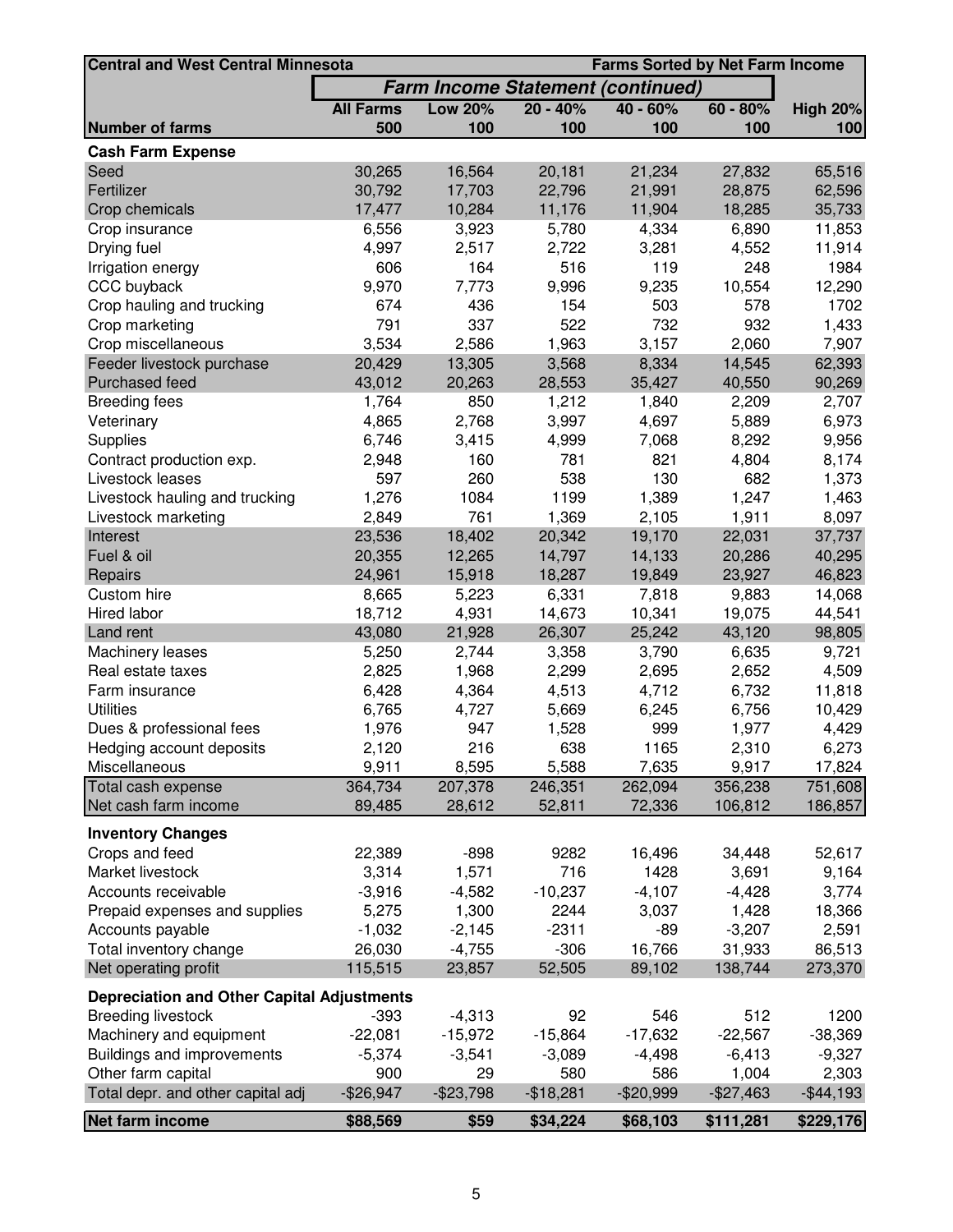| Central and West Central Minnesota | | | | | | Farms Sorted by Net Farm Income |
|---|---|---|---|---|---|---|
| | *Farm Income Statement (continued)* | | | | | |
| | All Farms | Low 20% | 20 - 40% | 40 - 60% | 60 - 80% | High 20% |
| **Number of farms** | 500 | 100 | 100 | 100 | 100 | 100 |
| **Cash Farm Expense** | | | | | | |
| Seed | 30,265 | 16,564 | 20,181 | 21,234 | 27,832 | 65,516 |
| Fertilizer | 30,792 | 17,703 | 22,796 | 21,991 | 28,875 | 62,596 |
| Crop chemicals | 17,477 | 10,284 | 11,176 | 11,904 | 18,285 | 35,733 |
| Crop insurance | 6,556 | 3,923 | 5,780 | 4,334 | 6,890 | 11,853 |
| Drying fuel | 4,997 | 2,517 | 2,722 | 3,281 | 4,552 | 11,914 |
| Irrigation energy | 606 | 164 | 516 | 119 | 248 | 1984 |
| CCC buyback | 9,970 | 7,773 | 9,996 | 9,235 | 10,554 | 12,290 |
| Crop hauling and trucking | 674 | 436 | 154 | 503 | 578 | 1702 |
| Crop marketing | 791 | 337 | 522 | 732 | 932 | 1,433 |
| Crop miscellaneous | 3,534 | 2,586 | 1,963 | 3,157 | 2,060 | 7,907 |
| Feeder livestock purchase | 20,429 | 13,305 | 3,568 | 8,334 | 14,545 | 62,393 |
| Purchased feed | 43,012 | 20,263 | 28,553 | 35,427 | 40,550 | 90,269 |
| Breeding fees | 1,764 | 850 | 1,212 | 1,840 | 2,209 | 2,707 |
| Veterinary | 4,865 | 2,768 | 3,997 | 4,697 | 5,889 | 6,973 |
| Supplies | 6,746 | 3,415 | 4,999 | 7,068 | 8,292 | 9,956 |
| Contract production exp. | 2,948 | 160 | 781 | 821 | 4,804 | 8,174 |
| Livestock leases | 597 | 260 | 538 | 130 | 682 | 1,373 |
| Livestock hauling and trucking | 1,276 | 1084 | 1199 | 1,389 | 1,247 | 1,463 |
| Livestock marketing | 2,849 | 761 | 1,369 | 2,105 | 1,911 | 8,097 |
| Interest | 23,536 | 18,402 | 20,342 | 19,170 | 22,031 | 37,737 |
| Fuel & oil | 20,355 | 12,265 | 14,797 | 14,133 | 20,286 | 40,295 |
| Repairs | 24,961 | 15,918 | 18,287 | 19,849 | 23,927 | 46,823 |
| Custom hire | 8,665 | 5,223 | 6,331 | 7,818 | 9,883 | 14,068 |
| Hired labor | 18,712 | 4,931 | 14,673 | 10,341 | 19,075 | 44,541 |
| Land rent | 43,080 | 21,928 | 26,307 | 25,242 | 43,120 | 98,805 |
| Machinery leases | 5,250 | 2,744 | 3,358 | 3,790 | 6,635 | 9,721 |
| Real estate taxes | 2,825 | 1,968 | 2,299 | 2,695 | 2,652 | 4,509 |
| Farm insurance | 6,428 | 4,364 | 4,513 | 4,712 | 6,732 | 11,818 |
| Utilities | 6,765 | 4,727 | 5,669 | 6,245 | 6,756 | 10,429 |
| Dues & professional fees | 1,976 | 947 | 1,528 | 999 | 1,977 | 4,429 |
| Hedging account deposits | 2,120 | 216 | 638 | 1165 | 2,310 | 6,273 |
| Miscellaneous | 9,911 | 8,595 | 5,588 | 7,635 | 9,917 | 17,824 |
| Total cash expense | 364,734 | 207,378 | 246,351 | 262,094 | 356,238 | 751,608 |
| Net cash farm income | 89,485 | 28,612 | 52,811 | 72,336 | 106,812 | 186,857 |
| **Inventory Changes** | | | | | | |
| Crops and feed | 22,389 | -898 | 9282 | 16,496 | 34,448 | 52,617 |
| Market livestock | 3,314 | 1,571 | 716 | 1428 | 3,691 | 9,164 |
| Accounts receivable | -3,916 | -4,582 | -10,237 | -4,107 | -4,428 | 3,774 |
| Prepaid expenses and supplies | 5,275 | 1,300 | 2244 | 3,037 | 1,428 | 18,366 |
| Accounts payable | -1,032 | -2,145 | -2311 | -89 | -3,207 | 2,591 |
| Total inventory change | 26,030 | -4,755 | -306 | 16,766 | 31,933 | 86,513 |
| Net operating profit | 115,515 | 23,857 | 52,505 | 89,102 | 138,744 | 273,370 |
| **Depreciation and Other Capital Adjustments** | | | | | | |
| Breeding livestock | -393 | -4,313 | 92 | 546 | 512 | 1200 |
| Machinery and equipment | -22,081 | -15,972 | -15,864 | -17,632 | -22,567 | -38,369 |
| Buildings and improvements | -5,374 | -3,541 | -3,089 | -4,498 | -6,413 | -9,327 |
| Other farm capital | 900 | 29 | 580 | 586 | 1,004 | 2,303 |
| Total depr. and other capital adj | -$26,947 | -$23,798 | -$18,281 | -$20,999 | -$27,463 | -$44,193 |
| **Net farm income** | **$88,569** | **$59** | **$34,224** | **$68,103** | **$111,281** | **$229,176** |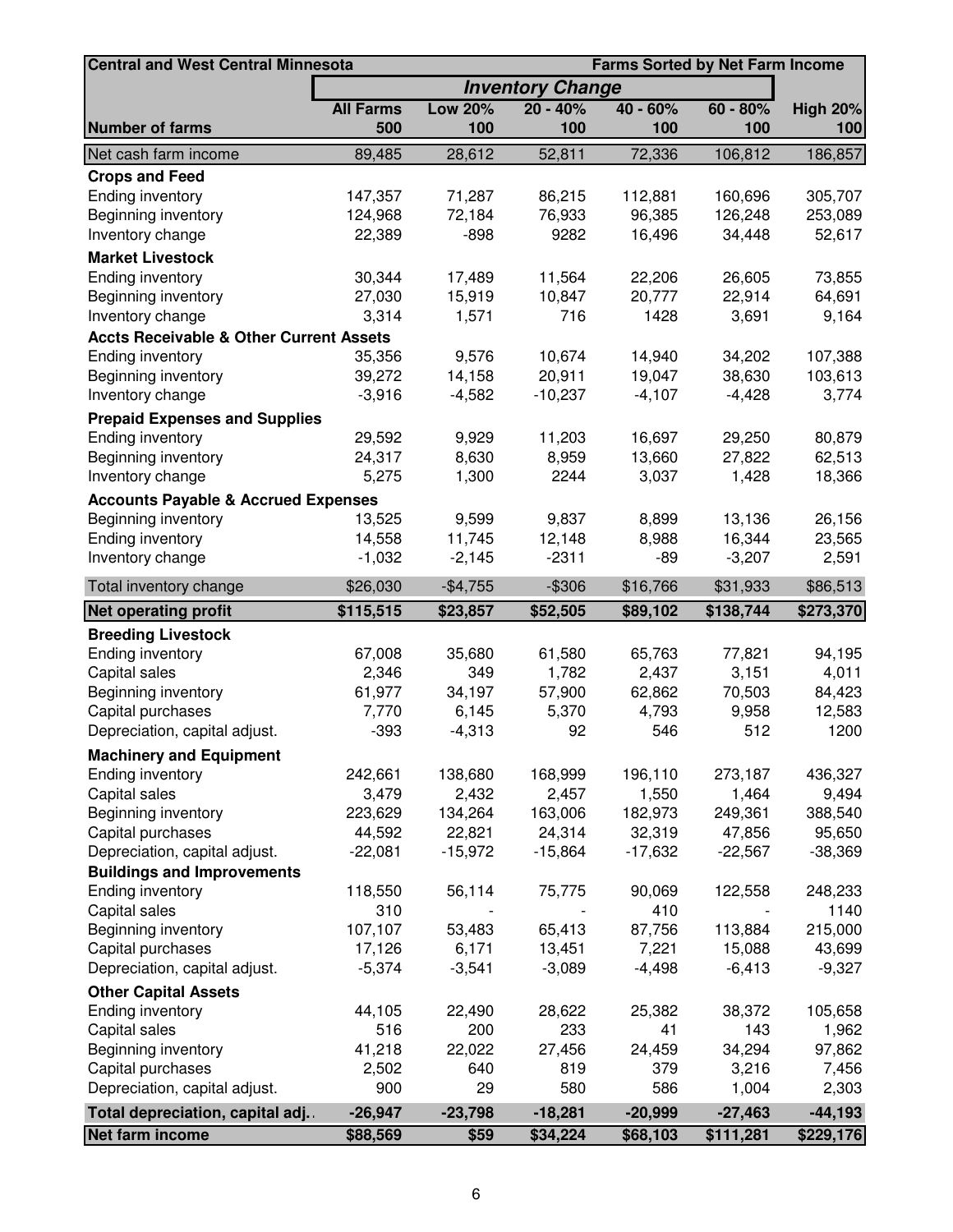| Central and West Central Minnesota | | | | | Farms Sorted by Net Farm Income | |
|---|---|---|---|---|---|---|
| | *Inventory Change* | | | | | |
| | All Farms | Low 20% | 20 - 40% | 40 - 60% | 60 - 80% | High 20% |
| Number of farms | 500 | 100 | 100 | 100 | 100 | 100 |
| Net cash farm income | 89,485 | 28,612 | 52,811 | 72,336 | 106,812 | 186,857 |
| **Crops and Feed** | | | | | | |
| Ending inventory | 147,357 | 71,287 | 86,215 | 112,881 | 160,696 | 305,707 |
| Beginning inventory | 124,968 | 72,184 | 76,933 | 96,385 | 126,248 | 253,089 |
| Inventory change | 22,389 | -898 | 9282 | 16,496 | 34,448 | 52,617 |
| **Market Livestock** | | | | | | |
| Ending inventory | 30,344 | 17,489 | 11,564 | 22,206 | 26,605 | 73,855 |
| Beginning inventory | 27,030 | 15,919 | 10,847 | 20,777 | 22,914 | 64,691 |
| Inventory change | 3,314 | 1,571 | 716 | 1428 | 3,691 | 9,164 |
| **Accts Receivable & Other Current Assets** | | | | | | |
| Ending inventory | 35,356 | 9,576 | 10,674 | 14,940 | 34,202 | 107,388 |
| Beginning inventory | 39,272 | 14,158 | 20,911 | 19,047 | 38,630 | 103,613 |
| Inventory change | -3,916 | -4,582 | -10,237 | -4,107 | -4,428 | 3,774 |
| **Prepaid Expenses and Supplies** | | | | | | |
| Ending inventory | 29,592 | 9,929 | 11,203 | 16,697 | 29,250 | 80,879 |
| Beginning inventory | 24,317 | 8,630 | 8,959 | 13,660 | 27,822 | 62,513 |
| Inventory change | 5,275 | 1,300 | 2244 | 3,037 | 1,428 | 18,366 |
| **Accounts Payable & Accrued Expenses** | | | | | | |
| Beginning inventory | 13,525 | 9,599 | 9,837 | 8,899 | 13,136 | 26,156 |
| Ending inventory | 14,558 | 11,745 | 12,148 | 8,988 | 16,344 | 23,565 |
| Inventory change | -1,032 | -2,145 | -2311 | -89 | -3,207 | 2,591 |
| Total inventory change | $26,030 | -$4,755 | -$306 | $16,766 | $31,933 | $86,513 |
| **Net operating profit** | **$115,515** | **$23,857** | **$52,505** | **$89,102** | **$138,744** | **$273,370** |
| **Breeding Livestock** | | | | | | |
| Ending inventory | 67,008 | 35,680 | 61,580 | 65,763 | 77,821 | 94,195 |
| Capital sales | 2,346 | 349 | 1,782 | 2,437 | 3,151 | 4,011 |
| Beginning inventory | 61,977 | 34,197 | 57,900 | 62,862 | 70,503 | 84,423 |
| Capital purchases | 7,770 | 6,145 | 5,370 | 4,793 | 9,958 | 12,583 |
| Depreciation, capital adjust. | -393 | -4,313 | 92 | 546 | 512 | 1200 |
| **Machinery and Equipment** | | | | | | |
| Ending inventory | 242,661 | 138,680 | 168,999 | 196,110 | 273,187 | 436,327 |
| Capital sales | 3,479 | 2,432 | 2,457 | 1,550 | 1,464 | 9,494 |
| Beginning inventory | 223,629 | 134,264 | 163,006 | 182,973 | 249,361 | 388,540 |
| Capital purchases | 44,592 | 22,821 | 24,314 | 32,319 | 47,856 | 95,650 |
| Depreciation, capital adjust. | -22,081 | -15,972 | -15,864 | -17,632 | -22,567 | -38,369 |
| **Buildings and Improvements** | | | | | | |
| Ending inventory | 118,550 | 56,114 | 75,775 | 90,069 | 122,558 | 248,233 |
| Capital sales | 310 | - | - | 410 | - | 1140 |
| Beginning inventory | 107,107 | 53,483 | 65,413 | 87,756 | 113,884 | 215,000 |
| Capital purchases | 17,126 | 6,171 | 13,451 | 7,221 | 15,088 | 43,699 |
| Depreciation, capital adjust. | -5,374 | -3,541 | -3,089 | -4,498 | -6,413 | -9,327 |
| **Other Capital Assets** | | | | | | |
| Ending inventory | 44,105 | 22,490 | 28,622 | 25,382 | 38,372 | 105,658 |
| Capital sales | 516 | 200 | 233 | 41 | 143 | 1,962 |
| Beginning inventory | 41,218 | 22,022 | 27,456 | 24,459 | 34,294 | 97,862 |
| Capital purchases | 2,502 | 640 | 819 | 379 | 3,216 | 7,456 |
| Depreciation, capital adjust. | 900 | 29 | 580 | 586 | 1,004 | 2,303 |
| **Total depreciation, capital adj.** | **-26,947** | **-23,798** | **-18,281** | **-20,999** | **-27,463** | **-44,193** |
| **Net farm income** | **$88,569** | **$59** | **$34,224** | **$68,103** | **$111,281** | **$229,176** |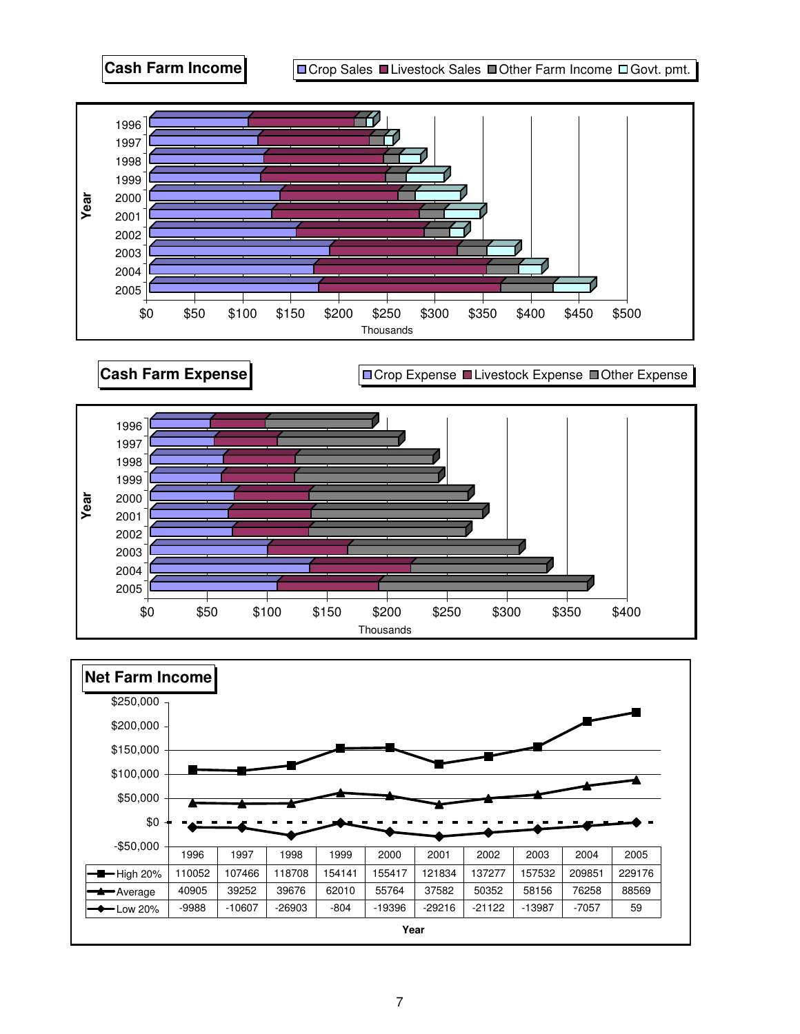## Cash Farm Income

Crop Sales | Livestock Sales | Other Farm Income | Govt. pmt.

Year: 1996, 1997, 1998, 1999, 2000, 2001, 2002, 2003, 2004, 2005

$0 $50 $100 $150 $200 $250 $300 $350 $400 $450 $500

Thousands

## Cash Farm Expense

Crop Expense | Livestock Expense | Other Expense

Year: 1996, 1997, 1998, 1999, 2000, 2001, 2002, 2003, 2004, 2005

$0 $50 $100 $150 $200 $250 $300 $350 $400

Thousands

## Net Farm Income

$250,000 $200,000 $150,000 $100,000 $50,000 $0 -$50,000

| | 1996 | 1997 | 1998 | 1999 | 2000 | 2001 | 2002 | 2003 | 2004 | 2005 |
|---|---|---|---|---|---|---|---|---|---|---|
| High 20% | 110052 | 107466 | 118708 | 154141 | 155417 | 121834 | 137277 | 157532 | 209851 | 229176 |
| Average | 40905 | 39252 | 39676 | 62010 | 55764 | 37582 | 50352 | 58156 | 76258 | 88569 |
| Low 20% | -9988 | -10607 | -26903 | -804 | -19396 | -29216 | -21122 | -13987 | -7057 | 59 |

Year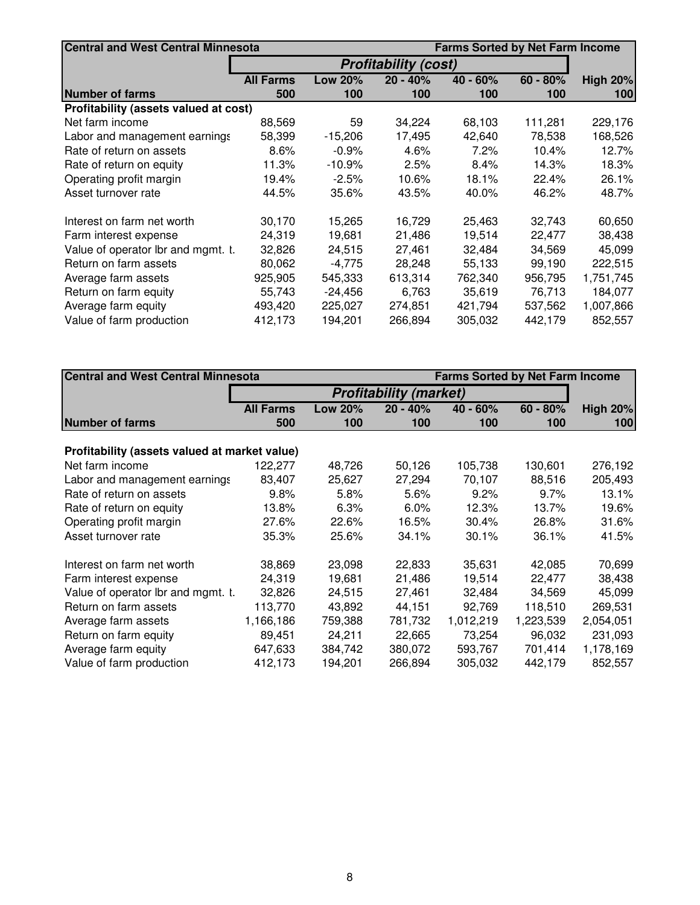| Central and West Central Minnesota | | | | Farms Sorted by Net Farm Income | | |
|---|---|---|---|---|---|---|
| | ***Profitability (cost)*** | | | | | |
| | **All Farms** | **Low 20%** | **20 - 40%** | **40 - 60%** | **60 - 80%** | **High 20%** |
| **Number of farms** | **500** | **100** | **100** | **100** | **100** | **100** |
| **Profitability (assets valued at cost)** | | | | | | |
| Net farm income | 88,569 | 59 | 34,224 | 68,103 | 111,281 | 229,176 |
| Labor and management earnings | 58,399 | -15,206 | 17,495 | 42,640 | 78,538 | 168,526 |
| Rate of return on assets | 8.6% | -0.9% | 4.6% | 7.2% | 10.4% | 12.7% |
| Rate of return on equity | 11.3% | -10.9% | 2.5% | 8.4% | 14.3% | 18.3% |
| Operating profit margin | 19.4% | -2.5% | 10.6% | 18.1% | 22.4% | 26.1% |
| Asset turnover rate | 44.5% | 35.6% | 43.5% | 40.0% | 46.2% | 48.7% |
| | | | | | | |
| Interest on farm net worth | 30,170 | 15,265 | 16,729 | 25,463 | 32,743 | 60,650 |
| Farm interest expense | 24,319 | 19,681 | 21,486 | 19,514 | 22,477 | 38,438 |
| Value of operator lbr and mgmt. t. | 32,826 | 24,515 | 27,461 | 32,484 | 34,569 | 45,099 |
| Return on farm assets | 80,062 | -4,775 | 28,248 | 55,133 | 99,190 | 222,515 |
| Average farm assets | 925,905 | 545,333 | 613,314 | 762,340 | 956,795 | 1,751,745 |
| Return on farm equity | 55,743 | -24,456 | 6,763 | 35,619 | 76,713 | 184,077 |
| Average farm equity | 493,420 | 225,027 | 274,851 | 421,794 | 537,562 | 1,007,866 |
| Value of farm production | 412,173 | 194,201 | 266,894 | 305,032 | 442,179 | 852,557 |

| Central and West Central Minnesota | | | | Farms Sorted by Net Farm Income | | |
|---|---|---|---|---|---|---|
| | ***Profitability (market)*** | | | | | |
| | **All Farms** | **Low 20%** | **20 - 40%** | **40 - 60%** | **60 - 80%** | **High 20%** |
| **Number of farms** | **500** | **100** | **100** | **100** | **100** | **100** |
| | | | | | | |
| **Profitability (assets valued at market value)** | | | | | | |
| Net farm income | 122,277 | 48,726 | 50,126 | 105,738 | 130,601 | 276,192 |
| Labor and management earnings | 83,407 | 25,627 | 27,294 | 70,107 | 88,516 | 205,493 |
| Rate of return on assets | 9.8% | 5.8% | 5.6% | 9.2% | 9.7% | 13.1% |
| Rate of return on equity | 13.8% | 6.3% | 6.0% | 12.3% | 13.7% | 19.6% |
| Operating profit margin | 27.6% | 22.6% | 16.5% | 30.4% | 26.8% | 31.6% |
| Asset turnover rate | 35.3% | 25.6% | 34.1% | 30.1% | 36.1% | 41.5% |
| | | | | | | |
| Interest on farm net worth | 38,869 | 23,098 | 22,833 | 35,631 | 42,085 | 70,699 |
| Farm interest expense | 24,319 | 19,681 | 21,486 | 19,514 | 22,477 | 38,438 |
| Value of operator lbr and mgmt. t. | 32,826 | 24,515 | 27,461 | 32,484 | 34,569 | 45,099 |
| Return on farm assets | 113,770 | 43,892 | 44,151 | 92,769 | 118,510 | 269,531 |
| Average farm assets | 1,166,186 | 759,388 | 781,732 | 1,012,219 | 1,223,539 | 2,054,051 |
| Return on farm equity | 89,451 | 24,211 | 22,665 | 73,254 | 96,032 | 231,093 |
| Average farm equity | 647,633 | 384,742 | 380,072 | 593,767 | 701,414 | 1,178,169 |
| Value of farm production | 412,173 | 194,201 | 266,894 | 305,032 | 442,179 | 852,557 |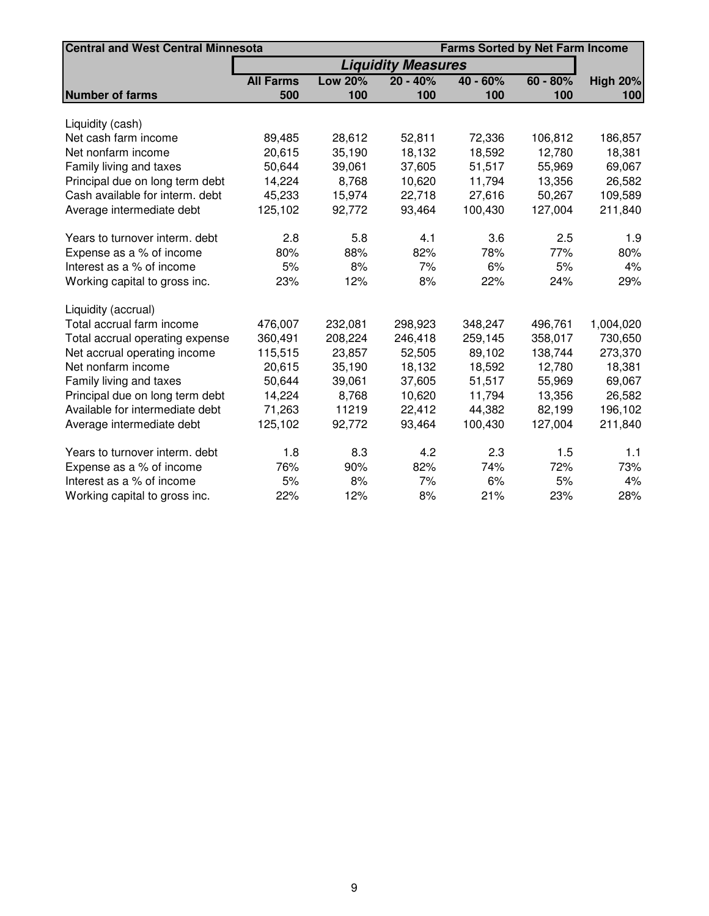| Central and West Central Minnesota | | | Liquidity Measures | | Farms Sorted by Net Farm Income | |
|---|---|---|---|---|---|---|
| | **All Farms** | **Low 20%** | **20 - 40%** | **40 - 60%** | **60 - 80%** | **High 20%** |
| **Number of farms** | **500** | **100** | **100** | **100** | **100** | **100** |
| Liquidity (cash) | | | | | | |
| Net cash farm income | 89,485 | 28,612 | 52,811 | 72,336 | 106,812 | 186,857 |
| Net nonfarm income | 20,615 | 35,190 | 18,132 | 18,592 | 12,780 | 18,381 |
| Family living and taxes | 50,644 | 39,061 | 37,605 | 51,517 | 55,969 | 69,067 |
| Principal due on long term debt | 14,224 | 8,768 | 10,620 | 11,794 | 13,356 | 26,582 |
| Cash available for interm. debt | 45,233 | 15,974 | 22,718 | 27,616 | 50,267 | 109,589 |
| Average intermediate debt | 125,102 | 92,772 | 93,464 | 100,430 | 127,004 | 211,840 |
| Years to turnover interm. debt | 2.8 | 5.8 | 4.1 | 3.6 | 2.5 | 1.9 |
| Expense as a % of income | 80% | 88% | 82% | 78% | 77% | 80% |
| Interest as a % of income | 5% | 8% | 7% | 6% | 5% | 4% |
| Working capital to gross inc. | 23% | 12% | 8% | 22% | 24% | 29% |
| Liquidity (accrual) | | | | | | |
| Total accrual farm income | 476,007 | 232,081 | 298,923 | 348,247 | 496,761 | 1,004,020 |
| Total accrual operating expense | 360,491 | 208,224 | 246,418 | 259,145 | 358,017 | 730,650 |
| Net accrual operating income | 115,515 | 23,857 | 52,505 | 89,102 | 138,744 | 273,370 |
| Net nonfarm income | 20,615 | 35,190 | 18,132 | 18,592 | 12,780 | 18,381 |
| Family living and taxes | 50,644 | 39,061 | 37,605 | 51,517 | 55,969 | 69,067 |
| Principal due on long term debt | 14,224 | 8,768 | 10,620 | 11,794 | 13,356 | 26,582 |
| Available for intermediate debt | 71,263 | 11219 | 22,412 | 44,382 | 82,199 | 196,102 |
| Average intermediate debt | 125,102 | 92,772 | 93,464 | 100,430 | 127,004 | 211,840 |
| Years to turnover interm. debt | 1.8 | 8.3 | 4.2 | 2.3 | 1.5 | 1.1 |
| Expense as a % of income | 76% | 90% | 82% | 74% | 72% | 73% |
| Interest as a % of income | 5% | 8% | 7% | 6% | 5% | 4% |
| Working capital to gross inc. | 22% | 12% | 8% | 21% | 23% | 28% |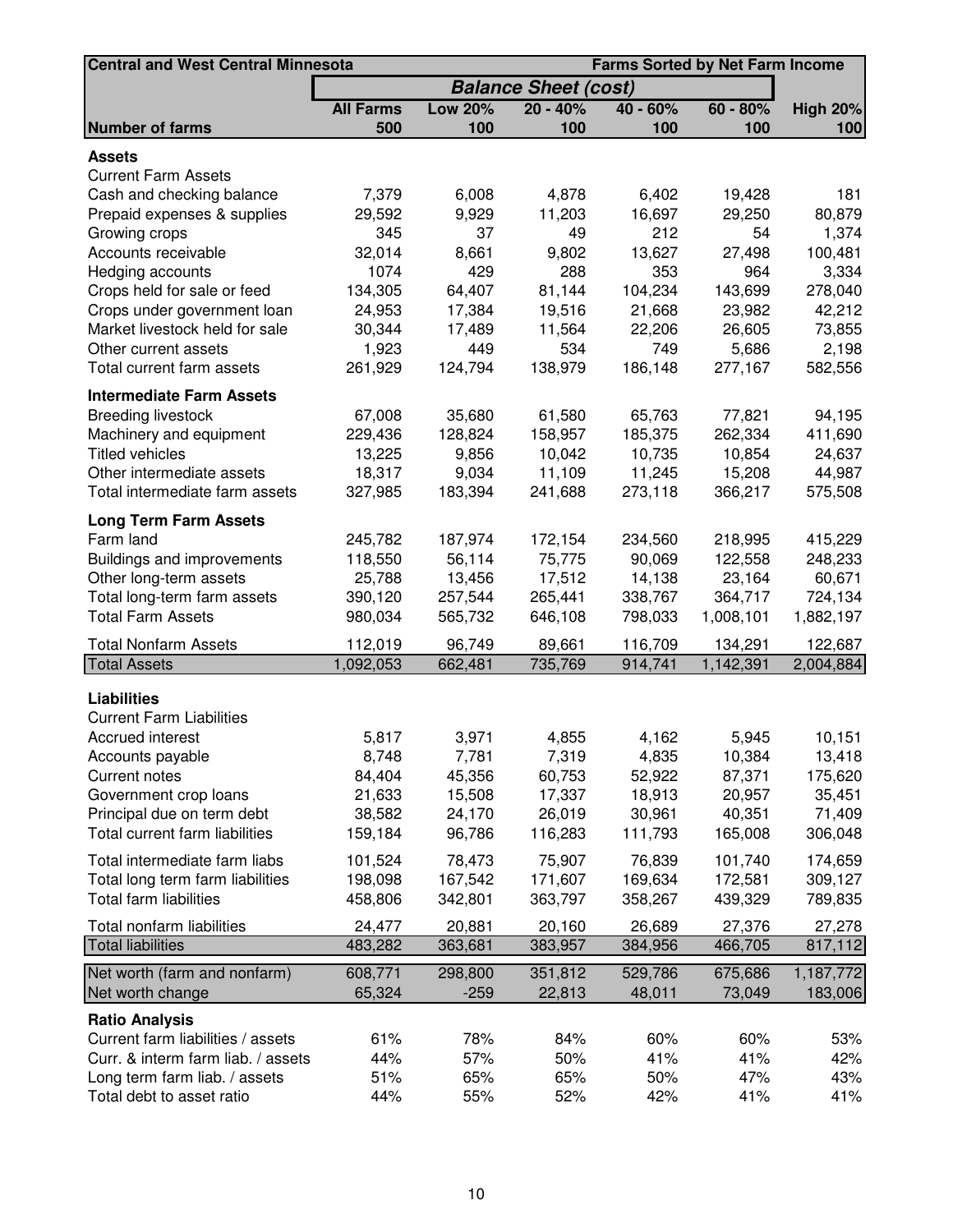| Central and West Central Minnesota | Balance Sheet (cost) | | | | | Farms Sorted by Net Farm Income |
|---|---|---|---|---|---|---|
| | All Farms | Low 20% | 20 - 40% | 40 - 60% | 60 - 80% | High 20% |
| **Number of farms** | 500 | 100 | 100 | 100 | 100 | 100 |
| **Assets** | | | | | | |
| Current Farm Assets | | | | | | |
| Cash and checking balance | 7,379 | 6,008 | 4,878 | 6,402 | 19,428 | 181 |
| Prepaid expenses & supplies | 29,592 | 9,929 | 11,203 | 16,697 | 29,250 | 80,879 |
| Growing crops | 345 | 37 | 49 | 212 | 54 | 1,374 |
| Accounts receivable | 32,014 | 8,661 | 9,802 | 13,627 | 27,498 | 100,481 |
| Hedging accounts | 1074 | 429 | 288 | 353 | 964 | 3,334 |
| Crops held for sale or feed | 134,305 | 64,407 | 81,144 | 104,234 | 143,699 | 278,040 |
| Crops under government loan | 24,953 | 17,384 | 19,516 | 21,668 | 23,982 | 42,212 |
| Market livestock held for sale | 30,344 | 17,489 | 11,564 | 22,206 | 26,605 | 73,855 |
| Other current assets | 1,923 | 449 | 534 | 749 | 5,686 | 2,198 |
| Total current farm assets | 261,929 | 124,794 | 138,979 | 186,148 | 277,167 | 582,556 |
| **Intermediate Farm Assets** | | | | | | |
| Breeding livestock | 67,008 | 35,680 | 61,580 | 65,763 | 77,821 | 94,195 |
| Machinery and equipment | 229,436 | 128,824 | 158,957 | 185,375 | 262,334 | 411,690 |
| Titled vehicles | 13,225 | 9,856 | 10,042 | 10,735 | 10,854 | 24,637 |
| Other intermediate assets | 18,317 | 9,034 | 11,109 | 11,245 | 15,208 | 44,987 |
| Total intermediate farm assets | 327,985 | 183,394 | 241,688 | 273,118 | 366,217 | 575,508 |
| **Long Term Farm Assets** | | | | | | |
| Farm land | 245,782 | 187,974 | 172,154 | 234,560 | 218,995 | 415,229 |
| Buildings and improvements | 118,550 | 56,114 | 75,775 | 90,069 | 122,558 | 248,233 |
| Other long-term assets | 25,788 | 13,456 | 17,512 | 14,138 | 23,164 | 60,671 |
| Total long-term farm assets | 390,120 | 257,544 | 265,441 | 338,767 | 364,717 | 724,134 |
| Total Farm Assets | 980,034 | 565,732 | 646,108 | 798,033 | 1,008,101 | 1,882,197 |
| Total Nonfarm Assets | 112,019 | 96,749 | 89,661 | 116,709 | 134,291 | 122,687 |
| Total Assets | 1,092,053 | 662,481 | 735,769 | 914,741 | 1,142,391 | 2,004,884 |
| **Liabilities** | | | | | | |
| Current Farm Liabilities | | | | | | |
| Accrued interest | 5,817 | 3,971 | 4,855 | 4,162 | 5,945 | 10,151 |
| Accounts payable | 8,748 | 7,781 | 7,319 | 4,835 | 10,384 | 13,418 |
| Current notes | 84,404 | 45,356 | 60,753 | 52,922 | 87,371 | 175,620 |
| Government crop loans | 21,633 | 15,508 | 17,337 | 18,913 | 20,957 | 35,451 |
| Principal due on term debt | 38,582 | 24,170 | 26,019 | 30,961 | 40,351 | 71,409 |
| Total current farm liabilities | 159,184 | 96,786 | 116,283 | 111,793 | 165,008 | 306,048 |
| Total intermediate farm liabs | 101,524 | 78,473 | 75,907 | 76,839 | 101,740 | 174,659 |
| Total long term farm liabilities | 198,098 | 167,542 | 171,607 | 169,634 | 172,581 | 309,127 |
| Total farm liabilities | 458,806 | 342,801 | 363,797 | 358,267 | 439,329 | 789,835 |
| Total nonfarm liabilities | 24,477 | 20,881 | 20,160 | 26,689 | 27,376 | 27,278 |
| Total liabilities | 483,282 | 363,681 | 383,957 | 384,956 | 466,705 | 817,112 |
| Net worth (farm and nonfarm) | 608,771 | 298,800 | 351,812 | 529,786 | 675,686 | 1,187,772 |
| Net worth change | 65,324 | -259 | 22,813 | 48,011 | 73,049 | 183,006 |
| **Ratio Analysis** | | | | | | |
| Current farm liabilities / assets | 61% | 78% | 84% | 60% | 60% | 53% |
| Curr. & interm farm liab. / assets | 44% | 57% | 50% | 41% | 41% | 42% |
| Long term farm liab. / assets | 51% | 65% | 65% | 50% | 47% | 43% |
| Total debt to asset ratio | 44% | 55% | 52% | 42% | 41% | 41% |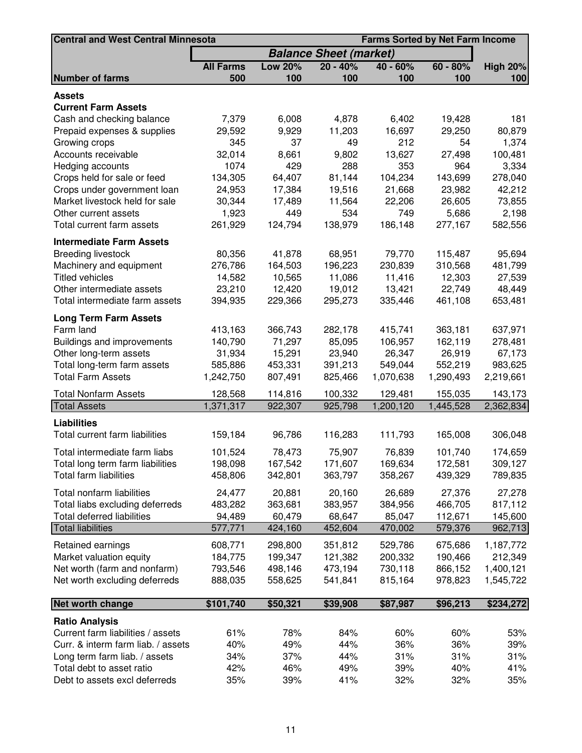| Central and West Central Minnesota | | | Balance Sheet (market) | | Farms Sorted by Net Farm Income | |
|---|---|---|---|---|---|---|
| | All Farms | Low 20% | 20 - 40% | 40 - 60% | 60 - 80% | High 20% |
| Number of farms | 500 | 100 | 100 | 100 | 100 | 100 |
| **Assets** | | | | | | |
| **Current Farm Assets** | | | | | | |
| Cash and checking balance | 7,379 | 6,008 | 4,878 | 6,402 | 19,428 | 181 |
| Prepaid expenses & supplies | 29,592 | 9,929 | 11,203 | 16,697 | 29,250 | 80,879 |
| Growing crops | 345 | 37 | 49 | 212 | 54 | 1,374 |
| Accounts receivable | 32,014 | 8,661 | 9,802 | 13,627 | 27,498 | 100,481 |
| Hedging accounts | 1074 | 429 | 288 | 353 | 964 | 3,334 |
| Crops held for sale or feed | 134,305 | 64,407 | 81,144 | 104,234 | 143,699 | 278,040 |
| Crops under government loan | 24,953 | 17,384 | 19,516 | 21,668 | 23,982 | 42,212 |
| Market livestock held for sale | 30,344 | 17,489 | 11,564 | 22,206 | 26,605 | 73,855 |
| Other current assets | 1,923 | 449 | 534 | 749 | 5,686 | 2,198 |
| Total current farm assets | 261,929 | 124,794 | 138,979 | 186,148 | 277,167 | 582,556 |
| **Intermediate Farm Assets** | | | | | | |
| Breeding livestock | 80,356 | 41,878 | 68,951 | 79,770 | 115,487 | 95,694 |
| Machinery and equipment | 276,786 | 164,503 | 196,223 | 230,839 | 310,568 | 481,799 |
| Titled vehicles | 14,582 | 10,565 | 11,086 | 11,416 | 12,303 | 27,539 |
| Other intermediate assets | 23,210 | 12,420 | 19,012 | 13,421 | 22,749 | 48,449 |
| Total intermediate farm assets | 394,935 | 229,366 | 295,273 | 335,446 | 461,108 | 653,481 |
| **Long Term Farm Assets** | | | | | | |
| Farm land | 413,163 | 366,743 | 282,178 | 415,741 | 363,181 | 637,971 |
| Buildings and improvements | 140,790 | 71,297 | 85,095 | 106,957 | 162,119 | 278,481 |
| Other long-term assets | 31,934 | 15,291 | 23,940 | 26,347 | 26,919 | 67,173 |
| Total long-term farm assets | 585,886 | 453,331 | 391,213 | 549,044 | 552,219 | 983,625 |
| Total Farm Assets | 1,242,750 | 807,491 | 825,466 | 1,070,638 | 1,290,493 | 2,219,661 |
| Total Nonfarm Assets | 128,568 | 114,816 | 100,332 | 129,481 | 155,035 | 143,173 |
| Total Assets | 1,371,317 | 922,307 | 925,798 | 1,200,120 | 1,445,528 | 2,362,834 |
| **Liabilities** | | | | | | |
| Total current farm liabilities | 159,184 | 96,786 | 116,283 | 111,793 | 165,008 | 306,048 |
| Total intermediate farm liabs | 101,524 | 78,473 | 75,907 | 76,839 | 101,740 | 174,659 |
| Total long term farm liabilities | 198,098 | 167,542 | 171,607 | 169,634 | 172,581 | 309,127 |
| Total farm liabilities | 458,806 | 342,801 | 363,797 | 358,267 | 439,329 | 789,835 |
| Total nonfarm liabilities | 24,477 | 20,881 | 20,160 | 26,689 | 27,376 | 27,278 |
| Total liabs excluding deferreds | 483,282 | 363,681 | 383,957 | 384,956 | 466,705 | 817,112 |
| Total deferred liabilities | 94,489 | 60,479 | 68,647 | 85,047 | 112,671 | 145,600 |
| Total liabilities | 577,771 | 424,160 | 452,604 | 470,002 | 579,376 | 962,713 |
| Retained earnings | 608,771 | 298,800 | 351,812 | 529,786 | 675,686 | 1,187,772 |
| Market valuation equity | 184,775 | 199,347 | 121,382 | 200,332 | 190,466 | 212,349 |
| Net worth (farm and nonfarm) | 793,546 | 498,146 | 473,194 | 730,118 | 866,152 | 1,400,121 |
| Net worth excluding deferreds | 888,035 | 558,625 | 541,841 | 815,164 | 978,823 | 1,545,722 |
| **Net worth change** | **$101,740** | **$50,321** | **$39,908** | **$87,987** | **$96,213** | **$234,272** |
| **Ratio Analysis** | | | | | | |
| Current farm liabilities / assets | 61% | 78% | 84% | 60% | 60% | 53% |
| Curr. & interm farm liab. / assets | 40% | 49% | 44% | 36% | 36% | 39% |
| Long term farm liab. / assets | 34% | 37% | 44% | 31% | 31% | 31% |
| Total debt to asset ratio | 42% | 46% | 49% | 39% | 40% | 41% |
| Debt to assets excl deferreds | 35% | 39% | 41% | 32% | 32% | 35% |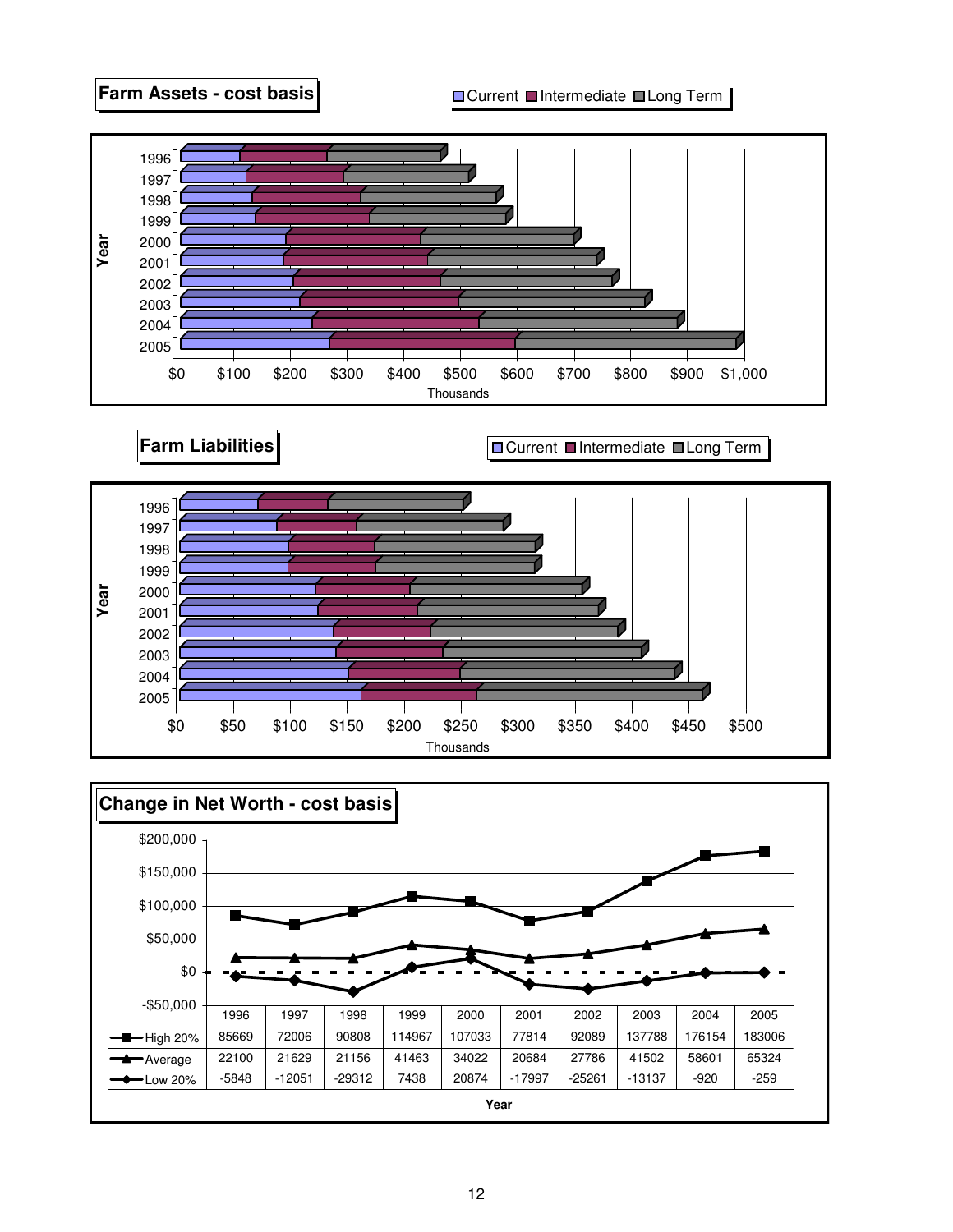## Farm Assets - cost basis

Current | Intermediate | Long Term

Year: 1996, 1997, 1998, 1999, 2000, 2001, 2002, 2003, 2004, 2005

$0 $100 $200 $300 $400 $500 $600 $700 $800 $900 $1,000

Thousands

## Farm Liabilities

Current | Intermediate | Long Term

Year: 1996, 1997, 1998, 1999, 2000, 2001, 2002, 2003, 2004, 2005

$0 $50 $100 $150 $200 $250 $300 $350 $400 $450 $500

Thousands

## Change in Net Worth - cost basis

| | 1996 | 1997 | 1998 | 1999 | 2000 | 2001 | 2002 | 2003 | 2004 | 2005 |
|---|---|---|---|---|---|---|---|---|---|---|
| High 20% | 85669 | 72006 | 90808 | 114967 | 107033 | 77814 | 92089 | 137788 | 176154 | 183006 |
| Average | 22100 | 21629 | 21156 | 41463 | 34022 | 20684 | 27786 | 41502 | 58601 | 65324 |
| Low 20% | -5848 | -12051 | -29312 | 7438 | 20874 | -17997 | -25261 | -13137 | -920 | -259 |

Year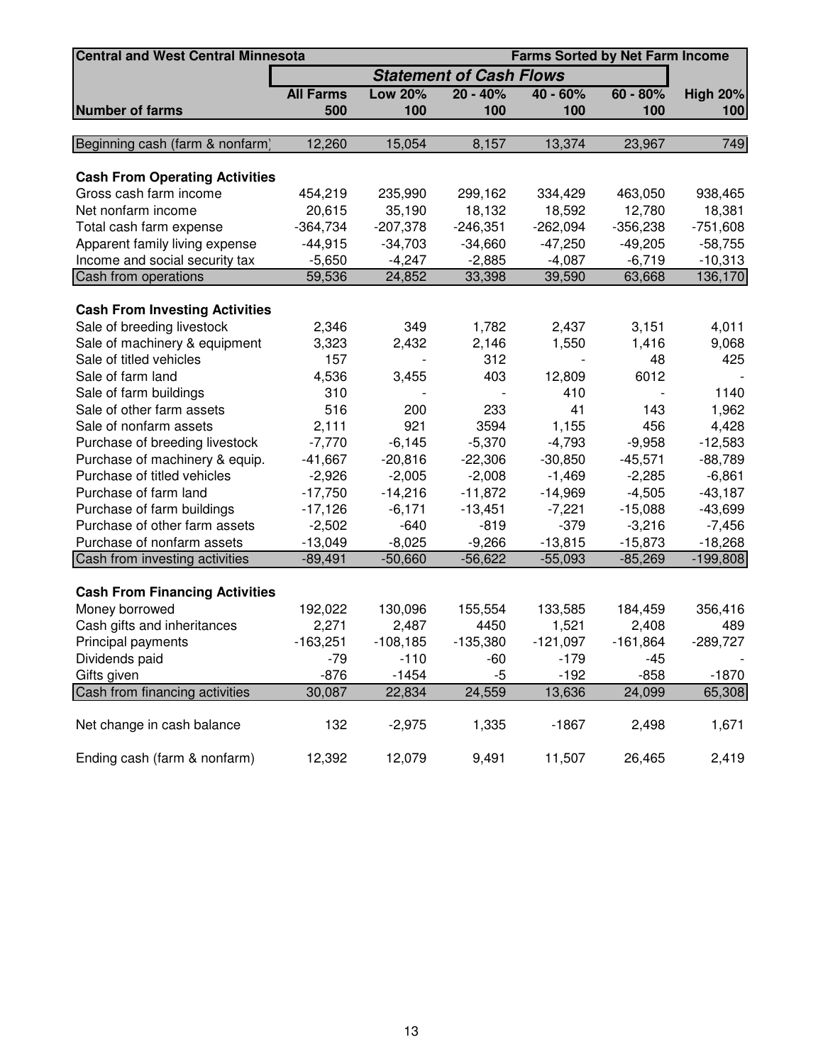| Central and West Central Minnesota | | | | | Farms Sorted by Net Farm Income | |
|---|---|---|---|---|---|---|
| | ***Statement of Cash Flows*** | | | | | |
| | **All Farms** | **Low 20%** | **20 - 40%** | **40 - 60%** | **60 - 80%** | **High 20%** |
| **Number of farms** | **500** | **100** | **100** | **100** | **100** | **100** |
| Beginning cash (farm & nonfarm) | 12,260 | 15,054 | 8,157 | 13,374 | 23,967 | 749 |
| **Cash From Operating Activities** | | | | | | |
| Gross cash farm income | 454,219 | 235,990 | 299,162 | 334,429 | 463,050 | 938,465 |
| Net nonfarm income | 20,615 | 35,190 | 18,132 | 18,592 | 12,780 | 18,381 |
| Total cash farm expense | -364,734 | -207,378 | -246,351 | -262,094 | -356,238 | -751,608 |
| Apparent family living expense | -44,915 | -34,703 | -34,660 | -47,250 | -49,205 | -58,755 |
| Income and social security tax | -5,650 | -4,247 | -2,885 | -4,087 | -6,719 | -10,313 |
| Cash from operations | 59,536 | 24,852 | 33,398 | 39,590 | 63,668 | 136,170 |
| **Cash From Investing Activities** | | | | | | |
| Sale of breeding livestock | 2,346 | 349 | 1,782 | 2,437 | 3,151 | 4,011 |
| Sale of machinery & equipment | 3,323 | 2,432 | 2,146 | 1,550 | 1,416 | 9,068 |
| Sale of titled vehicles | 157 | - | 312 | - | 48 | 425 |
| Sale of farm land | 4,536 | 3,455 | 403 | 12,809 | 6012 | - |
| Sale of farm buildings | 310 | - | - | 410 | - | 1140 |
| Sale of other farm assets | 516 | 200 | 233 | 41 | 143 | 1,962 |
| Sale of nonfarm assets | 2,111 | 921 | 3594 | 1,155 | 456 | 4,428 |
| Purchase of breeding livestock | -7,770 | -6,145 | -5,370 | -4,793 | -9,958 | -12,583 |
| Purchase of machinery & equip. | -41,667 | -20,816 | -22,306 | -30,850 | -45,571 | -88,789 |
| Purchase of titled vehicles | -2,926 | -2,005 | -2,008 | -1,469 | -2,285 | -6,861 |
| Purchase of farm land | -17,750 | -14,216 | -11,872 | -14,969 | -4,505 | -43,187 |
| Purchase of farm buildings | -17,126 | -6,171 | -13,451 | -7,221 | -15,088 | -43,699 |
| Purchase of other farm assets | -2,502 | -640 | -819 | -379 | -3,216 | -7,456 |
| Purchase of nonfarm assets | -13,049 | -8,025 | -9,266 | -13,815 | -15,873 | -18,268 |
| Cash from investing activities | -89,491 | -50,660 | -56,622 | -55,093 | -85,269 | -199,808 |
| **Cash From Financing Activities** | | | | | | |
| Money borrowed | 192,022 | 130,096 | 155,554 | 133,585 | 184,459 | 356,416 |
| Cash gifts and inheritances | 2,271 | 2,487 | 4450 | 1,521 | 2,408 | 489 |
| Principal payments | -163,251 | -108,185 | -135,380 | -121,097 | -161,864 | -289,727 |
| Dividends paid | -79 | -110 | -60 | -179 | -45 | - |
| Gifts given | -876 | -1454 | -5 | -192 | -858 | -1870 |
| Cash from financing activities | 30,087 | 22,834 | 24,559 | 13,636 | 24,099 | 65,308 |
| Net change in cash balance | 132 | -2,975 | 1,335 | -1867 | 2,498 | 1,671 |
| Ending cash (farm & nonfarm) | 12,392 | 12,079 | 9,491 | 11,507 | 26,465 | 2,419 |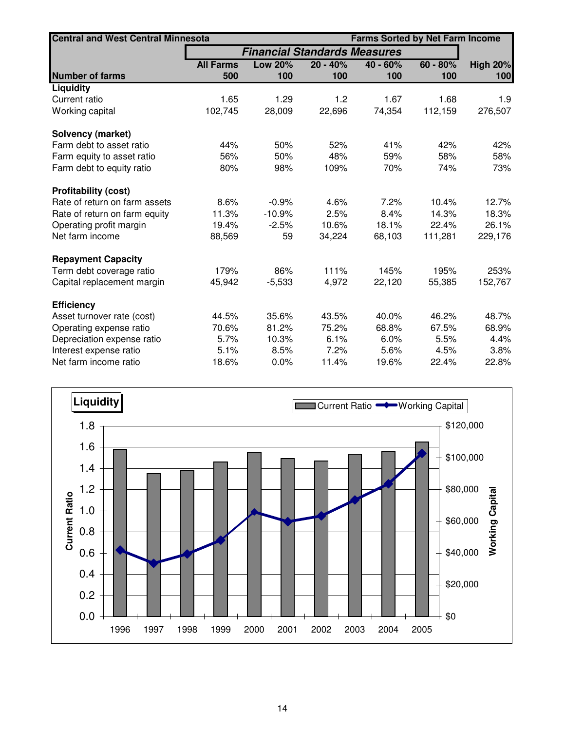| Central and West Central Minnesota | | | | | | Farms Sorted by Net Farm Income |
|---|---|---|---|---|---|---|
| | ***Financial Standards Measures*** | | | | | |
| | **All Farms** | **Low 20%** | **20 - 40%** | **40 - 60%** | **60 - 80%** | **High 20%** |
| **Number of farms** | **500** | **100** | **100** | **100** | **100** | **100** |
| **Liquidity** | | | | | | |
| Current ratio | 1.65 | 1.29 | 1.2 | 1.67 | 1.68 | 1.9 |
| Working capital | 102,745 | 28,009 | 22,696 | 74,354 | 112,159 | 276,507 |
| **Solvency (market)** | | | | | | |
| Farm debt to asset ratio | 44% | 50% | 52% | 41% | 42% | 42% |
| Farm equity to asset ratio | 56% | 50% | 48% | 59% | 58% | 58% |
| Farm debt to equity ratio | 80% | 98% | 109% | 70% | 74% | 73% |
| **Profitability (cost)** | | | | | | |
| Rate of return on farm assets | 8.6% | -0.9% | 4.6% | 7.2% | 10.4% | 12.7% |
| Rate of return on farm equity | 11.3% | -10.9% | 2.5% | 8.4% | 14.3% | 18.3% |
| Operating profit margin | 19.4% | -2.5% | 10.6% | 18.1% | 22.4% | 26.1% |
| Net farm income | 88,569 | 59 | 34,224 | 68,103 | 111,281 | 229,176 |
| **Repayment Capacity** | | | | | | |
| Term debt coverage ratio | 179% | 86% | 111% | 145% | 195% | 253% |
| Capital replacement margin | 45,942 | -5,533 | 4,972 | 22,120 | 55,385 | 152,767 |
| **Efficiency** | | | | | | |
| Asset turnover rate (cost) | 44.5% | 35.6% | 43.5% | 40.0% | 46.2% | 48.7% |
| Operating expense ratio | 70.6% | 81.2% | 75.2% | 68.8% | 67.5% | 68.9% |
| Depreciation expense ratio | 5.7% | 10.3% | 6.1% | 6.0% | 5.5% | 4.4% |
| Interest expense ratio | 5.1% | 8.5% | 7.2% | 5.6% | 4.5% | 3.8% |
| Net farm income ratio | 18.6% | 0.0% | 11.4% | 19.6% | 22.4% | 22.8% |

**Liquidity**

Current Ratio / Working Capital, 1996–2005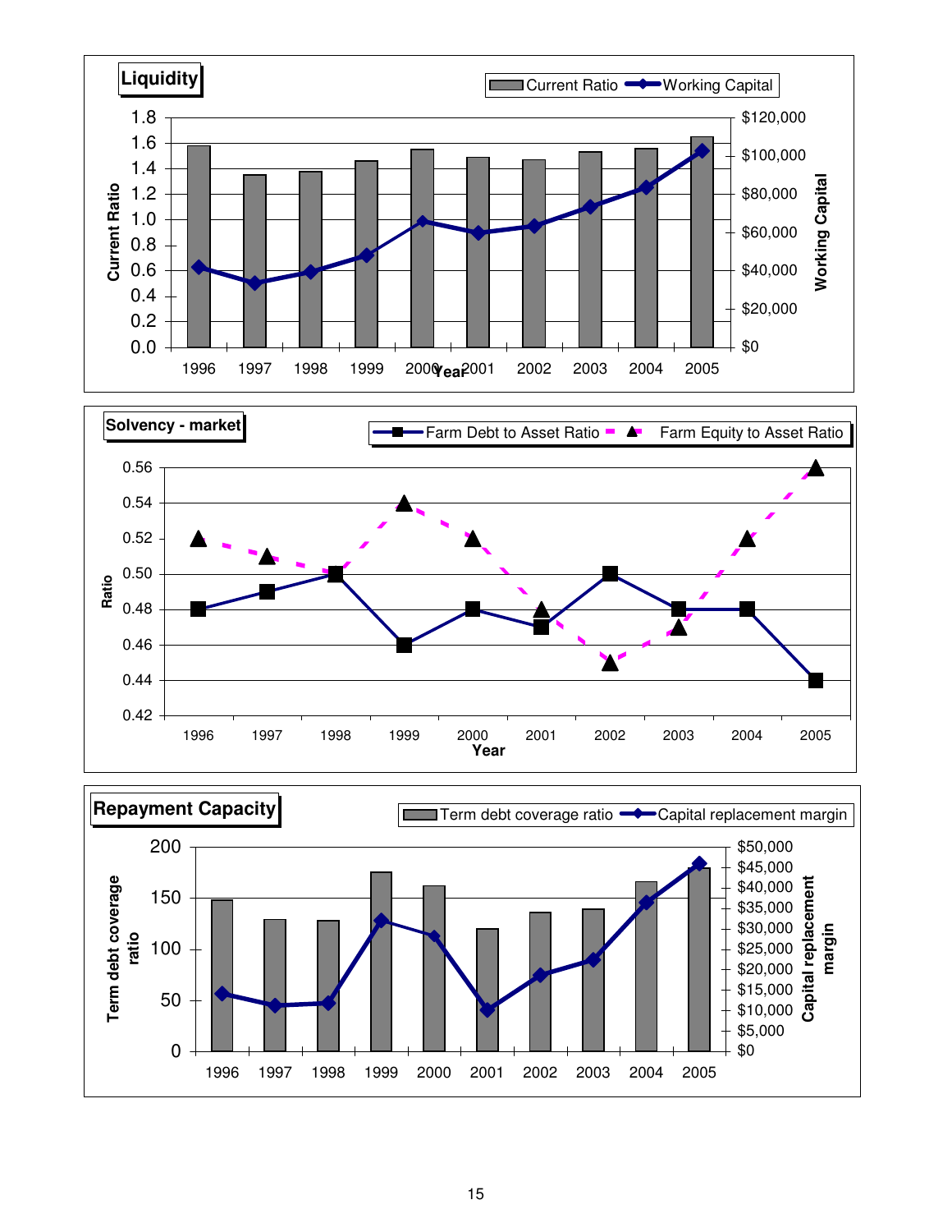**Liquidity**

Current Ratio | Working Capital

Current Ratio: 0.0, 0.2, 0.4, 0.6, 0.8, 1.0, 1.2, 1.4, 1.6, 1.8

Working Capital: $0, $20,000, $40,000, $60,000, $80,000, $100,000, $120,000

Year: 1996, 1997, 1998, 1999, 2000, 2001, 2002, 2003, 2004, 2005

**Solvency - market**

Farm Debt to Asset Ratio | Farm Equity to Asset Ratio

Ratio: 0.42, 0.44, 0.46, 0.48, 0.50, 0.52, 0.54, 0.56

Year: 1996, 1997, 1998, 1999, 2000, 2001, 2002, 2003, 2004, 2005

**Repayment Capacity**

Term debt coverage ratio | Capital replacement margin

Term debt coverage ratio: 0, 50, 100, 150, 200

Capital replacement margin: $0, $5,000, $10,000, $15,000, $20,000, $25,000, $30,000, $35,000, $40,000, $45,000, $50,000

1996, 1997, 1998, 1999, 2000, 2001, 2002, 2003, 2004, 2005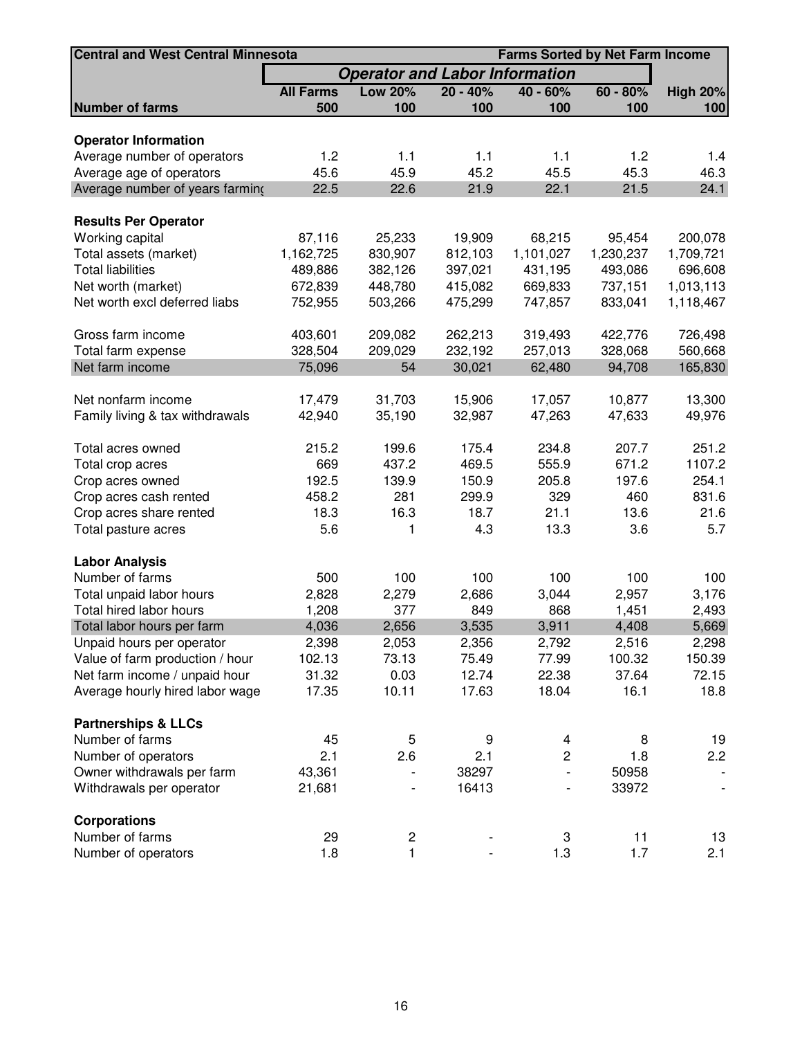| Central and West Central Minnesota | | | | | | Farms Sorted by Net Farm Income |
|---|---|---|---|---|---|---|
| | ***Operator and Labor Information*** | | | | | |
| | **All Farms** | **Low 20%** | **20 - 40%** | **40 - 60%** | **60 - 80%** | **High 20%** |
| **Number of farms** | **500** | **100** | **100** | **100** | **100** | **100** |
| **Operator Information** | | | | | | |
| Average number of operators | 1.2 | 1.1 | 1.1 | 1.1 | 1.2 | 1.4 |
| Average age of operators | 45.6 | 45.9 | 45.2 | 45.5 | 45.3 | 46.3 |
| Average number of years farming | 22.5 | 22.6 | 21.9 | 22.1 | 21.5 | 24.1 |
| **Results Per Operator** | | | | | | |
| Working capital | 87,116 | 25,233 | 19,909 | 68,215 | 95,454 | 200,078 |
| Total assets (market) | 1,162,725 | 830,907 | 812,103 | 1,101,027 | 1,230,237 | 1,709,721 |
| Total liabilities | 489,886 | 382,126 | 397,021 | 431,195 | 493,086 | 696,608 |
| Net worth (market) | 672,839 | 448,780 | 415,082 | 669,833 | 737,151 | 1,013,113 |
| Net worth excl deferred liabs | 752,955 | 503,266 | 475,299 | 747,857 | 833,041 | 1,118,467 |
| Gross farm income | 403,601 | 209,082 | 262,213 | 319,493 | 422,776 | 726,498 |
| Total farm expense | 328,504 | 209,029 | 232,192 | 257,013 | 328,068 | 560,668 |
| Net farm income | 75,096 | 54 | 30,021 | 62,480 | 94,708 | 165,830 |
| Net nonfarm income | 17,479 | 31,703 | 15,906 | 17,057 | 10,877 | 13,300 |
| Family living & tax withdrawals | 42,940 | 35,190 | 32,987 | 47,263 | 47,633 | 49,976 |
| Total acres owned | 215.2 | 199.6 | 175.4 | 234.8 | 207.7 | 251.2 |
| Total crop acres | 669 | 437.2 | 469.5 | 555.9 | 671.2 | 1107.2 |
| Crop acres owned | 192.5 | 139.9 | 150.9 | 205.8 | 197.6 | 254.1 |
| Crop acres cash rented | 458.2 | 281 | 299.9 | 329 | 460 | 831.6 |
| Crop acres share rented | 18.3 | 16.3 | 18.7 | 21.1 | 13.6 | 21.6 |
| Total pasture acres | 5.6 | 1 | 4.3 | 13.3 | 3.6 | 5.7 |
| **Labor Analysis** | | | | | | |
| Number of farms | 500 | 100 | 100 | 100 | 100 | 100 |
| Total unpaid labor hours | 2,828 | 2,279 | 2,686 | 3,044 | 2,957 | 3,176 |
| Total hired labor hours | 1,208 | 377 | 849 | 868 | 1,451 | 2,493 |
| Total labor hours per farm | 4,036 | 2,656 | 3,535 | 3,911 | 4,408 | 5,669 |
| Unpaid hours per operator | 2,398 | 2,053 | 2,356 | 2,792 | 2,516 | 2,298 |
| Value of farm production / hour | 102.13 | 73.13 | 75.49 | 77.99 | 100.32 | 150.39 |
| Net farm income / unpaid hour | 31.32 | 0.03 | 12.74 | 22.38 | 37.64 | 72.15 |
| Average hourly hired labor wage | 17.35 | 10.11 | 17.63 | 18.04 | 16.1 | 18.8 |
| **Partnerships & LLCs** | | | | | | |
| Number of farms | 45 | 5 | 9 | 4 | 8 | 19 |
| Number of operators | 2.1 | 2.6 | 2.1 | 2 | 1.8 | 2.2 |
| Owner withdrawals per farm | 43,361 | - | 38297 | - | 50958 | - |
| Withdrawals per operator | 21,681 | - | 16413 | - | 33972 | - |
| **Corporations** | | | | | | |
| Number of farms | 29 | 2 | - | 3 | 11 | 13 |
| Number of operators | 1.8 | 1 | - | 1.3 | 1.7 | 2.1 |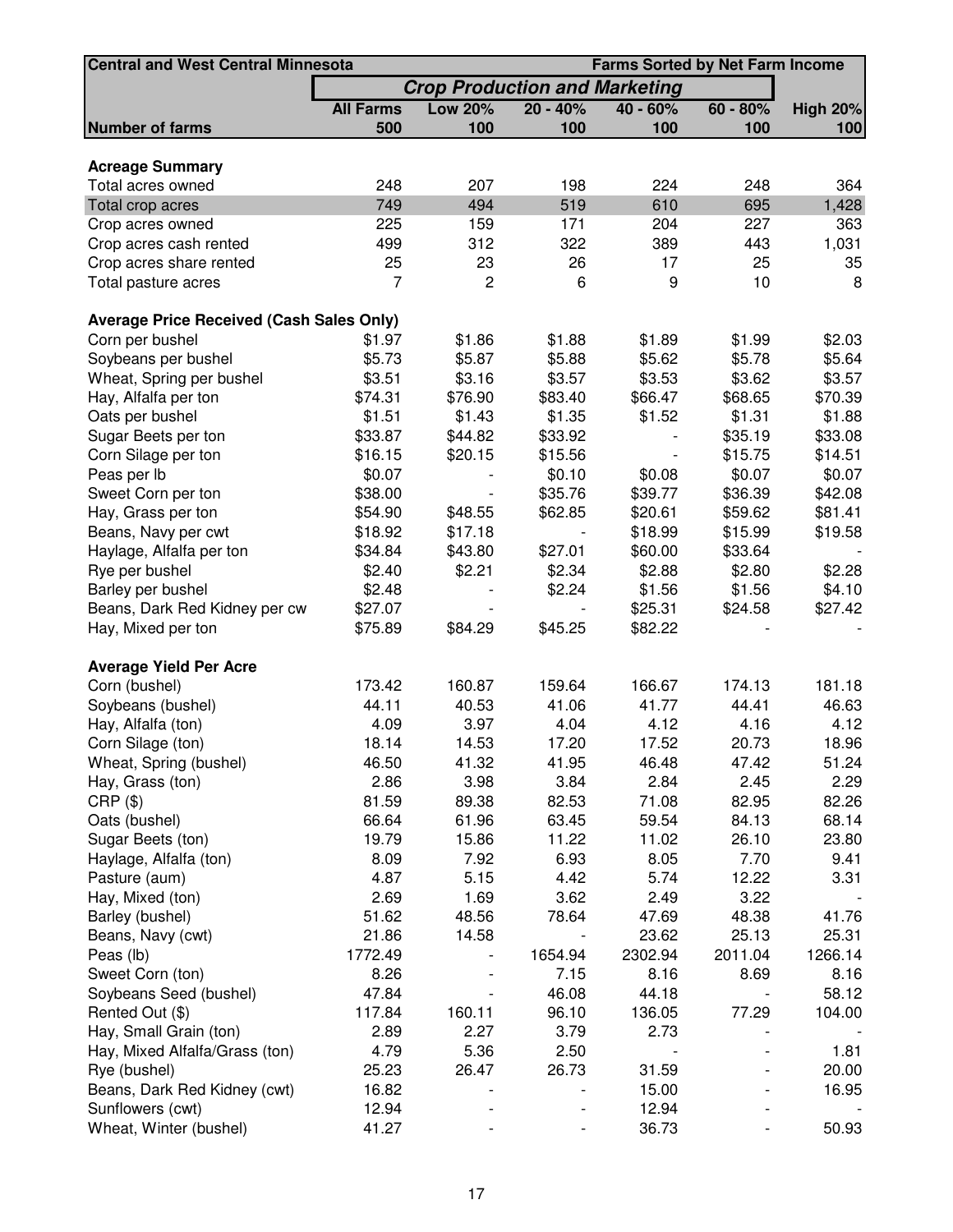| Central and West Central Minnesota | | | | | Farms Sorted by Net Farm Income | |
|---|---|---|---|---|---|---|
| | ***Crop Production and Marketing*** | | | | | |
| | **All Farms** | **Low 20%** | **20 - 40%** | **40 - 60%** | **60 - 80%** | **High 20%** |
| **Number of farms** | **500** | **100** | **100** | **100** | **100** | **100** |
| | | | | | | |
| **Acreage Summary** | | | | | | |
| Total acres owned | 248 | 207 | 198 | 224 | 248 | 364 |
| Total crop acres | 749 | 494 | 519 | 610 | 695 | 1,428 |
| Crop acres owned | 225 | 159 | 171 | 204 | 227 | 363 |
| Crop acres cash rented | 499 | 312 | 322 | 389 | 443 | 1,031 |
| Crop acres share rented | 25 | 23 | 26 | 17 | 25 | 35 |
| Total pasture acres | 7 | 2 | 6 | 9 | 10 | 8 |
| | | | | | | |
| **Average Price Received (Cash Sales Only)** | | | | | | |
| Corn per bushel | $1.97 | $1.86 | $1.88 | $1.89 | $1.99 | $2.03 |
| Soybeans per bushel | $5.73 | $5.87 | $5.88 | $5.62 | $5.78 | $5.64 |
| Wheat, Spring per bushel | $3.51 | $3.16 | $3.57 | $3.53 | $3.62 | $3.57 |
| Hay, Alfalfa per ton | $74.31 | $76.90 | $83.40 | $66.47 | $68.65 | $70.39 |
| Oats per bushel | $1.51 | $1.43 | $1.35 | $1.52 | $1.31 | $1.88 |
| Sugar Beets per ton | $33.87 | $44.82 | $33.92 | - | $35.19 | $33.08 |
| Corn Silage per ton | $16.15 | $20.15 | $15.56 | - | $15.75 | $14.51 |
| Peas per lb | $0.07 | - | $0.10 | $0.08 | $0.07 | $0.07 |
| Sweet Corn per ton | $38.00 | - | $35.76 | $39.77 | $36.39 | $42.08 |
| Hay, Grass per ton | $54.90 | $48.55 | $62.85 | $20.61 | $59.62 | $81.41 |
| Beans, Navy per cwt | $18.92 | $17.18 | - | $18.99 | $15.99 | $19.58 |
| Haylage, Alfalfa per ton | $34.84 | $43.80 | $27.01 | $60.00 | $33.64 | - |
| Rye per bushel | $2.40 | $2.21 | $2.34 | $2.88 | $2.80 | $2.28 |
| Barley per bushel | $2.48 | - | $2.24 | $1.56 | $1.56 | $4.10 |
| Beans, Dark Red Kidney per cw | $27.07 | - | - | $25.31 | $24.58 | $27.42 |
| Hay, Mixed per ton | $75.89 | $84.29 | $45.25 | $82.22 | - | - |
| | | | | | | |
| **Average Yield Per Acre** | | | | | | |
| Corn (bushel) | 173.42 | 160.87 | 159.64 | 166.67 | 174.13 | 181.18 |
| Soybeans (bushel) | 44.11 | 40.53 | 41.06 | 41.77 | 44.41 | 46.63 |
| Hay, Alfalfa (ton) | 4.09 | 3.97 | 4.04 | 4.12 | 4.16 | 4.12 |
| Corn Silage (ton) | 18.14 | 14.53 | 17.20 | 17.52 | 20.73 | 18.96 |
| Wheat, Spring (bushel) | 46.50 | 41.32 | 41.95 | 46.48 | 47.42 | 51.24 |
| Hay, Grass (ton) | 2.86 | 3.98 | 3.84 | 2.84 | 2.45 | 2.29 |
| CRP ($) | 81.59 | 89.38 | 82.53 | 71.08 | 82.95 | 82.26 |
| Oats (bushel) | 66.64 | 61.96 | 63.45 | 59.54 | 84.13 | 68.14 |
| Sugar Beets (ton) | 19.79 | 15.86 | 11.22 | 11.02 | 26.10 | 23.80 |
| Haylage, Alfalfa (ton) | 8.09 | 7.92 | 6.93 | 8.05 | 7.70 | 9.41 |
| Pasture (aum) | 4.87 | 5.15 | 4.42 | 5.74 | 12.22 | 3.31 |
| Hay, Mixed (ton) | 2.69 | 1.69 | 3.62 | 2.49 | 3.22 | - |
| Barley (bushel) | 51.62 | 48.56 | 78.64 | 47.69 | 48.38 | 41.76 |
| Beans, Navy (cwt) | 21.86 | 14.58 | - | 23.62 | 25.13 | 25.31 |
| Peas (lb) | 1772.49 | - | 1654.94 | 2302.94 | 2011.04 | 1266.14 |
| Sweet Corn (ton) | 8.26 | - | 7.15 | 8.16 | 8.69 | 8.16 |
| Soybeans Seed (bushel) | 47.84 | - | 46.08 | 44.18 | - | 58.12 |
| Rented Out ($) | 117.84 | 160.11 | 96.10 | 136.05 | 77.29 | 104.00 |
| Hay, Small Grain (ton) | 2.89 | 2.27 | 3.79 | 2.73 | - | - |
| Hay, Mixed Alfalfa/Grass (ton) | 4.79 | 5.36 | 2.50 | - | - | 1.81 |
| Rye (bushel) | 25.23 | 26.47 | 26.73 | 31.59 | - | 20.00 |
| Beans, Dark Red Kidney (cwt) | 16.82 | - | - | 15.00 | - | 16.95 |
| Sunflowers (cwt) | 12.94 | - | - | 12.94 | - | - |
| Wheat, Winter (bushel) | 41.27 | - | - | 36.73 | - | 50.93 |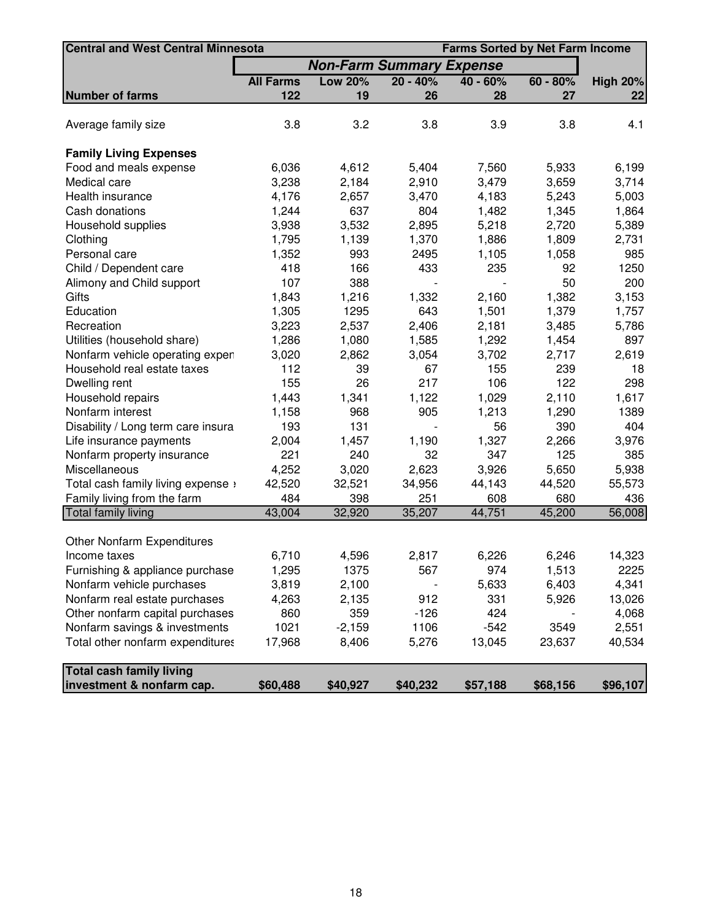| Central and West Central Minnesota | | | | | Farms Sorted by Net Farm Income | |
|---|---|---|---|---|---|---|
| | ***Non-Farm Summary Expense*** | | | | | |
| | **All Farms** | **Low 20%** | **20 - 40%** | **40 - 60%** | **60 - 80%** | **High 20%** |
| **Number of farms** | **122** | **19** | **26** | **28** | **27** | **22** |
| Average family size | 3.8 | 3.2 | 3.8 | 3.9 | 3.8 | 4.1 |
| **Family Living Expenses** | | | | | | |
| Food and meals expense | 6,036 | 4,612 | 5,404 | 7,560 | 5,933 | 6,199 |
| Medical care | 3,238 | 2,184 | 2,910 | 3,479 | 3,659 | 3,714 |
| Health insurance | 4,176 | 2,657 | 3,470 | 4,183 | 5,243 | 5,003 |
| Cash donations | 1,244 | 637 | 804 | 1,482 | 1,345 | 1,864 |
| Household supplies | 3,938 | 3,532 | 2,895 | 5,218 | 2,720 | 5,389 |
| Clothing | 1,795 | 1,139 | 1,370 | 1,886 | 1,809 | 2,731 |
| Personal care | 1,352 | 993 | 2495 | 1,105 | 1,058 | 985 |
| Child / Dependent care | 418 | 166 | 433 | 235 | 92 | 1250 |
| Alimony and Child support | 107 | 388 | - | - | 50 | 200 |
| Gifts | 1,843 | 1,216 | 1,332 | 2,160 | 1,382 | 3,153 |
| Education | 1,305 | 1295 | 643 | 1,501 | 1,379 | 1,757 |
| Recreation | 3,223 | 2,537 | 2,406 | 2,181 | 3,485 | 5,786 |
| Utilities (household share) | 1,286 | 1,080 | 1,585 | 1,292 | 1,454 | 897 |
| Nonfarm vehicle operating expen | 3,020 | 2,862 | 3,054 | 3,702 | 2,717 | 2,619 |
| Household real estate taxes | 112 | 39 | 67 | 155 | 239 | 18 |
| Dwelling rent | 155 | 26 | 217 | 106 | 122 | 298 |
| Household repairs | 1,443 | 1,341 | 1,122 | 1,029 | 2,110 | 1,617 |
| Nonfarm interest | 1,158 | 968 | 905 | 1,213 | 1,290 | 1389 |
| Disability / Long term care insura | 193 | 131 | - | 56 | 390 | 404 |
| Life insurance payments | 2,004 | 1,457 | 1,190 | 1,327 | 2,266 | 3,976 |
| Nonfarm property insurance | 221 | 240 | 32 | 347 | 125 | 385 |
| Miscellaneous | 4,252 | 3,020 | 2,623 | 3,926 | 5,650 | 5,938 |
| Total cash family living expense | 42,520 | 32,521 | 34,956 | 44,143 | 44,520 | 55,573 |
| Family living from the farm | 484 | 398 | 251 | 608 | 680 | 436 |
| Total family living | 43,004 | 32,920 | 35,207 | 44,751 | 45,200 | 56,008 |
| Other Nonfarm Expenditures | | | | | | |
| Income taxes | 6,710 | 4,596 | 2,817 | 6,226 | 6,246 | 14,323 |
| Furnishing & appliance purchase | 1,295 | 1375 | 567 | 974 | 1,513 | 2225 |
| Nonfarm vehicle purchases | 3,819 | 2,100 | - | 5,633 | 6,403 | 4,341 |
| Nonfarm real estate purchases | 4,263 | 2,135 | 912 | 331 | 5,926 | 13,026 |
| Other nonfarm capital purchases | 860 | 359 | -126 | 424 | - | 4,068 |
| Nonfarm savings & investments | 1021 | -2,159 | 1106 | -542 | 3549 | 2,551 |
| Total other nonfarm expenditures | 17,968 | 8,406 | 5,276 | 13,045 | 23,637 | 40,534 |
| **Total cash family living investment & nonfarm cap.** | **$60,488** | **$40,927** | **$40,232** | **$57,188** | **$68,156** | **$96,107** |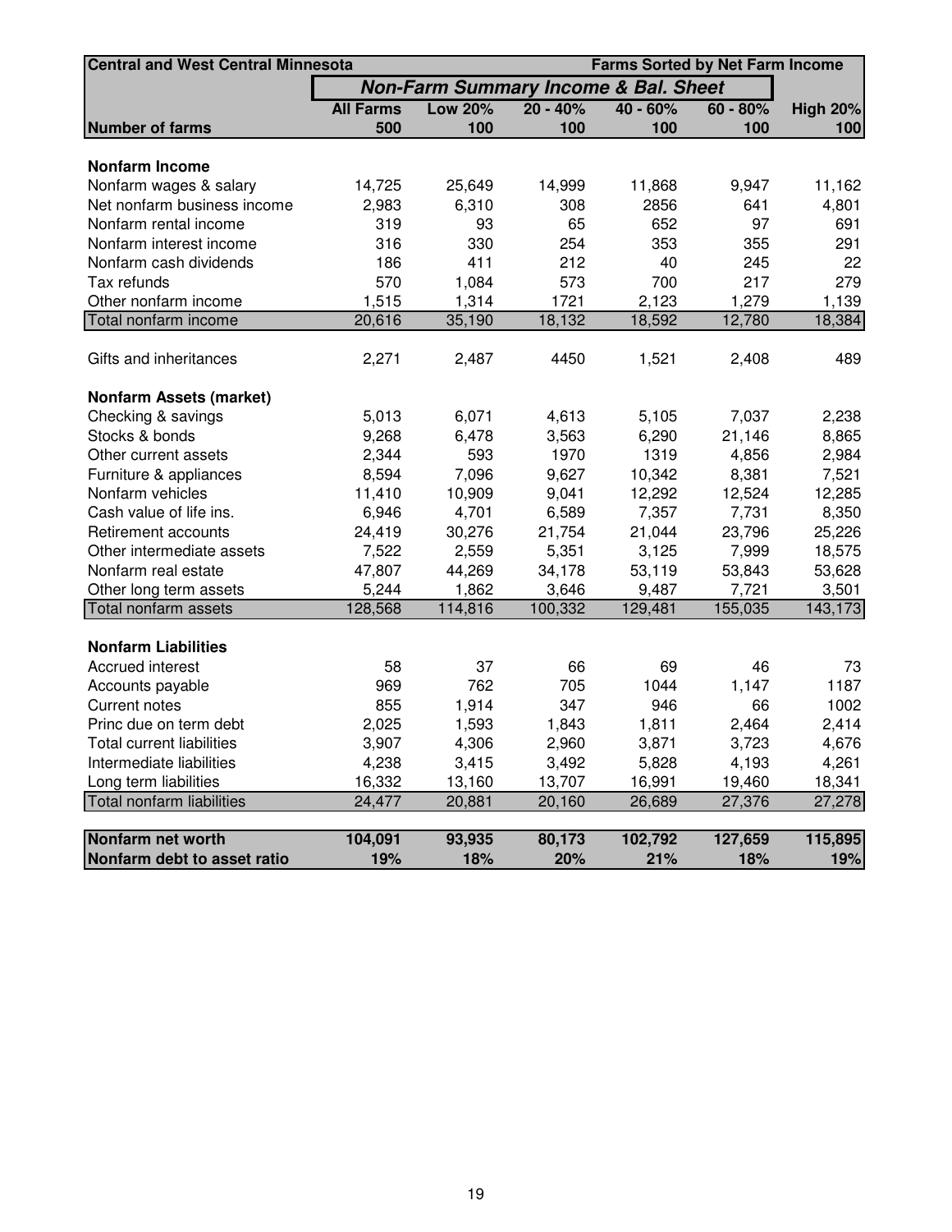| Central and West Central Minnesota | | | | | | Farms Sorted by Net Farm Income |
|---|---|---|---|---|---|---|
| | ***Non-Farm Summary Income & Bal. Sheet*** | | | | | |
| | **All Farms** | **Low 20%** | **20 - 40%** | **40 - 60%** | **60 - 80%** | **High 20%** |
| **Number of farms** | **500** | **100** | **100** | **100** | **100** | **100** |
| | | | | | | |
| **Nonfarm Income** | | | | | | |
| Nonfarm wages & salary | 14,725 | 25,649 | 14,999 | 11,868 | 9,947 | 11,162 |
| Net nonfarm business income | 2,983 | 6,310 | 308 | 2856 | 641 | 4,801 |
| Nonfarm rental income | 319 | 93 | 65 | 652 | 97 | 691 |
| Nonfarm interest income | 316 | 330 | 254 | 353 | 355 | 291 |
| Nonfarm cash dividends | 186 | 411 | 212 | 40 | 245 | 22 |
| Tax refunds | 570 | 1,084 | 573 | 700 | 217 | 279 |
| Other nonfarm income | 1,515 | 1,314 | 1721 | 2,123 | 1,279 | 1,139 |
| Total nonfarm income | 20,616 | 35,190 | 18,132 | 18,592 | 12,780 | 18,384 |
| | | | | | | |
| Gifts and inheritances | 2,271 | 2,487 | 4450 | 1,521 | 2,408 | 489 |
| | | | | | | |
| **Nonfarm Assets (market)** | | | | | | |
| Checking & savings | 5,013 | 6,071 | 4,613 | 5,105 | 7,037 | 2,238 |
| Stocks & bonds | 9,268 | 6,478 | 3,563 | 6,290 | 21,146 | 8,865 |
| Other current assets | 2,344 | 593 | 1970 | 1319 | 4,856 | 2,984 |
| Furniture & appliances | 8,594 | 7,096 | 9,627 | 10,342 | 8,381 | 7,521 |
| Nonfarm vehicles | 11,410 | 10,909 | 9,041 | 12,292 | 12,524 | 12,285 |
| Cash value of life ins. | 6,946 | 4,701 | 6,589 | 7,357 | 7,731 | 8,350 |
| Retirement accounts | 24,419 | 30,276 | 21,754 | 21,044 | 23,796 | 25,226 |
| Other intermediate assets | 7,522 | 2,559 | 5,351 | 3,125 | 7,999 | 18,575 |
| Nonfarm real estate | 47,807 | 44,269 | 34,178 | 53,119 | 53,843 | 53,628 |
| Other long term assets | 5,244 | 1,862 | 3,646 | 9,487 | 7,721 | 3,501 |
| Total nonfarm assets | 128,568 | 114,816 | 100,332 | 129,481 | 155,035 | 143,173 |
| | | | | | | |
| **Nonfarm Liabilities** | | | | | | |
| Accrued interest | 58 | 37 | 66 | 69 | 46 | 73 |
| Accounts payable | 969 | 762 | 705 | 1044 | 1,147 | 1187 |
| Current notes | 855 | 1,914 | 347 | 946 | 66 | 1002 |
| Princ due on term debt | 2,025 | 1,593 | 1,843 | 1,811 | 2,464 | 2,414 |
| Total current liabilities | 3,907 | 4,306 | 2,960 | 3,871 | 3,723 | 4,676 |
| Intermediate liabilities | 4,238 | 3,415 | 3,492 | 5,828 | 4,193 | 4,261 |
| Long term liabilities | 16,332 | 13,160 | 13,707 | 16,991 | 19,460 | 18,341 |
| Total nonfarm liabilities | 24,477 | 20,881 | 20,160 | 26,689 | 27,376 | 27,278 |
| | | | | | | |
| **Nonfarm net worth** | **104,091** | **93,935** | **80,173** | **102,792** | **127,659** | **115,895** |
| **Nonfarm debt to asset ratio** | **19%** | **18%** | **20%** | **21%** | **18%** | **19%** |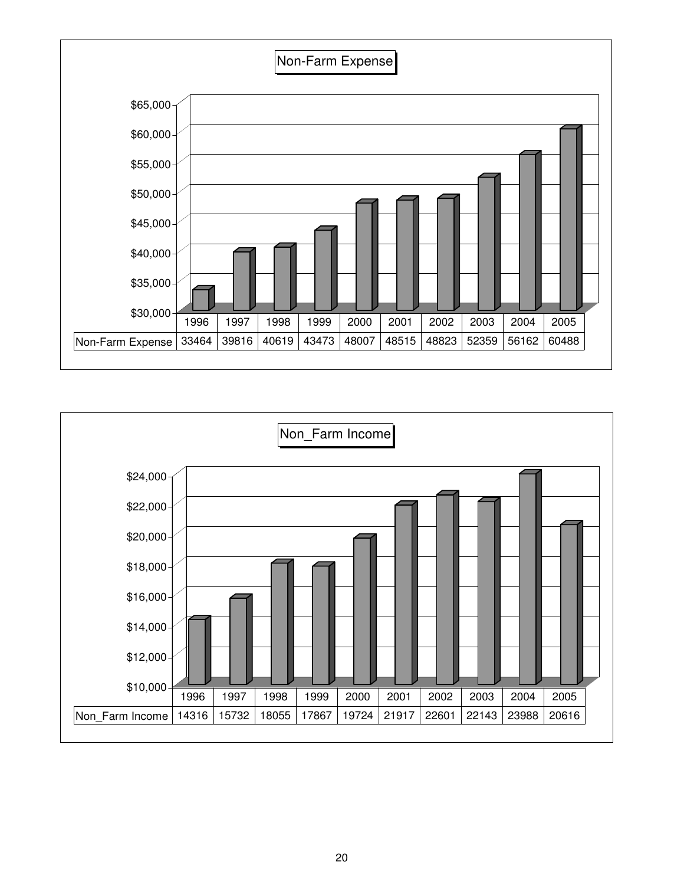## Non-Farm Expense

| | 1996 | 1997 | 1998 | 1999 | 2000 | 2001 | 2002 | 2003 | 2004 | 2005 |
|---|---|---|---|---|---|---|---|---|---|---|
| Non-Farm Expense | 33464 | 39816 | 40619 | 43473 | 48007 | 48515 | 48823 | 52359 | 56162 | 60488 |

## Non_Farm Income

| | 1996 | 1997 | 1998 | 1999 | 2000 | 2001 | 2002 | 2003 | 2004 | 2005 |
|---|---|---|---|---|---|---|---|---|---|---|
| Non_Farm Income | 14316 | 15732 | 18055 | 17867 | 19724 | 21917 | 22601 | 22143 | 23988 | 20616 |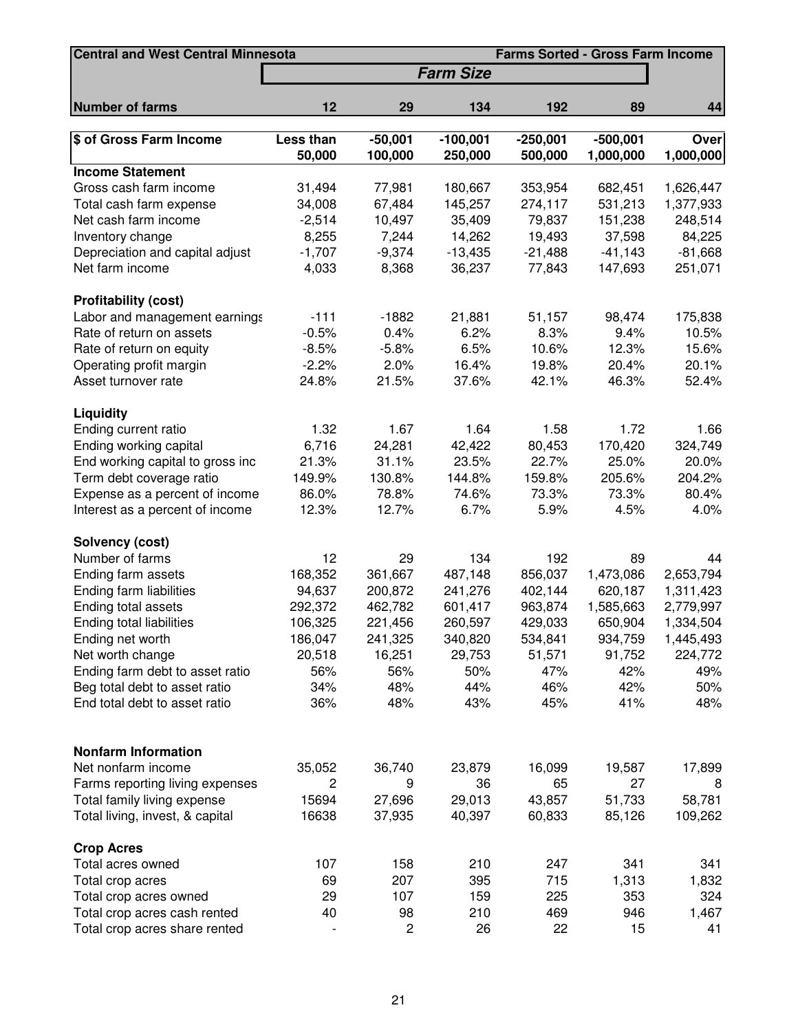| Central and West Central Minnesota | | | Farms Sorted - Gross Farm Income | | | |
|---|---|---|---|---|---|---|
| | ***Farm Size*** | | | | | |
| **Number of farms** | **12** | **29** | **134** | **192** | **89** | **44** |
| **$ of Gross Farm Income** | **Less than 50,000** | **-50,001 100,000** | **-100,001 250,000** | **-250,001 500,000** | **-500,001 1,000,000** | **Over 1,000,000** |
| **Income Statement** | | | | | | |
| Gross cash farm income | 31,494 | 77,981 | 180,667 | 353,954 | 682,451 | 1,626,447 |
| Total cash farm expense | 34,008 | 67,484 | 145,257 | 274,117 | 531,213 | 1,377,933 |
| Net cash farm income | -2,514 | 10,497 | 35,409 | 79,837 | 151,238 | 248,514 |
| Inventory change | 8,255 | 7,244 | 14,262 | 19,493 | 37,598 | 84,225 |
| Depreciation and capital adjust | -1,707 | -9,374 | -13,435 | -21,488 | -41,143 | -81,668 |
| Net farm income | 4,033 | 8,368 | 36,237 | 77,843 | 147,693 | 251,071 |
| **Profitability (cost)** | | | | | | |
| Labor and management earnings | -111 | -1882 | 21,881 | 51,157 | 98,474 | 175,838 |
| Rate of return on assets | -0.5% | 0.4% | 6.2% | 8.3% | 9.4% | 10.5% |
| Rate of return on equity | -8.5% | -5.8% | 6.5% | 10.6% | 12.3% | 15.6% |
| Operating profit margin | -2.2% | 2.0% | 16.4% | 19.8% | 20.4% | 20.1% |
| Asset turnover rate | 24.8% | 21.5% | 37.6% | 42.1% | 46.3% | 52.4% |
| **Liquidity** | | | | | | |
| Ending current ratio | 1.32 | 1.67 | 1.64 | 1.58 | 1.72 | 1.66 |
| Ending working capital | 6,716 | 24,281 | 42,422 | 80,453 | 170,420 | 324,749 |
| End working capital to gross inc | 21.3% | 31.1% | 23.5% | 22.7% | 25.0% | 20.0% |
| Term debt coverage ratio | 149.9% | 130.8% | 144.8% | 159.8% | 205.6% | 204.2% |
| Expense as a percent of income | 86.0% | 78.8% | 74.6% | 73.3% | 73.3% | 80.4% |
| Interest as a percent of income | 12.3% | 12.7% | 6.7% | 5.9% | 4.5% | 4.0% |
| **Solvency (cost)** | | | | | | |
| Number of farms | 12 | 29 | 134 | 192 | 89 | 44 |
| Ending farm assets | 168,352 | 361,667 | 487,148 | 856,037 | 1,473,086 | 2,653,794 |
| Ending farm liabilities | 94,637 | 200,872 | 241,276 | 402,144 | 620,187 | 1,311,423 |
| Ending total assets | 292,372 | 462,782 | 601,417 | 963,874 | 1,585,663 | 2,779,997 |
| Ending total liabilities | 106,325 | 221,456 | 260,597 | 429,033 | 650,904 | 1,334,504 |
| Ending net worth | 186,047 | 241,325 | 340,820 | 534,841 | 934,759 | 1,445,493 |
| Net worth change | 20,518 | 16,251 | 29,753 | 51,571 | 91,752 | 224,772 |
| Ending farm debt to asset ratio | 56% | 56% | 50% | 47% | 42% | 49% |
| Beg total debt to asset ratio | 34% | 48% | 44% | 46% | 42% | 50% |
| End total debt to asset ratio | 36% | 48% | 43% | 45% | 41% | 48% |
| **Nonfarm Information** | | | | | | |
| Net nonfarm income | 35,052 | 36,740 | 23,879 | 16,099 | 19,587 | 17,899 |
| Farms reporting living expenses | 2 | 9 | 36 | 65 | 27 | 8 |
| Total family living expense | 15694 | 27,696 | 29,013 | 43,857 | 51,733 | 58,781 |
| Total living, invest, & capital | 16638 | 37,935 | 40,397 | 60,833 | 85,126 | 109,262 |
| **Crop Acres** | | | | | | |
| Total acres owned | 107 | 158 | 210 | 247 | 341 | 341 |
| Total crop acres | 69 | 207 | 395 | 715 | 1,313 | 1,832 |
| Total crop acres owned | 29 | 107 | 159 | 225 | 353 | 324 |
| Total crop acres cash rented | 40 | 98 | 210 | 469 | 946 | 1,467 |
| Total crop acres share rented | - | 2 | 26 | 22 | 15 | 41 |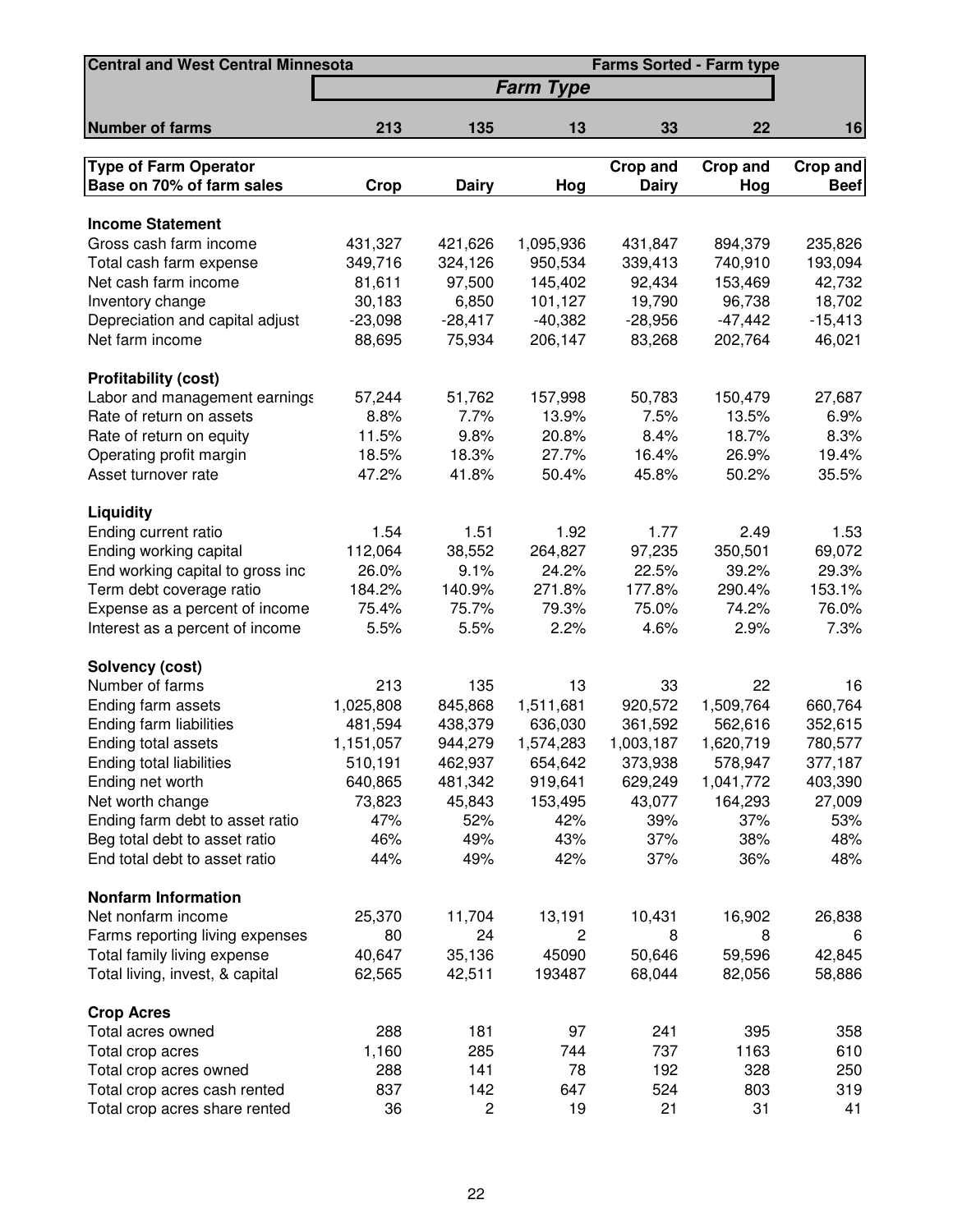| Central and West Central Minnesota | | | Farms Sorted - Farm type | | | |
|---|---|---|---|---|---|---|
| | Farm Type | | | | | |
| **Number of farms** | 213 | 135 | 13 | 33 | 22 | 16 |
| **Type of Farm Operator Base on 70% of farm sales** | **Crop** | **Dairy** | **Hog** | **Crop and Dairy** | **Crop and Hog** | **Crop and Beef** |
| **Income Statement** | | | | | | |
| Gross cash farm income | 431,327 | 421,626 | 1,095,936 | 431,847 | 894,379 | 235,826 |
| Total cash farm expense | 349,716 | 324,126 | 950,534 | 339,413 | 740,910 | 193,094 |
| Net cash farm income | 81,611 | 97,500 | 145,402 | 92,434 | 153,469 | 42,732 |
| Inventory change | 30,183 | 6,850 | 101,127 | 19,790 | 96,738 | 18,702 |
| Depreciation and capital adjust | -23,098 | -28,417 | -40,382 | -28,956 | -47,442 | -15,413 |
| Net farm income | 88,695 | 75,934 | 206,147 | 83,268 | 202,764 | 46,021 |
| **Profitability (cost)** | | | | | | |
| Labor and management earnings | 57,244 | 51,762 | 157,998 | 50,783 | 150,479 | 27,687 |
| Rate of return on assets | 8.8% | 7.7% | 13.9% | 7.5% | 13.5% | 6.9% |
| Rate of return on equity | 11.5% | 9.8% | 20.8% | 8.4% | 18.7% | 8.3% |
| Operating profit margin | 18.5% | 18.3% | 27.7% | 16.4% | 26.9% | 19.4% |
| Asset turnover rate | 47.2% | 41.8% | 50.4% | 45.8% | 50.2% | 35.5% |
| **Liquidity** | | | | | | |
| Ending current ratio | 1.54 | 1.51 | 1.92 | 1.77 | 2.49 | 1.53 |
| Ending working capital | 112,064 | 38,552 | 264,827 | 97,235 | 350,501 | 69,072 |
| End working capital to gross inc | 26.0% | 9.1% | 24.2% | 22.5% | 39.2% | 29.3% |
| Term debt coverage ratio | 184.2% | 140.9% | 271.8% | 177.8% | 290.4% | 153.1% |
| Expense as a percent of income | 75.4% | 75.7% | 79.3% | 75.0% | 74.2% | 76.0% |
| Interest as a percent of income | 5.5% | 5.5% | 2.2% | 4.6% | 2.9% | 7.3% |
| **Solvency (cost)** | | | | | | |
| Number of farms | 213 | 135 | 13 | 33 | 22 | 16 |
| Ending farm assets | 1,025,808 | 845,868 | 1,511,681 | 920,572 | 1,509,764 | 660,764 |
| Ending farm liabilities | 481,594 | 438,379 | 636,030 | 361,592 | 562,616 | 352,615 |
| Ending total assets | 1,151,057 | 944,279 | 1,574,283 | 1,003,187 | 1,620,719 | 780,577 |
| Ending total liabilities | 510,191 | 462,937 | 654,642 | 373,938 | 578,947 | 377,187 |
| Ending net worth | 640,865 | 481,342 | 919,641 | 629,249 | 1,041,772 | 403,390 |
| Net worth change | 73,823 | 45,843 | 153,495 | 43,077 | 164,293 | 27,009 |
| Ending farm debt to asset ratio | 47% | 52% | 42% | 39% | 37% | 53% |
| Beg total debt to asset ratio | 46% | 49% | 43% | 37% | 38% | 48% |
| End total debt to asset ratio | 44% | 49% | 42% | 37% | 36% | 48% |
| **Nonfarm Information** | | | | | | |
| Net nonfarm income | 25,370 | 11,704 | 13,191 | 10,431 | 16,902 | 26,838 |
| Farms reporting living expenses | 80 | 24 | 2 | 8 | 8 | 6 |
| Total family living expense | 40,647 | 35,136 | 45090 | 50,646 | 59,596 | 42,845 |
| Total living, invest, & capital | 62,565 | 42,511 | 193487 | 68,044 | 82,056 | 58,886 |
| **Crop Acres** | | | | | | |
| Total acres owned | 288 | 181 | 97 | 241 | 395 | 358 |
| Total crop acres | 1,160 | 285 | 744 | 737 | 1163 | 610 |
| Total crop acres owned | 288 | 141 | 78 | 192 | 328 | 250 |
| Total crop acres cash rented | 837 | 142 | 647 | 524 | 803 | 319 |
| Total crop acres share rented | 36 | 2 | 19 | 21 | 31 | 41 |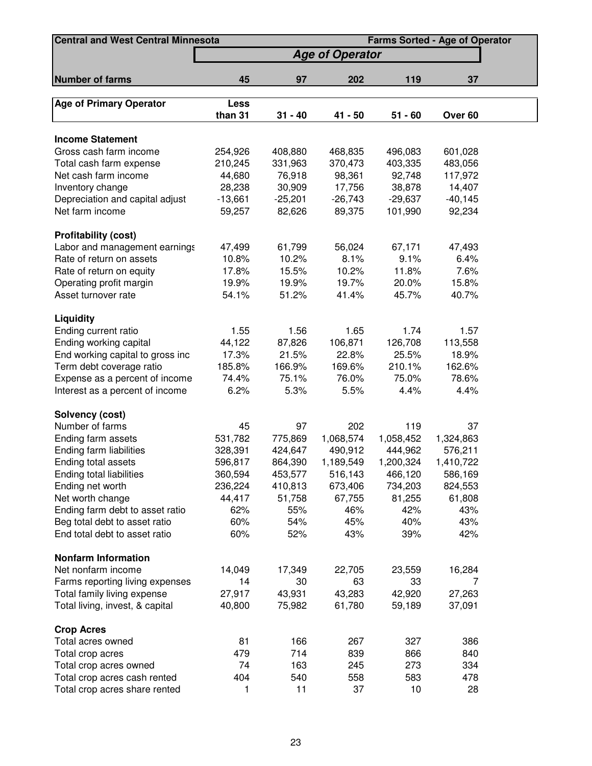| Central and West Central Minnesota | | | | | Farms Sorted - Age of Operator |
|---|---|---|---|---|---|
| | *Age of Operator* | | | | |
| **Number of farms** | **45** | **97** | **202** | **119** | **37** |
| **Age of Primary Operator** | **Less than 31** | **31 - 40** | **41 - 50** | **51 - 60** | **Over 60** |
| **Income Statement** | | | | | |
| Gross cash farm income | 254,926 | 408,880 | 468,835 | 496,083 | 601,028 |
| Total cash farm expense | 210,245 | 331,963 | 370,473 | 403,335 | 483,056 |
| Net cash farm income | 44,680 | 76,918 | 98,361 | 92,748 | 117,972 |
| Inventory change | 28,238 | 30,909 | 17,756 | 38,878 | 14,407 |
| Depreciation and capital adjust | -13,661 | -25,201 | -26,743 | -29,637 | -40,145 |
| Net farm income | 59,257 | 82,626 | 89,375 | 101,990 | 92,234 |
| **Profitability (cost)** | | | | | |
| Labor and management earnings | 47,499 | 61,799 | 56,024 | 67,171 | 47,493 |
| Rate of return on assets | 10.8% | 10.2% | 8.1% | 9.1% | 6.4% |
| Rate of return on equity | 17.8% | 15.5% | 10.2% | 11.8% | 7.6% |
| Operating profit margin | 19.9% | 19.9% | 19.7% | 20.0% | 15.8% |
| Asset turnover rate | 54.1% | 51.2% | 41.4% | 45.7% | 40.7% |
| **Liquidity** | | | | | |
| Ending current ratio | 1.55 | 1.56 | 1.65 | 1.74 | 1.57 |
| Ending working capital | 44,122 | 87,826 | 106,871 | 126,708 | 113,558 |
| End working capital to gross inc | 17.3% | 21.5% | 22.8% | 25.5% | 18.9% |
| Term debt coverage ratio | 185.8% | 166.9% | 169.6% | 210.1% | 162.6% |
| Expense as a percent of income | 74.4% | 75.1% | 76.0% | 75.0% | 78.6% |
| Interest as a percent of income | 6.2% | 5.3% | 5.5% | 4.4% | 4.4% |
| **Solvency (cost)** | | | | | |
| Number of farms | 45 | 97 | 202 | 119 | 37 |
| Ending farm assets | 531,782 | 775,869 | 1,068,574 | 1,058,452 | 1,324,863 |
| Ending farm liabilities | 328,391 | 424,647 | 490,912 | 444,962 | 576,211 |
| Ending total assets | 596,817 | 864,390 | 1,189,549 | 1,200,324 | 1,410,722 |
| Ending total liabilities | 360,594 | 453,577 | 516,143 | 466,120 | 586,169 |
| Ending net worth | 236,224 | 410,813 | 673,406 | 734,203 | 824,553 |
| Net worth change | 44,417 | 51,758 | 67,755 | 81,255 | 61,808 |
| Ending farm debt to asset ratio | 62% | 55% | 46% | 42% | 43% |
| Beg total debt to asset ratio | 60% | 54% | 45% | 40% | 43% |
| End total debt to asset ratio | 60% | 52% | 43% | 39% | 42% |
| **Nonfarm Information** | | | | | |
| Net nonfarm income | 14,049 | 17,349 | 22,705 | 23,559 | 16,284 |
| Farms reporting living expenses | 14 | 30 | 63 | 33 | 7 |
| Total family living expense | 27,917 | 43,931 | 43,283 | 42,920 | 27,263 |
| Total living, invest, & capital | 40,800 | 75,982 | 61,780 | 59,189 | 37,091 |
| **Crop Acres** | | | | | |
| Total acres owned | 81 | 166 | 267 | 327 | 386 |
| Total crop acres | 479 | 714 | 839 | 866 | 840 |
| Total crop acres owned | 74 | 163 | 245 | 273 | 334 |
| Total crop acres cash rented | 404 | 540 | 558 | 583 | 478 |
| Total crop acres share rented | 1 | 11 | 37 | 10 | 28 |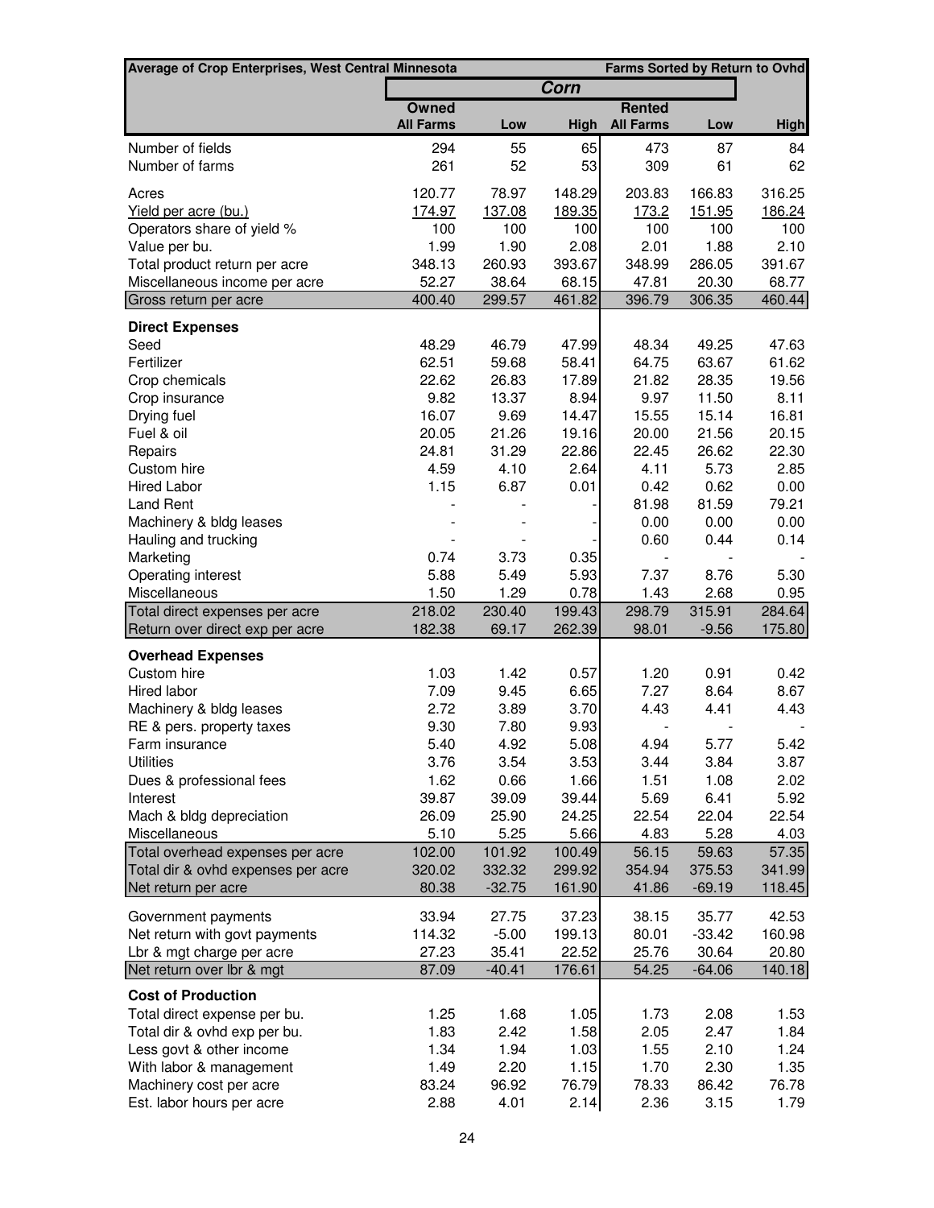| Average of Crop Enterprises, West Central Minnesota | Corn | | | | | Farms Sorted by Return to Ovhd |
|---|---|---|---|---|---|---|
| | Owned | | | Rented | | |
| | All Farms | Low | High | All Farms | Low | High |
| Number of fields | 294 | 55 | 65 | 473 | 87 | 84 |
| Number of farms | 261 | 52 | 53 | 309 | 61 | 62 |
| Acres | 120.77 | 78.97 | 148.29 | 203.83 | 166.83 | 316.25 |
| Yield per acre (bu.) | 174.97 | 137.08 | 189.35 | 173.2 | 151.95 | 186.24 |
| Operators share of yield % | 100 | 100 | 100 | 100 | 100 | 100 |
| Value per bu. | 1.99 | 1.90 | 2.08 | 2.01 | 1.88 | 2.10 |
| Total product return per acre | 348.13 | 260.93 | 393.67 | 348.99 | 286.05 | 391.67 |
| Miscellaneous income per acre | 52.27 | 38.64 | 68.15 | 47.81 | 20.30 | 68.77 |
| Gross return per acre | 400.40 | 299.57 | 461.82 | 396.79 | 306.35 | 460.44 |
| **Direct Expenses** | | | | | | |
| Seed | 48.29 | 46.79 | 47.99 | 48.34 | 49.25 | 47.63 |
| Fertilizer | 62.51 | 59.68 | 58.41 | 64.75 | 63.67 | 61.62 |
| Crop chemicals | 22.62 | 26.83 | 17.89 | 21.82 | 28.35 | 19.56 |
| Crop insurance | 9.82 | 13.37 | 8.94 | 9.97 | 11.50 | 8.11 |
| Drying fuel | 16.07 | 9.69 | 14.47 | 15.55 | 15.14 | 16.81 |
| Fuel & oil | 20.05 | 21.26 | 19.16 | 20.00 | 21.56 | 20.15 |
| Repairs | 24.81 | 31.29 | 22.86 | 22.45 | 26.62 | 22.30 |
| Custom hire | 4.59 | 4.10 | 2.64 | 4.11 | 5.73 | 2.85 |
| Hired Labor | 1.15 | 6.87 | 0.01 | 0.42 | 0.62 | 0.00 |
| Land Rent | - | - | - | 81.98 | 81.59 | 79.21 |
| Machinery & bldg leases | - | - | - | 0.00 | 0.00 | 0.00 |
| Hauling and trucking | - | - | - | 0.60 | 0.44 | 0.14 |
| Marketing | 0.74 | 3.73 | 0.35 | - | - | - |
| Operating interest | 5.88 | 5.49 | 5.93 | 7.37 | 8.76 | 5.30 |
| Miscellaneous | 1.50 | 1.29 | 0.78 | 1.43 | 2.68 | 0.95 |
| Total direct expenses per acre | 218.02 | 230.40 | 199.43 | 298.79 | 315.91 | 284.64 |
| Return over direct exp per acre | 182.38 | 69.17 | 262.39 | 98.01 | -9.56 | 175.80 |
| **Overhead Expenses** | | | | | | |
| Custom hire | 1.03 | 1.42 | 0.57 | 1.20 | 0.91 | 0.42 |
| Hired labor | 7.09 | 9.45 | 6.65 | 7.27 | 8.64 | 8.67 |
| Machinery & bldg leases | 2.72 | 3.89 | 3.70 | 4.43 | 4.41 | 4.43 |
| RE & pers. property taxes | 9.30 | 7.80 | 9.93 | - | - | - |
| Farm insurance | 5.40 | 4.92 | 5.08 | 4.94 | 5.77 | 5.42 |
| Utilities | 3.76 | 3.54 | 3.53 | 3.44 | 3.84 | 3.87 |
| Dues & professional fees | 1.62 | 0.66 | 1.66 | 1.51 | 1.08 | 2.02 |
| Interest | 39.87 | 39.09 | 39.44 | 5.69 | 6.41 | 5.92 |
| Mach & bldg depreciation | 26.09 | 25.90 | 24.25 | 22.54 | 22.04 | 22.54 |
| Miscellaneous | 5.10 | 5.25 | 5.66 | 4.83 | 5.28 | 4.03 |
| Total overhead expenses per acre | 102.00 | 101.92 | 100.49 | 56.15 | 59.63 | 57.35 |
| Total dir & ovhd expenses per acre | 320.02 | 332.32 | 299.92 | 354.94 | 375.53 | 341.99 |
| Net return per acre | 80.38 | -32.75 | 161.90 | 41.86 | -69.19 | 118.45 |
| Government payments | 33.94 | 27.75 | 37.23 | 38.15 | 35.77 | 42.53 |
| Net return with govt payments | 114.32 | -5.00 | 199.13 | 80.01 | -33.42 | 160.98 |
| Lbr & mgt charge per acre | 27.23 | 35.41 | 22.52 | 25.76 | 30.64 | 20.80 |
| Net return over lbr & mgt | 87.09 | -40.41 | 176.61 | 54.25 | -64.06 | 140.18 |
| **Cost of Production** | | | | | | |
| Total direct expense per bu. | 1.25 | 1.68 | 1.05 | 1.73 | 2.08 | 1.53 |
| Total dir & ovhd exp per bu. | 1.83 | 2.42 | 1.58 | 2.05 | 2.47 | 1.84 |
| Less govt & other income | 1.34 | 1.94 | 1.03 | 1.55 | 2.10 | 1.24 |
| With labor & management | 1.49 | 2.20 | 1.15 | 1.70 | 2.30 | 1.35 |
| Machinery cost per acre | 83.24 | 96.92 | 76.79 | 78.33 | 86.42 | 76.78 |
| Est. labor hours per acre | 2.88 | 4.01 | 2.14 | 2.36 | 3.15 | 1.79 |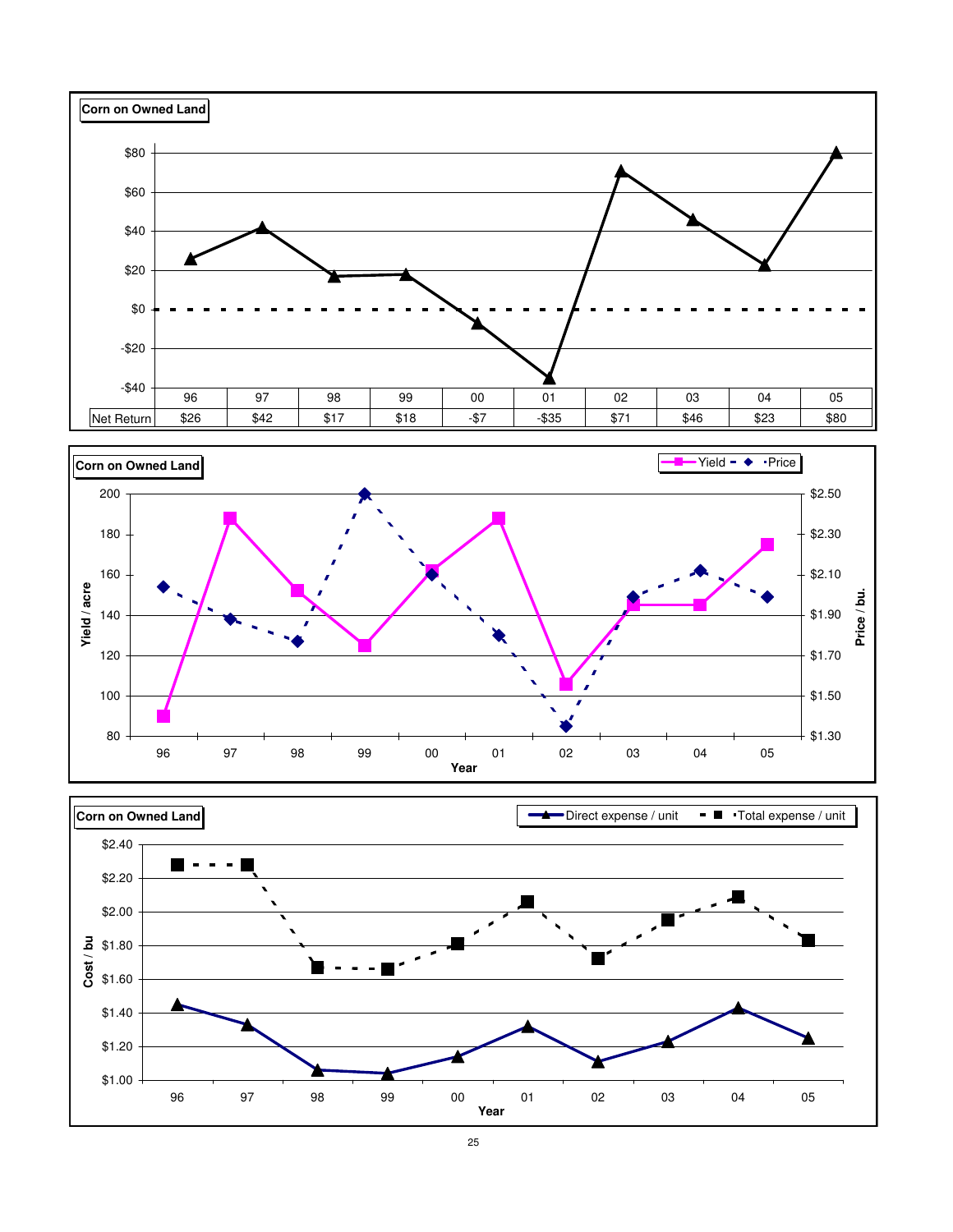**Corn on Owned Land**

| | 96 | 97 | 98 | 99 | 00 | 01 | 02 | 03 | 04 | 05 |
|---|---|---|---|---|---|---|---|---|---|---|
| Net Return | $26 | $42 | $17 | $18 | -$7 | -$35 | $71 | $46 | $23 | $80 |

**Corn on Owned Land**

Yield / acre; Price / bu.

Legend: Yield, Price

Year

**Corn on Owned Land**

Cost / bu

Legend: Direct expense / unit, Total expense / unit

Year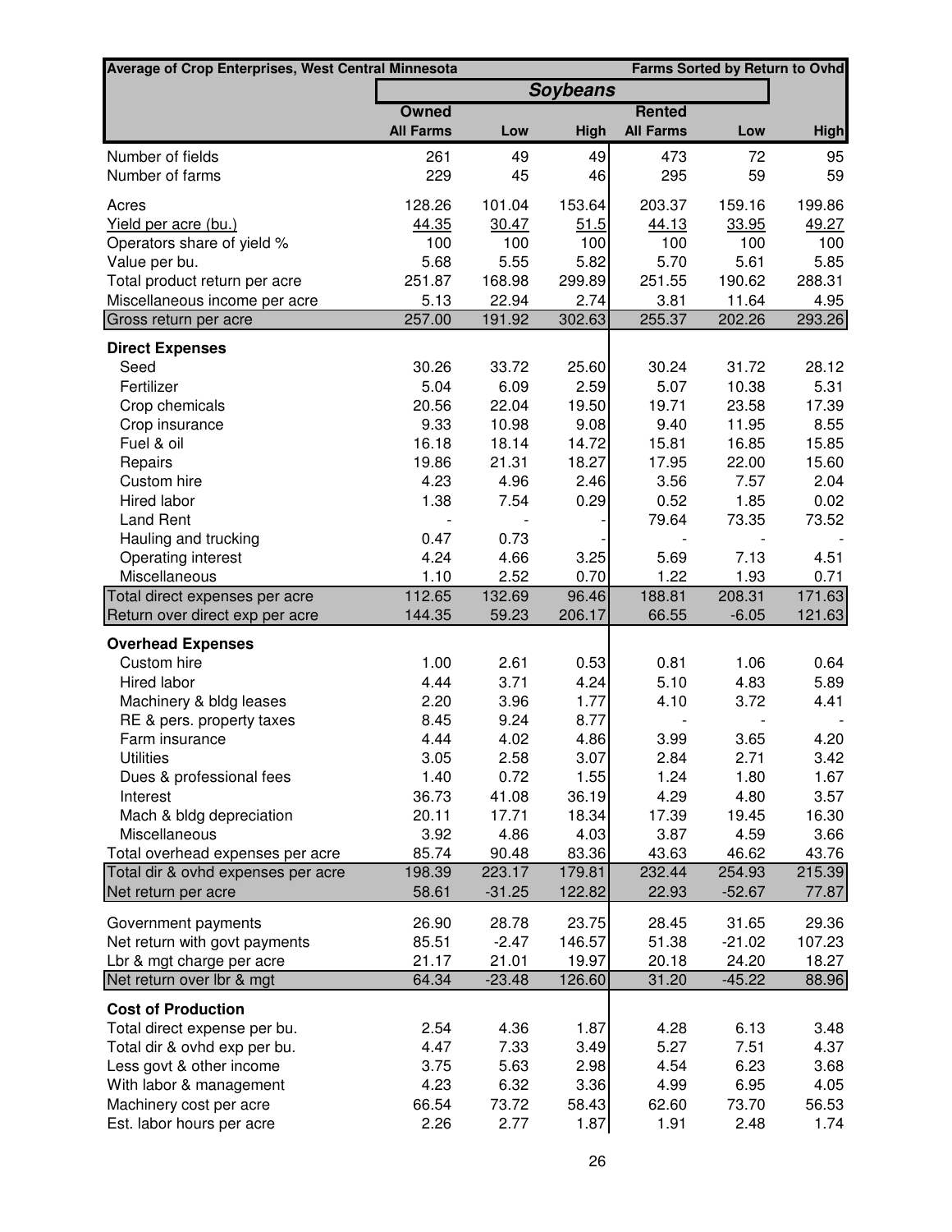| Average of Crop Enterprises, West Central Minnesota | Soybeans | | | | | Farms Sorted by Return to Ovhd |
|---|---|---|---|---|---|---|
| | Owned | | | Rented | | |
| | All Farms | Low | High | All Farms | Low | High |
| Number of fields | 261 | 49 | 49 | 473 | 72 | 95 |
| Number of farms | 229 | 45 | 46 | 295 | 59 | 59 |
| Acres | 128.26 | 101.04 | 153.64 | 203.37 | 159.16 | 199.86 |
| Yield per acre (bu.) | 44.35 | 30.47 | 51.5 | 44.13 | 33.95 | 49.27 |
| Operators share of yield % | 100 | 100 | 100 | 100 | 100 | 100 |
| Value per bu. | 5.68 | 5.55 | 5.82 | 5.70 | 5.61 | 5.85 |
| Total product return per acre | 251.87 | 168.98 | 299.89 | 251.55 | 190.62 | 288.31 |
| Miscellaneous income per acre | 5.13 | 22.94 | 2.74 | 3.81 | 11.64 | 4.95 |
| Gross return per acre | 257.00 | 191.92 | 302.63 | 255.37 | 202.26 | 293.26 |
| **Direct Expenses** | | | | | | |
| Seed | 30.26 | 33.72 | 25.60 | 30.24 | 31.72 | 28.12 |
| Fertilizer | 5.04 | 6.09 | 2.59 | 5.07 | 10.38 | 5.31 |
| Crop chemicals | 20.56 | 22.04 | 19.50 | 19.71 | 23.58 | 17.39 |
| Crop insurance | 9.33 | 10.98 | 9.08 | 9.40 | 11.95 | 8.55 |
| Fuel & oil | 16.18 | 18.14 | 14.72 | 15.81 | 16.85 | 15.85 |
| Repairs | 19.86 | 21.31 | 18.27 | 17.95 | 22.00 | 15.60 |
| Custom hire | 4.23 | 4.96 | 2.46 | 3.56 | 7.57 | 2.04 |
| Hired labor | 1.38 | 7.54 | 0.29 | 0.52 | 1.85 | 0.02 |
| Land Rent | - | - | - | 79.64 | 73.35 | 73.52 |
| Hauling and trucking | 0.47 | 0.73 | - | - | - | - |
| Operating interest | 4.24 | 4.66 | 3.25 | 5.69 | 7.13 | 4.51 |
| Miscellaneous | 1.10 | 2.52 | 0.70 | 1.22 | 1.93 | 0.71 |
| Total direct expenses per acre | 112.65 | 132.69 | 96.46 | 188.81 | 208.31 | 171.63 |
| Return over direct exp per acre | 144.35 | 59.23 | 206.17 | 66.55 | -6.05 | 121.63 |
| **Overhead Expenses** | | | | | | |
| Custom hire | 1.00 | 2.61 | 0.53 | 0.81 | 1.06 | 0.64 |
| Hired labor | 4.44 | 3.71 | 4.24 | 5.10 | 4.83 | 5.89 |
| Machinery & bldg leases | 2.20 | 3.96 | 1.77 | 4.10 | 3.72 | 4.41 |
| RE & pers. property taxes | 8.45 | 9.24 | 8.77 | - | - | - |
| Farm insurance | 4.44 | 4.02 | 4.86 | 3.99 | 3.65 | 4.20 |
| Utilities | 3.05 | 2.58 | 3.07 | 2.84 | 2.71 | 3.42 |
| Dues & professional fees | 1.40 | 0.72 | 1.55 | 1.24 | 1.80 | 1.67 |
| Interest | 36.73 | 41.08 | 36.19 | 4.29 | 4.80 | 3.57 |
| Mach & bldg depreciation | 20.11 | 17.71 | 18.34 | 17.39 | 19.45 | 16.30 |
| Miscellaneous | 3.92 | 4.86 | 4.03 | 3.87 | 4.59 | 3.66 |
| Total overhead expenses per acre | 85.74 | 90.48 | 83.36 | 43.63 | 46.62 | 43.76 |
| Total dir & ovhd expenses per acre | 198.39 | 223.17 | 179.81 | 232.44 | 254.93 | 215.39 |
| Net return per acre | 58.61 | -31.25 | 122.82 | 22.93 | -52.67 | 77.87 |
| Government payments | 26.90 | 28.78 | 23.75 | 28.45 | 31.65 | 29.36 |
| Net return with govt payments | 85.51 | -2.47 | 146.57 | 51.38 | -21.02 | 107.23 |
| Lbr & mgt charge per acre | 21.17 | 21.01 | 19.97 | 20.18 | 24.20 | 18.27 |
| Net return over lbr & mgt | 64.34 | -23.48 | 126.60 | 31.20 | -45.22 | 88.96 |
| **Cost of Production** | | | | | | |
| Total direct expense per bu. | 2.54 | 4.36 | 1.87 | 4.28 | 6.13 | 3.48 |
| Total dir & ovhd exp per bu. | 4.47 | 7.33 | 3.49 | 5.27 | 7.51 | 4.37 |
| Less govt & other income | 3.75 | 5.63 | 2.98 | 4.54 | 6.23 | 3.68 |
| With labor & management | 4.23 | 6.32 | 3.36 | 4.99 | 6.95 | 4.05 |
| Machinery cost per acre | 66.54 | 73.72 | 58.43 | 62.60 | 73.70 | 56.53 |
| Est. labor hours per acre | 2.26 | 2.77 | 1.87 | 1.91 | 2.48 | 1.74 |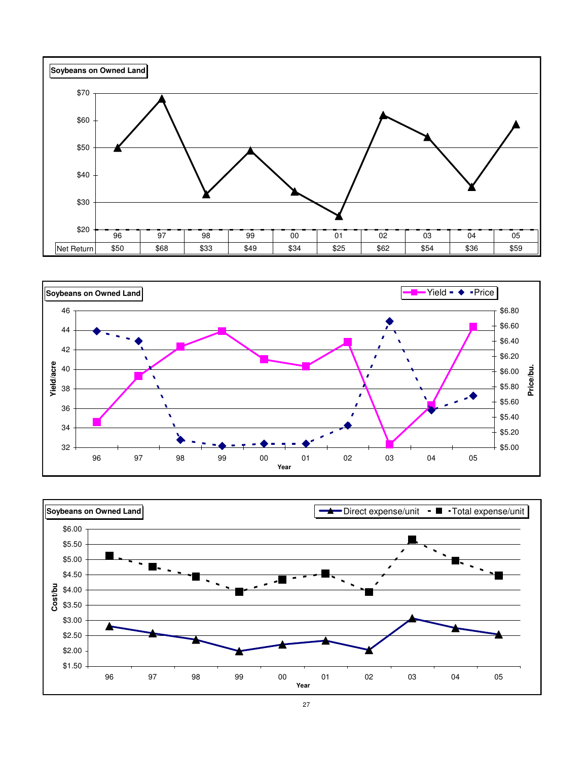**Soybeans on Owned Land**

| | 96 | 97 | 98 | 99 | 00 | 01 | 02 | 03 | 04 | 05 |
|---|---|---|---|---|---|---|---|---|---|---|
| Net Return | $50 | $68 | $33 | $49 | $34 | $25 | $62 | $54 | $36 | $59 |

**Soybeans on Owned Land**

Yield · Price

Yield/acre · Price/bu. · Year

**Soybeans on Owned Land**

Direct expense/unit · Total expense/unit

Cost/bu · Year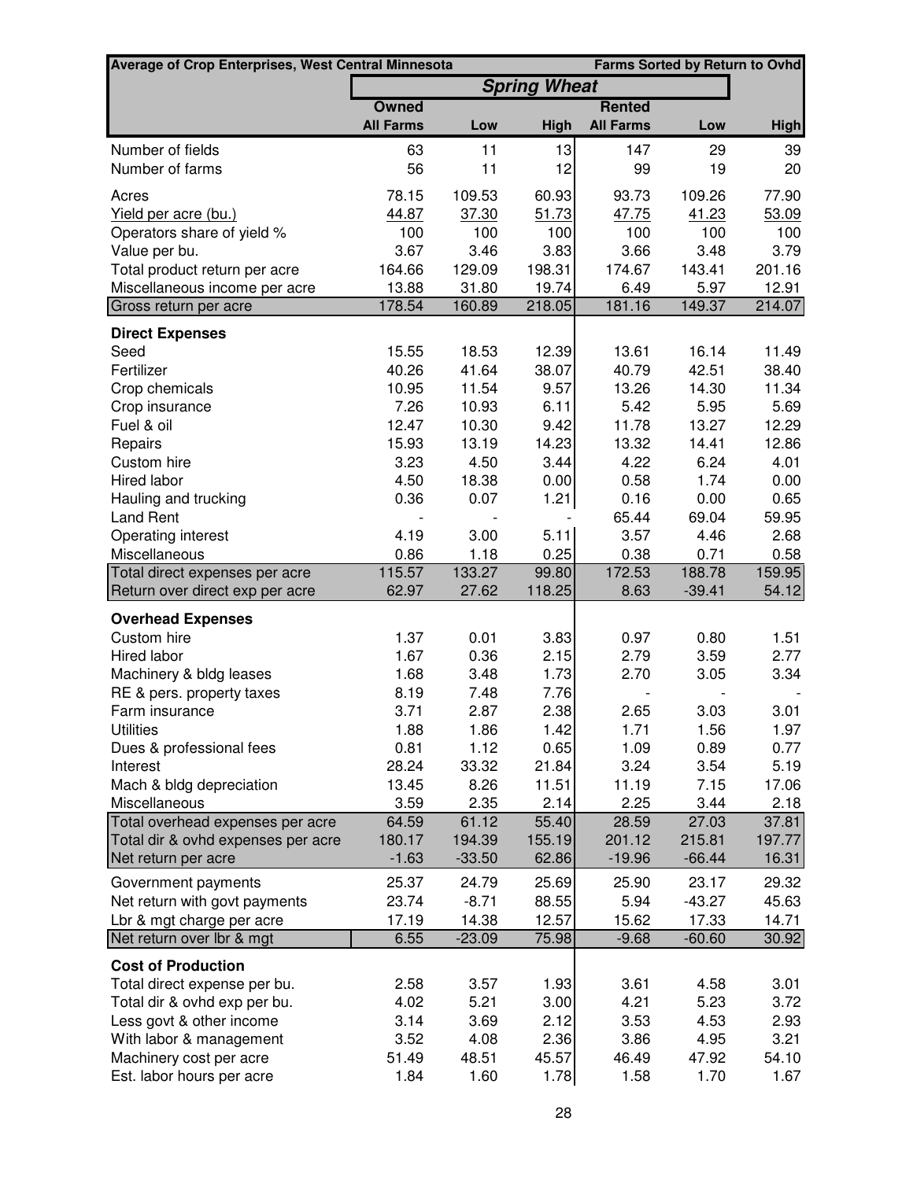| Average of Crop Enterprises, West Central Minnesota | Spring Wheat | | | | | Farms Sorted by Return to Ovhd |
|---|---|---|---|---|---|---|
| | Owned | | | Rented | | |
| | All Farms | Low | High | All Farms | Low | High |
| Number of fields | 63 | 11 | 13 | 147 | 29 | 39 |
| Number of farms | 56 | 11 | 12 | 99 | 19 | 20 |
| Acres | 78.15 | 109.53 | 60.93 | 93.73 | 109.26 | 77.90 |
| Yield per acre (bu.) | 44.87 | 37.30 | 51.73 | 47.75 | 41.23 | 53.09 |
| Operators share of yield % | 100 | 100 | 100 | 100 | 100 | 100 |
| Value per bu. | 3.67 | 3.46 | 3.83 | 3.66 | 3.48 | 3.79 |
| Total product return per acre | 164.66 | 129.09 | 198.31 | 174.67 | 143.41 | 201.16 |
| Miscellaneous income per acre | 13.88 | 31.80 | 19.74 | 6.49 | 5.97 | 12.91 |
| Gross return per acre | 178.54 | 160.89 | 218.05 | 181.16 | 149.37 | 214.07 |
| **Direct Expenses** | | | | | | |
| Seed | 15.55 | 18.53 | 12.39 | 13.61 | 16.14 | 11.49 |
| Fertilizer | 40.26 | 41.64 | 38.07 | 40.79 | 42.51 | 38.40 |
| Crop chemicals | 10.95 | 11.54 | 9.57 | 13.26 | 14.30 | 11.34 |
| Crop insurance | 7.26 | 10.93 | 6.11 | 5.42 | 5.95 | 5.69 |
| Fuel & oil | 12.47 | 10.30 | 9.42 | 11.78 | 13.27 | 12.29 |
| Repairs | 15.93 | 13.19 | 14.23 | 13.32 | 14.41 | 12.86 |
| Custom hire | 3.23 | 4.50 | 3.44 | 4.22 | 6.24 | 4.01 |
| Hired labor | 4.50 | 18.38 | 0.00 | 0.58 | 1.74 | 0.00 |
| Hauling and trucking | 0.36 | 0.07 | 1.21 | 0.16 | 0.00 | 0.65 |
| Land Rent | - | - | - | 65.44 | 69.04 | 59.95 |
| Operating interest | 4.19 | 3.00 | 5.11 | 3.57 | 4.46 | 2.68 |
| Miscellaneous | 0.86 | 1.18 | 0.25 | 0.38 | 0.71 | 0.58 |
| Total direct expenses per acre | 115.57 | 133.27 | 99.80 | 172.53 | 188.78 | 159.95 |
| Return over direct exp per acre | 62.97 | 27.62 | 118.25 | 8.63 | -39.41 | 54.12 |
| **Overhead Expenses** | | | | | | |
| Custom hire | 1.37 | 0.01 | 3.83 | 0.97 | 0.80 | 1.51 |
| Hired labor | 1.67 | 0.36 | 2.15 | 2.79 | 3.59 | 2.77 |
| Machinery & bldg leases | 1.68 | 3.48 | 1.73 | 2.70 | 3.05 | 3.34 |
| RE & pers. property taxes | 8.19 | 7.48 | 7.76 | - | - | - |
| Farm insurance | 3.71 | 2.87 | 2.38 | 2.65 | 3.03 | 3.01 |
| Utilities | 1.88 | 1.86 | 1.42 | 1.71 | 1.56 | 1.97 |
| Dues & professional fees | 0.81 | 1.12 | 0.65 | 1.09 | 0.89 | 0.77 |
| Interest | 28.24 | 33.32 | 21.84 | 3.24 | 3.54 | 5.19 |
| Mach & bldg depreciation | 13.45 | 8.26 | 11.51 | 11.19 | 7.15 | 17.06 |
| Miscellaneous | 3.59 | 2.35 | 2.14 | 2.25 | 3.44 | 2.18 |
| Total overhead expenses per acre | 64.59 | 61.12 | 55.40 | 28.59 | 27.03 | 37.81 |
| Total dir & ovhd expenses per acre | 180.17 | 194.39 | 155.19 | 201.12 | 215.81 | 197.77 |
| Net return per acre | -1.63 | -33.50 | 62.86 | -19.96 | -66.44 | 16.31 |
| Government payments | 25.37 | 24.79 | 25.69 | 25.90 | 23.17 | 29.32 |
| Net return with govt payments | 23.74 | -8.71 | 88.55 | 5.94 | -43.27 | 45.63 |
| Lbr & mgt charge per acre | 17.19 | 14.38 | 12.57 | 15.62 | 17.33 | 14.71 |
| Net return over lbr & mgt | 6.55 | -23.09 | 75.98 | -9.68 | -60.60 | 30.92 |
| **Cost of Production** | | | | | | |
| Total direct expense per bu. | 2.58 | 3.57 | 1.93 | 3.61 | 4.58 | 3.01 |
| Total dir & ovhd exp per bu. | 4.02 | 5.21 | 3.00 | 4.21 | 5.23 | 3.72 |
| Less govt & other income | 3.14 | 3.69 | 2.12 | 3.53 | 4.53 | 2.93 |
| With labor & management | 3.52 | 4.08 | 2.36 | 3.86 | 4.95 | 3.21 |
| Machinery cost per acre | 51.49 | 48.51 | 45.57 | 46.49 | 47.92 | 54.10 |
| Est. labor hours per acre | 1.84 | 1.60 | 1.78 | 1.58 | 1.70 | 1.67 |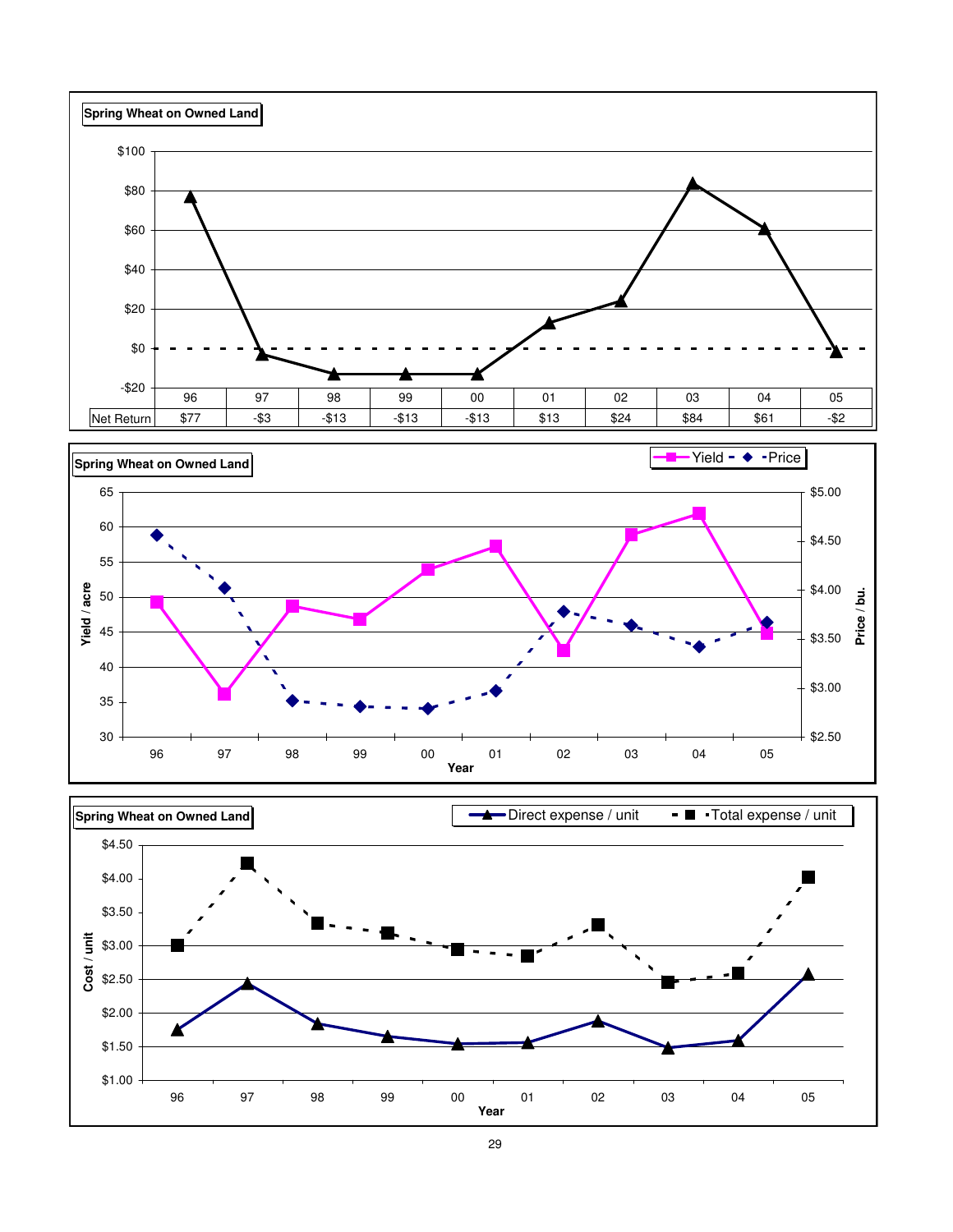**Spring Wheat on Owned Land**

| | 96 | 97 | 98 | 99 | 00 | 01 | 02 | 03 | 04 | 05 |
|---|---|---|---|---|---|---|---|---|---|---|
| Net Return | $77 | -$3 | -$13 | -$13 | -$13 | $13 | $24 | $84 | $61 | -$2 |

**Spring Wheat on Owned Land**

Yield / acre; Price / bu.

Year: 96, 97, 98, 99, 00, 01, 02, 03, 04, 05

**Spring Wheat on Owned Land**

Direct expense / unit; Total expense / unit

Cost / unit

Year: 96, 97, 98, 99, 00, 01, 02, 03, 04, 05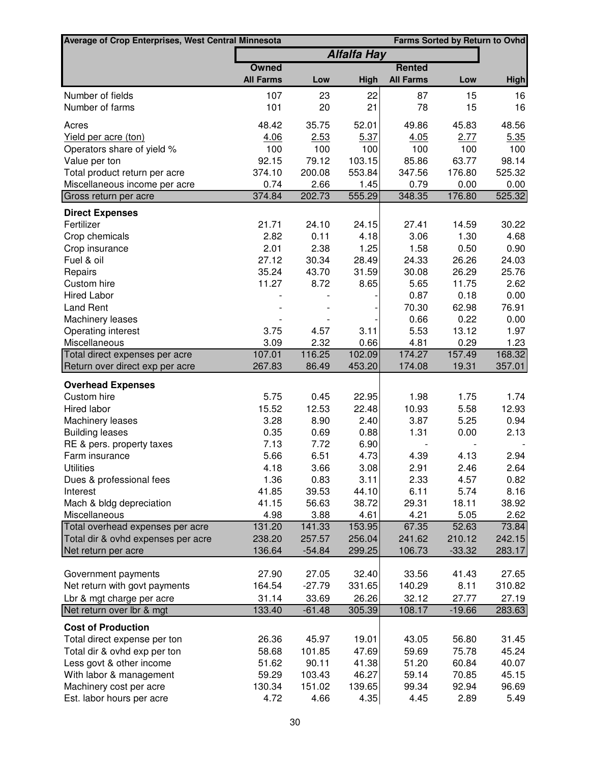| Average of Crop Enterprises, West Central Minnesota | | | | | | Farms Sorted by Return to Ovhd |
|---|---|---|---|---|---|---|
| | ***Alfalfa Hay*** | | | | | |
| | **Owned** | | | **Rented** | | |
| | **All Farms** | **Low** | **High** | **All Farms** | **Low** | **High** |
| Number of fields | 107 | 23 | 22 | 87 | 15 | 16 |
| Number of farms | 101 | 20 | 21 | 78 | 15 | 16 |
| Acres | 48.42 | 35.75 | 52.01 | 49.86 | 45.83 | 48.56 |
| Yield per acre (ton) | 4.06 | 2.53 | 5.37 | 4.05 | 2.77 | 5.35 |
| Operators share of yield % | 100 | 100 | 100 | 100 | 100 | 100 |
| Value per ton | 92.15 | 79.12 | 103.15 | 85.86 | 63.77 | 98.14 |
| Total product return per acre | 374.10 | 200.08 | 553.84 | 347.56 | 176.80 | 525.32 |
| Miscellaneous income per acre | 0.74 | 2.66 | 1.45 | 0.79 | 0.00 | 0.00 |
| Gross return per acre | 374.84 | 202.73 | 555.29 | 348.35 | 176.80 | 525.32 |
| **Direct Expenses** | | | | | | |
| Fertilizer | 21.71 | 24.10 | 24.15 | 27.41 | 14.59 | 30.22 |
| Crop chemicals | 2.82 | 0.11 | 4.18 | 3.06 | 1.30 | 4.68 |
| Crop insurance | 2.01 | 2.38 | 1.25 | 1.58 | 0.50 | 0.90 |
| Fuel & oil | 27.12 | 30.34 | 28.49 | 24.33 | 26.26 | 24.03 |
| Repairs | 35.24 | 43.70 | 31.59 | 30.08 | 26.29 | 25.76 |
| Custom hire | 11.27 | 8.72 | 8.65 | 5.65 | 11.75 | 2.62 |
| Hired Labor | - | - | - | 0.87 | 0.18 | 0.00 |
| Land Rent | - | - | - | 70.30 | 62.98 | 76.91 |
| Machinery leases | - | - | - | 0.66 | 0.22 | 0.00 |
| Operating interest | 3.75 | 4.57 | 3.11 | 5.53 | 13.12 | 1.97 |
| Miscellaneous | 3.09 | 2.32 | 0.66 | 4.81 | 0.29 | 1.23 |
| Total direct expenses per acre | 107.01 | 116.25 | 102.09 | 174.27 | 157.49 | 168.32 |
| Return over direct exp per acre | 267.83 | 86.49 | 453.20 | 174.08 | 19.31 | 357.01 |
| **Overhead Expenses** | | | | | | |
| Custom hire | 5.75 | 0.45 | 22.95 | 1.98 | 1.75 | 1.74 |
| Hired labor | 15.52 | 12.53 | 22.48 | 10.93 | 5.58 | 12.93 |
| Machinery leases | 3.28 | 8.90 | 2.40 | 3.87 | 5.25 | 0.94 |
| Building leases | 0.35 | 0.69 | 0.88 | 1.31 | 0.00 | 2.13 |
| RE & pers. property taxes | 7.13 | 7.72 | 6.90 | - | - | - |
| Farm insurance | 5.66 | 6.51 | 4.73 | 4.39 | 4.13 | 2.94 |
| Utilities | 4.18 | 3.66 | 3.08 | 2.91 | 2.46 | 2.64 |
| Dues & professional fees | 1.36 | 0.83 | 3.11 | 2.33 | 4.57 | 0.82 |
| Interest | 41.85 | 39.53 | 44.10 | 6.11 | 5.74 | 8.16 |
| Mach & bldg depreciation | 41.15 | 56.63 | 38.72 | 29.31 | 18.11 | 38.92 |
| Miscellaneous | 4.98 | 3.88 | 4.61 | 4.21 | 5.05 | 2.62 |
| Total overhead expenses per acre | 131.20 | 141.33 | 153.95 | 67.35 | 52.63 | 73.84 |
| Total dir & ovhd expenses per acre | 238.20 | 257.57 | 256.04 | 241.62 | 210.12 | 242.15 |
| Net return per acre | 136.64 | -54.84 | 299.25 | 106.73 | -33.32 | 283.17 |
| Government payments | 27.90 | 27.05 | 32.40 | 33.56 | 41.43 | 27.65 |
| Net return with govt payments | 164.54 | -27.79 | 331.65 | 140.29 | 8.11 | 310.82 |
| Lbr & mgt charge per acre | 31.14 | 33.69 | 26.26 | 32.12 | 27.77 | 27.19 |
| Net return over lbr & mgt | 133.40 | -61.48 | 305.39 | 108.17 | -19.66 | 283.63 |
| **Cost of Production** | | | | | | |
| Total direct expense per ton | 26.36 | 45.97 | 19.01 | 43.05 | 56.80 | 31.45 |
| Total dir & ovhd exp per ton | 58.68 | 101.85 | 47.69 | 59.69 | 75.78 | 45.24 |
| Less govt & other income | 51.62 | 90.11 | 41.38 | 51.20 | 60.84 | 40.07 |
| With labor & management | 59.29 | 103.43 | 46.27 | 59.14 | 70.85 | 45.15 |
| Machinery cost per acre | 130.34 | 151.02 | 139.65 | 99.34 | 92.94 | 96.69 |
| Est. labor hours per acre | 4.72 | 4.66 | 4.35 | 4.45 | 2.89 | 5.49 |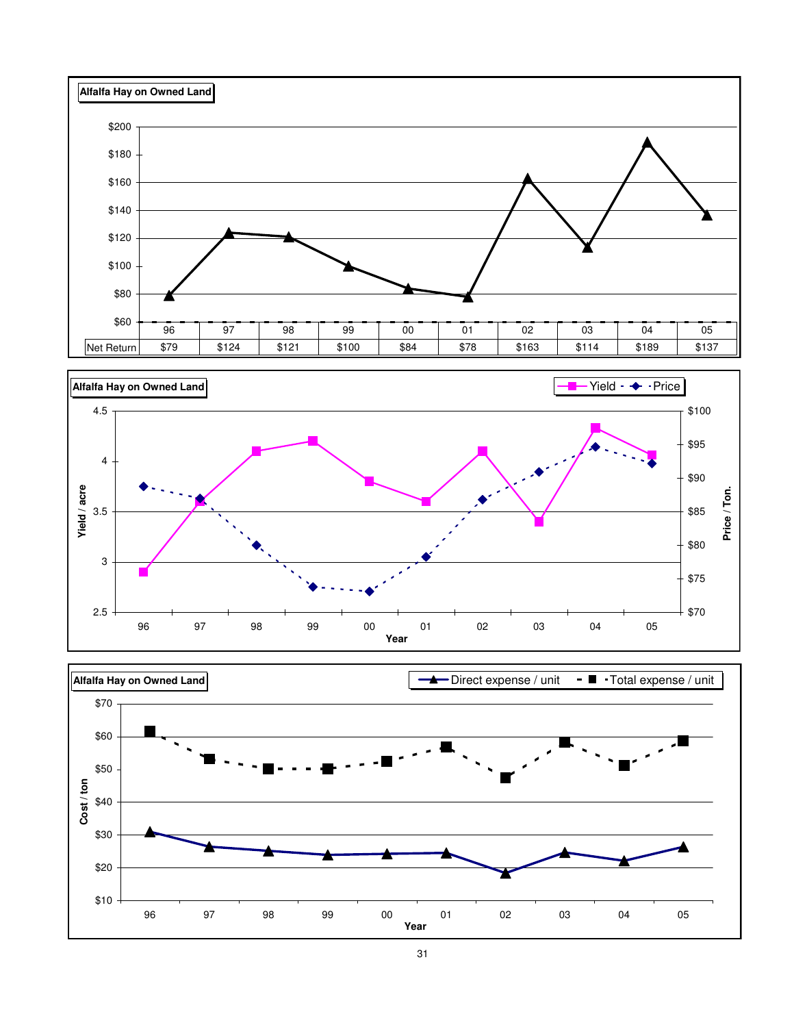**Alfalfa Hay on Owned Land**

| | 96 | 97 | 98 | 99 | 00 | 01 | 02 | 03 | 04 | 05 |
|---|---|---|---|---|---|---|---|---|---|---|
| Net Return | $79 | $124 | $121 | $100 | $84 | $78 | $163 | $114 | $189 | $137 |

**Alfalfa Hay on Owned Land**

Yield / acre — Yield, Price — Price / Ton. — Year

**Alfalfa Hay on Owned Land**

Cost / ton — Direct expense / unit, Total expense / unit — Year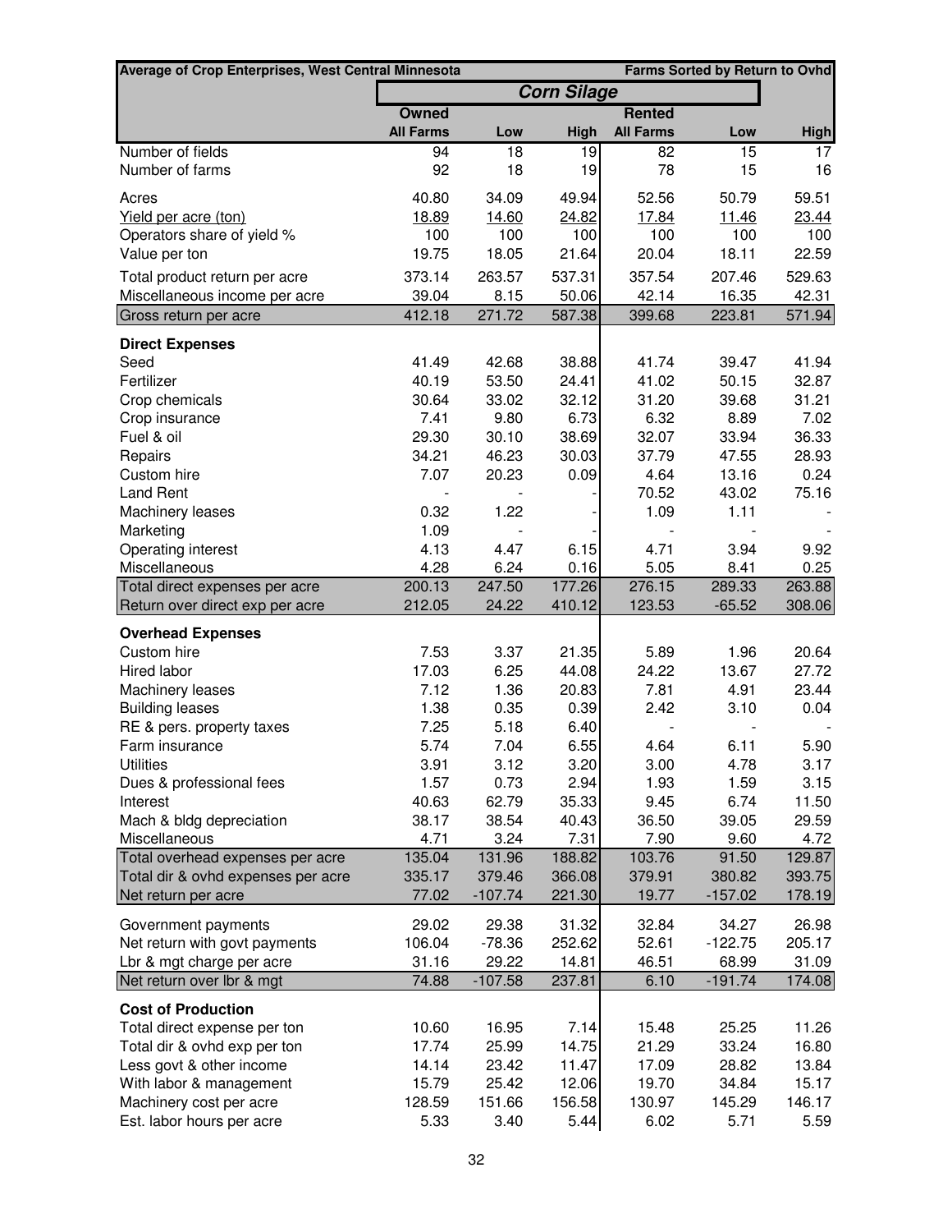| Average of Crop Enterprises, West Central Minnesota | | | | | | Farms Sorted by Return to Ovhd |
|---|---|---|---|---|---|---|
| | ***Corn Silage*** | | | | | |
| | **Owned** | | | **Rented** | | |
| | **All Farms** | **Low** | **High** | **All Farms** | **Low** | **High** |
| Number of fields | 94 | 18 | 19 | 82 | 15 | 17 |
| Number of farms | 92 | 18 | 19 | 78 | 15 | 16 |
| Acres | 40.80 | 34.09 | 49.94 | 52.56 | 50.79 | 59.51 |
| Yield per acre (ton) | 18.89 | 14.60 | 24.82 | 17.84 | 11.46 | 23.44 |
| Operators share of yield % | 100 | 100 | 100 | 100 | 100 | 100 |
| Value per ton | 19.75 | 18.05 | 21.64 | 20.04 | 18.11 | 22.59 |
| Total product return per acre | 373.14 | 263.57 | 537.31 | 357.54 | 207.46 | 529.63 |
| Miscellaneous income per acre | 39.04 | 8.15 | 50.06 | 42.14 | 16.35 | 42.31 |
| Gross return per acre | 412.18 | 271.72 | 587.38 | 399.68 | 223.81 | 571.94 |
| **Direct Expenses** | | | | | | |
| Seed | 41.49 | 42.68 | 38.88 | 41.74 | 39.47 | 41.94 |
| Fertilizer | 40.19 | 53.50 | 24.41 | 41.02 | 50.15 | 32.87 |
| Crop chemicals | 30.64 | 33.02 | 32.12 | 31.20 | 39.68 | 31.21 |
| Crop insurance | 7.41 | 9.80 | 6.73 | 6.32 | 8.89 | 7.02 |
| Fuel & oil | 29.30 | 30.10 | 38.69 | 32.07 | 33.94 | 36.33 |
| Repairs | 34.21 | 46.23 | 30.03 | 37.79 | 47.55 | 28.93 |
| Custom hire | 7.07 | 20.23 | 0.09 | 4.64 | 13.16 | 0.24 |
| Land Rent | - | - | - | 70.52 | 43.02 | 75.16 |
| Machinery leases | 0.32 | 1.22 | - | 1.09 | 1.11 | - |
| Marketing | 1.09 | - | - | - | - | - |
| Operating interest | 4.13 | 4.47 | 6.15 | 4.71 | 3.94 | 9.92 |
| Miscellaneous | 4.28 | 6.24 | 0.16 | 5.05 | 8.41 | 0.25 |
| Total direct expenses per acre | 200.13 | 247.50 | 177.26 | 276.15 | 289.33 | 263.88 |
| Return over direct exp per acre | 212.05 | 24.22 | 410.12 | 123.53 | -65.52 | 308.06 |
| **Overhead Expenses** | | | | | | |
| Custom hire | 7.53 | 3.37 | 21.35 | 5.89 | 1.96 | 20.64 |
| Hired labor | 17.03 | 6.25 | 44.08 | 24.22 | 13.67 | 27.72 |
| Machinery leases | 7.12 | 1.36 | 20.83 | 7.81 | 4.91 | 23.44 |
| Building leases | 1.38 | 0.35 | 0.39 | 2.42 | 3.10 | 0.04 |
| RE & pers. property taxes | 7.25 | 5.18 | 6.40 | - | - | - |
| Farm insurance | 5.74 | 7.04 | 6.55 | 4.64 | 6.11 | 5.90 |
| Utilities | 3.91 | 3.12 | 3.20 | 3.00 | 4.78 | 3.17 |
| Dues & professional fees | 1.57 | 0.73 | 2.94 | 1.93 | 1.59 | 3.15 |
| Interest | 40.63 | 62.79 | 35.33 | 9.45 | 6.74 | 11.50 |
| Mach & bldg depreciation | 38.17 | 38.54 | 40.43 | 36.50 | 39.05 | 29.59 |
| Miscellaneous | 4.71 | 3.24 | 7.31 | 7.90 | 9.60 | 4.72 |
| Total overhead expenses per acre | 135.04 | 131.96 | 188.82 | 103.76 | 91.50 | 129.87 |
| Total dir & ovhd expenses per acre | 335.17 | 379.46 | 366.08 | 379.91 | 380.82 | 393.75 |
| Net return per acre | 77.02 | -107.74 | 221.30 | 19.77 | -157.02 | 178.19 |
| Government payments | 29.02 | 29.38 | 31.32 | 32.84 | 34.27 | 26.98 |
| Net return with govt payments | 106.04 | -78.36 | 252.62 | 52.61 | -122.75 | 205.17 |
| Lbr & mgt charge per acre | 31.16 | 29.22 | 14.81 | 46.51 | 68.99 | 31.09 |
| Net return over lbr & mgt | 74.88 | -107.58 | 237.81 | 6.10 | -191.74 | 174.08 |
| **Cost of Production** | | | | | | |
| Total direct expense per ton | 10.60 | 16.95 | 7.14 | 15.48 | 25.25 | 11.26 |
| Total dir & ovhd exp per ton | 17.74 | 25.99 | 14.75 | 21.29 | 33.24 | 16.80 |
| Less govt & other income | 14.14 | 23.42 | 11.47 | 17.09 | 28.82 | 13.84 |
| With labor & management | 15.79 | 25.42 | 12.06 | 19.70 | 34.84 | 15.17 |
| Machinery cost per acre | 128.59 | 151.66 | 156.58 | 130.97 | 145.29 | 146.17 |
| Est. labor hours per acre | 5.33 | 3.40 | 5.44 | 6.02 | 5.71 | 5.59 |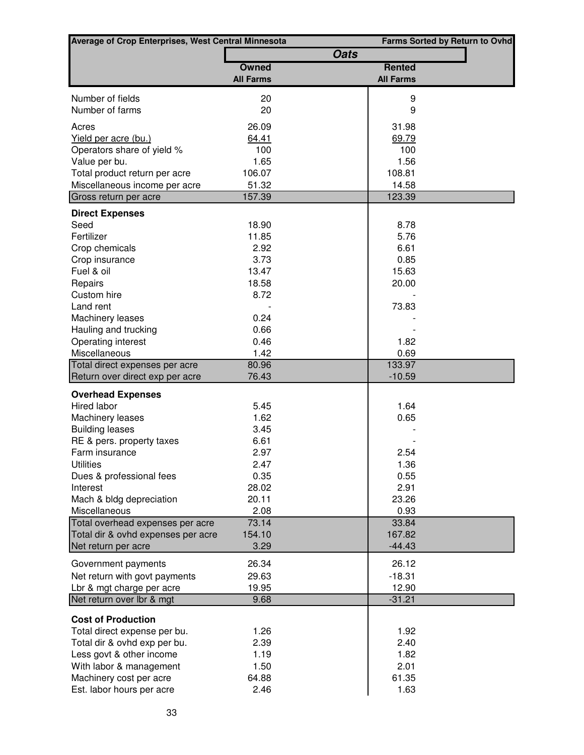| Average of Crop Enterprises, West Central Minnesota | Oats | Farms Sorted by Return to Ovhd |
|---|---|---|
| | Owned | Rented |
| | All Farms | All Farms |
| Number of fields | 20 | 9 |
| Number of farms | 20 | 9 |
| Acres | 26.09 | 31.98 |
| Yield per acre (bu.) | 64.41 | 69.79 |
| Operators share of yield % | 100 | 100 |
| Value per bu. | 1.65 | 1.56 |
| Total product return per acre | 106.07 | 108.81 |
| Miscellaneous income per acre | 51.32 | 14.58 |
| Gross return per acre | 157.39 | 123.39 |
| **Direct Expenses** | | |
| Seed | 18.90 | 8.78 |
| Fertilizer | 11.85 | 5.76 |
| Crop chemicals | 2.92 | 6.61 |
| Crop insurance | 3.73 | 0.85 |
| Fuel & oil | 13.47 | 15.63 |
| Repairs | 18.58 | 20.00 |
| Custom hire | 8.72 | - |
| Land rent | - | 73.83 |
| Machinery leases | 0.24 | - |
| Hauling and trucking | 0.66 | - |
| Operating interest | 0.46 | 1.82 |
| Miscellaneous | 1.42 | 0.69 |
| Total direct expenses per acre | 80.96 | 133.97 |
| Return over direct exp per acre | 76.43 | -10.59 |
| **Overhead Expenses** | | |
| Hired labor | 5.45 | 1.64 |
| Machinery leases | 1.62 | 0.65 |
| Building leases | 3.45 | - |
| RE & pers. property taxes | 6.61 | - |
| Farm insurance | 2.97 | 2.54 |
| Utilities | 2.47 | 1.36 |
| Dues & professional fees | 0.35 | 0.55 |
| Interest | 28.02 | 2.91 |
| Mach & bldg depreciation | 20.11 | 23.26 |
| Miscellaneous | 2.08 | 0.93 |
| Total overhead expenses per acre | 73.14 | 33.84 |
| Total dir & ovhd expenses per acre | 154.10 | 167.82 |
| Net return per acre | 3.29 | -44.43 |
| Government payments | 26.34 | 26.12 |
| Net return with govt payments | 29.63 | -18.31 |
| Lbr & mgt charge per acre | 19.95 | 12.90 |
| Net return over lbr & mgt | 9.68 | -31.21 |
| **Cost of Production** | | |
| Total direct expense per bu. | 1.26 | 1.92 |
| Total dir & ovhd exp per bu. | 2.39 | 2.40 |
| Less govt & other income | 1.19 | 1.82 |
| With labor & management | 1.50 | 2.01 |
| Machinery cost per acre | 64.88 | 61.35 |
| Est. labor hours per acre | 2.46 | 1.63 |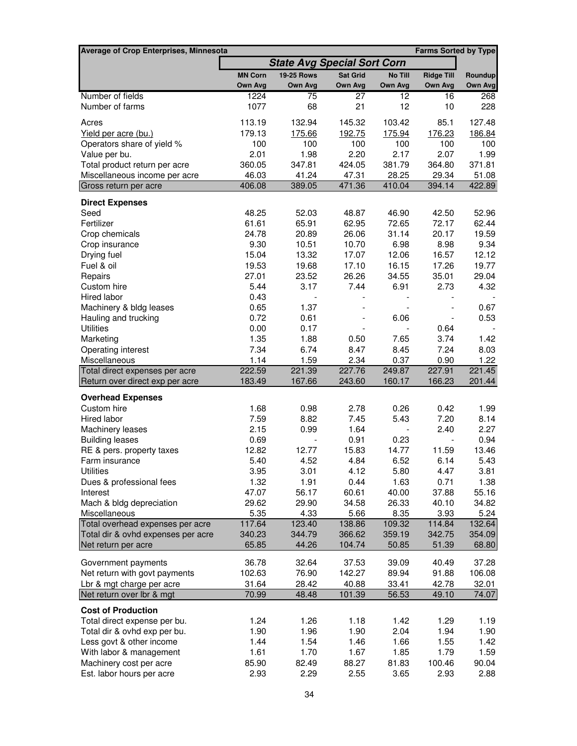| Average of Crop Enterprises, Minnesota | | | | | | Farms Sorted by Type |
|---|---|---|---|---|---|---|
| | State Avg Special Sort Corn | | | | | |
| | MN Corn Own Avg | 19-25 Rows Own Avg | Sat Grid Own Avg | No Till Own Avg | Ridge Till Own Avg | Roundup Own Avg |
| Number of fields | 1224 | 75 | 27 | 12 | 16 | 268 |
| Number of farms | 1077 | 68 | 21 | 12 | 10 | 228 |
| Acres | 113.19 | 132.94 | 145.32 | 103.42 | 85.1 | 127.48 |
| Yield per acre (bu.) | 179.13 | 175.66 | 192.75 | 175.94 | 176.23 | 186.84 |
| Operators share of yield % | 100 | 100 | 100 | 100 | 100 | 100 |
| Value per bu. | 2.01 | 1.98 | 2.20 | 2.17 | 2.07 | 1.99 |
| Total product return per acre | 360.05 | 347.81 | 424.05 | 381.79 | 364.80 | 371.81 |
| Miscellaneous income per acre | 46.03 | 41.24 | 47.31 | 28.25 | 29.34 | 51.08 |
| Gross return per acre | 406.08 | 389.05 | 471.36 | 410.04 | 394.14 | 422.89 |
| **Direct Expenses** | | | | | | |
| Seed | 48.25 | 52.03 | 48.87 | 46.90 | 42.50 | 52.96 |
| Fertilizer | 61.61 | 65.91 | 62.95 | 72.65 | 72.17 | 62.44 |
| Crop chemicals | 24.78 | 20.89 | 26.06 | 31.14 | 20.17 | 19.59 |
| Crop insurance | 9.30 | 10.51 | 10.70 | 6.98 | 8.98 | 9.34 |
| Drying fuel | 15.04 | 13.32 | 17.07 | 12.06 | 16.57 | 12.12 |
| Fuel & oil | 19.53 | 19.68 | 17.10 | 16.15 | 17.26 | 19.77 |
| Repairs | 27.01 | 23.52 | 26.26 | 34.55 | 35.01 | 29.04 |
| Custom hire | 5.44 | 3.17 | 7.44 | 6.91 | 2.73 | 4.32 |
| Hired labor | 0.43 | - | - | - | - | - |
| Machinery & bldg leases | 0.65 | 1.37 | - | - | - | 0.67 |
| Hauling and trucking | 0.72 | 0.61 | - | 6.06 | - | 0.53 |
| Utilities | 0.00 | 0.17 | - | - | 0.64 | - |
| Marketing | 1.35 | 1.88 | 0.50 | 7.65 | 3.74 | 1.42 |
| Operating interest | 7.34 | 6.74 | 8.47 | 8.45 | 7.24 | 8.03 |
| Miscellaneous | 1.14 | 1.59 | 2.34 | 0.37 | 0.90 | 1.22 |
| Total direct expenses per acre | 222.59 | 221.39 | 227.76 | 249.87 | 227.91 | 221.45 |
| Return over direct exp per acre | 183.49 | 167.66 | 243.60 | 160.17 | 166.23 | 201.44 |
| **Overhead Expenses** | | | | | | |
| Custom hire | 1.68 | 0.98 | 2.78 | 0.26 | 0.42 | 1.99 |
| Hired labor | 7.59 | 8.82 | 7.45 | 5.43 | 7.20 | 8.14 |
| Machinery leases | 2.15 | 0.99 | 1.64 | - | 2.40 | 2.27 |
| Building leases | 0.69 | - | 0.91 | 0.23 | - | 0.94 |
| RE & pers. property taxes | 12.82 | 12.77 | 15.83 | 14.77 | 11.59 | 13.46 |
| Farm insurance | 5.40 | 4.52 | 4.84 | 6.52 | 6.14 | 5.43 |
| Utilities | 3.95 | 3.01 | 4.12 | 5.80 | 4.47 | 3.81 |
| Dues & professional fees | 1.32 | 1.91 | 0.44 | 1.63 | 0.71 | 1.38 |
| Interest | 47.07 | 56.17 | 60.61 | 40.00 | 37.88 | 55.16 |
| Mach & bldg depreciation | 29.62 | 29.90 | 34.58 | 26.33 | 40.10 | 34.82 |
| Miscellaneous | 5.35 | 4.33 | 5.66 | 8.35 | 3.93 | 5.24 |
| Total overhead expenses per acre | 117.64 | 123.40 | 138.86 | 109.32 | 114.84 | 132.64 |
| Total dir & ovhd expenses per acre | 340.23 | 344.79 | 366.62 | 359.19 | 342.75 | 354.09 |
| Net return per acre | 65.85 | 44.26 | 104.74 | 50.85 | 51.39 | 68.80 |
| Government payments | 36.78 | 32.64 | 37.53 | 39.09 | 40.49 | 37.28 |
| Net return with govt payments | 102.63 | 76.90 | 142.27 | 89.94 | 91.88 | 106.08 |
| Lbr & mgt charge per acre | 31.64 | 28.42 | 40.88 | 33.41 | 42.78 | 32.01 |
| Net return over lbr & mgt | 70.99 | 48.48 | 101.39 | 56.53 | 49.10 | 74.07 |
| **Cost of Production** | | | | | | |
| Total direct expense per bu. | 1.24 | 1.26 | 1.18 | 1.42 | 1.29 | 1.19 |
| Total dir & ovhd exp per bu. | 1.90 | 1.96 | 1.90 | 2.04 | 1.94 | 1.90 |
| Less govt & other income | 1.44 | 1.54 | 1.46 | 1.66 | 1.55 | 1.42 |
| With labor & management | 1.61 | 1.70 | 1.67 | 1.85 | 1.79 | 1.59 |
| Machinery cost per acre | 85.90 | 82.49 | 88.27 | 81.83 | 100.46 | 90.04 |
| Est. labor hours per acre | 2.93 | 2.29 | 2.55 | 3.65 | 2.93 | 2.88 |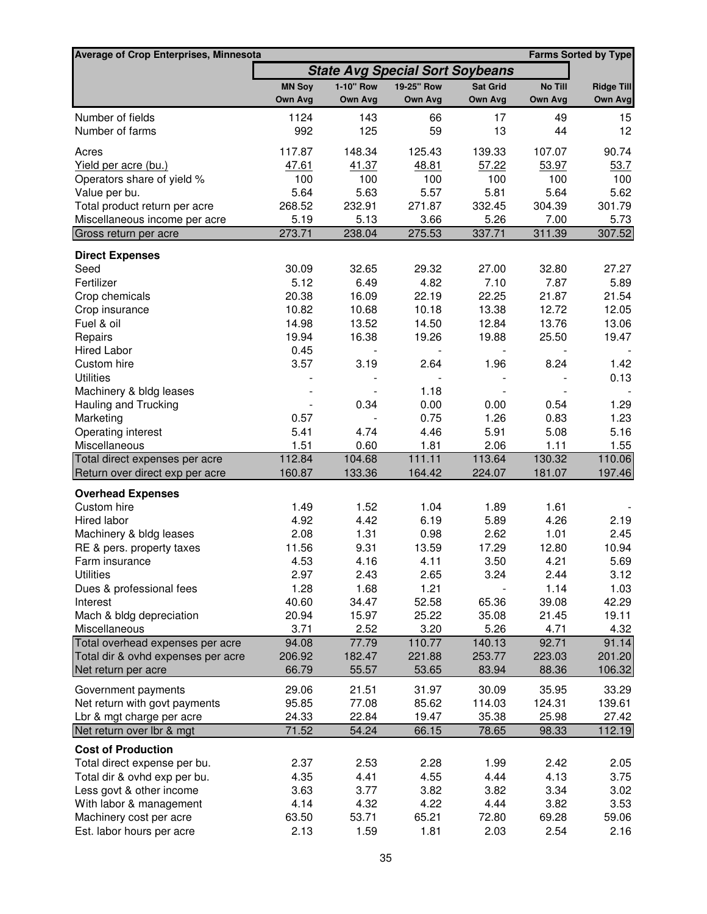| Average of Crop Enterprises, Minnesota | | | | | | Farms Sorted by Type |
|---|---|---|---|---|---|---|
| | *State Avg Special Sort Soybeans* | | | | | |
| | MN Soy Own Avg | 1-10" Row Own Avg | 19-25" Row Own Avg | Sat Grid Own Avg | No Till Own Avg | Ridge Till Own Avg |
| Number of fields | 1124 | 143 | 66 | 17 | 49 | 15 |
| Number of farms | 992 | 125 | 59 | 13 | 44 | 12 |
| Acres | 117.87 | 148.34 | 125.43 | 139.33 | 107.07 | 90.74 |
| Yield per acre (bu.) | 47.61 | 41.37 | 48.81 | 57.22 | 53.97 | 53.7 |
| Operators share of yield % | 100 | 100 | 100 | 100 | 100 | 100 |
| Value per bu. | 5.64 | 5.63 | 5.57 | 5.81 | 5.64 | 5.62 |
| Total product return per acre | 268.52 | 232.91 | 271.87 | 332.45 | 304.39 | 301.79 |
| Miscellaneous income per acre | 5.19 | 5.13 | 3.66 | 5.26 | 7.00 | 5.73 |
| Gross return per acre | 273.71 | 238.04 | 275.53 | 337.71 | 311.39 | 307.52 |
| **Direct Expenses** | | | | | | |
| Seed | 30.09 | 32.65 | 29.32 | 27.00 | 32.80 | 27.27 |
| Fertilizer | 5.12 | 6.49 | 4.82 | 7.10 | 7.87 | 5.89 |
| Crop chemicals | 20.38 | 16.09 | 22.19 | 22.25 | 21.87 | 21.54 |
| Crop insurance | 10.82 | 10.68 | 10.18 | 13.38 | 12.72 | 12.05 |
| Fuel & oil | 14.98 | 13.52 | 14.50 | 12.84 | 13.76 | 13.06 |
| Repairs | 19.94 | 16.38 | 19.26 | 19.88 | 25.50 | 19.47 |
| Hired Labor | 0.45 | - | - | - | - | - |
| Custom hire | 3.57 | 3.19 | 2.64 | 1.96 | 8.24 | 1.42 |
| Utilities | - | - | - | - | - | 0.13 |
| Machinery & bldg leases | - | - | 1.18 | - | - | - |
| Hauling and Trucking | - | 0.34 | 0.00 | 0.00 | 0.54 | 1.29 |
| Marketing | 0.57 | - | 0.75 | 1.26 | 0.83 | 1.23 |
| Operating interest | 5.41 | 4.74 | 4.46 | 5.91 | 5.08 | 5.16 |
| Miscellaneous | 1.51 | 0.60 | 1.81 | 2.06 | 1.11 | 1.55 |
| Total direct expenses per acre | 112.84 | 104.68 | 111.11 | 113.64 | 130.32 | 110.06 |
| Return over direct exp per acre | 160.87 | 133.36 | 164.42 | 224.07 | 181.07 | 197.46 |
| **Overhead Expenses** | | | | | | |
| Custom hire | 1.49 | 1.52 | 1.04 | 1.89 | 1.61 | - |
| Hired labor | 4.92 | 4.42 | 6.19 | 5.89 | 4.26 | 2.19 |
| Machinery & bldg leases | 2.08 | 1.31 | 0.98 | 2.62 | 1.01 | 2.45 |
| RE & pers. property taxes | 11.56 | 9.31 | 13.59 | 17.29 | 12.80 | 10.94 |
| Farm insurance | 4.53 | 4.16 | 4.11 | 3.50 | 4.21 | 5.69 |
| Utilities | 2.97 | 2.43 | 2.65 | 3.24 | 2.44 | 3.12 |
| Dues & professional fees | 1.28 | 1.68 | 1.21 | - | 1.14 | 1.03 |
| Interest | 40.60 | 34.47 | 52.58 | 65.36 | 39.08 | 42.29 |
| Mach & bldg depreciation | 20.94 | 15.97 | 25.22 | 35.08 | 21.45 | 19.11 |
| Miscellaneous | 3.71 | 2.52 | 3.20 | 5.26 | 4.71 | 4.32 |
| Total overhead expenses per acre | 94.08 | 77.79 | 110.77 | 140.13 | 92.71 | 91.14 |
| Total dir & ovhd expenses per acre | 206.92 | 182.47 | 221.88 | 253.77 | 223.03 | 201.20 |
| Net return per acre | 66.79 | 55.57 | 53.65 | 83.94 | 88.36 | 106.32 |
| Government payments | 29.06 | 21.51 | 31.97 | 30.09 | 35.95 | 33.29 |
| Net return with govt payments | 95.85 | 77.08 | 85.62 | 114.03 | 124.31 | 139.61 |
| Lbr & mgt charge per acre | 24.33 | 22.84 | 19.47 | 35.38 | 25.98 | 27.42 |
| Net return over lbr & mgt | 71.52 | 54.24 | 66.15 | 78.65 | 98.33 | 112.19 |
| **Cost of Production** | | | | | | |
| Total direct expense per bu. | 2.37 | 2.53 | 2.28 | 1.99 | 2.42 | 2.05 |
| Total dir & ovhd exp per bu. | 4.35 | 4.41 | 4.55 | 4.44 | 4.13 | 3.75 |
| Less govt & other income | 3.63 | 3.77 | 3.82 | 3.82 | 3.34 | 3.02 |
| With labor & management | 4.14 | 4.32 | 4.22 | 4.44 | 3.82 | 3.53 |
| Machinery cost per acre | 63.50 | 53.71 | 65.21 | 72.80 | 69.28 | 59.06 |
| Est. labor hours per acre | 2.13 | 1.59 | 1.81 | 2.03 | 2.54 | 2.16 |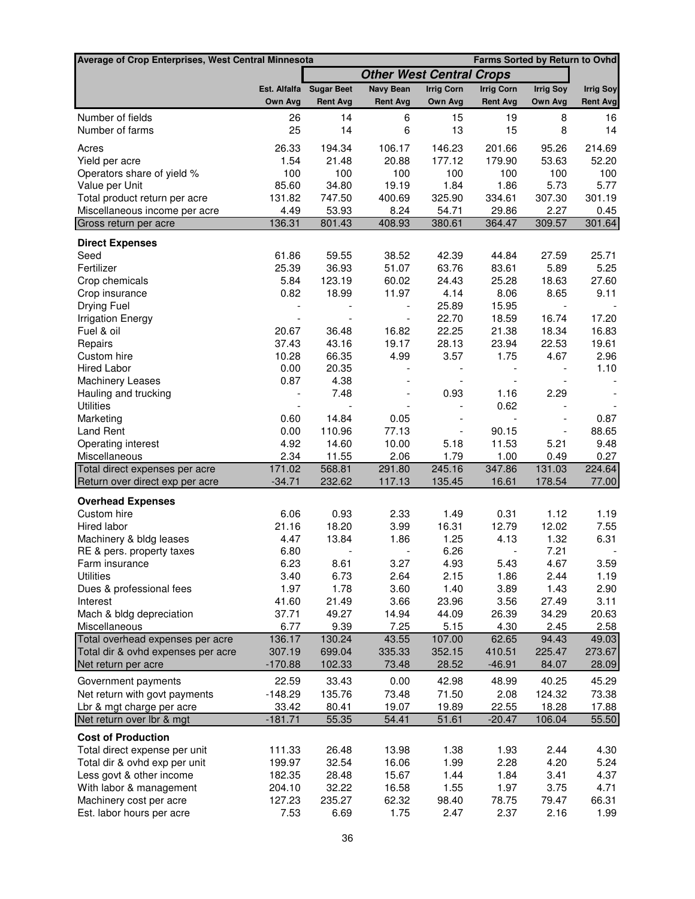| Average of Crop Enterprises, West Central Minnesota | | Farms Sorted by Return to Ovhd | | | | | |
|---|---|---|---|---|---|---|---|
| | | *Other West Central Crops* | | | | | |
| | Est. Alfalfa | Sugar Beet | Navy Bean | Irrig Corn | Irrig Corn | Irrig Soy | Irrig Soy |
| | Own Avg | Rent Avg | Rent Avg | Own Avg | Rent Avg | Own Avg | Rent Avg |
| Number of fields | 26 | 14 | 6 | 15 | 19 | 8 | 16 |
| Number of farms | 25 | 14 | 6 | 13 | 15 | 8 | 14 |
| Acres | 26.33 | 194.34 | 106.17 | 146.23 | 201.66 | 95.26 | 214.69 |
| Yield per acre | 1.54 | 21.48 | 20.88 | 177.12 | 179.90 | 53.63 | 52.20 |
| Operators share of yield % | 100 | 100 | 100 | 100 | 100 | 100 | 100 |
| Value per Unit | 85.60 | 34.80 | 19.19 | 1.84 | 1.86 | 5.73 | 5.77 |
| Total product return per acre | 131.82 | 747.50 | 400.69 | 325.90 | 334.61 | 307.30 | 301.19 |
| Miscellaneous income per acre | 4.49 | 53.93 | 8.24 | 54.71 | 29.86 | 2.27 | 0.45 |
| Gross return per acre | 136.31 | 801.43 | 408.93 | 380.61 | 364.47 | 309.57 | 301.64 |
| **Direct Expenses** | | | | | | | |
| Seed | 61.86 | 59.55 | 38.52 | 42.39 | 44.84 | 27.59 | 25.71 |
| Fertilizer | 25.39 | 36.93 | 51.07 | 63.76 | 83.61 | 5.89 | 5.25 |
| Crop chemicals | 5.84 | 123.19 | 60.02 | 24.43 | 25.28 | 18.63 | 27.60 |
| Crop insurance | 0.82 | 18.99 | 11.97 | 4.14 | 8.06 | 8.65 | 9.11 |
| Drying Fuel | - | - | - | 25.89 | 15.95 | - | - |
| Irrigation Energy | - | - | - | 22.70 | 18.59 | 16.74 | 17.20 |
| Fuel & oil | 20.67 | 36.48 | 16.82 | 22.25 | 21.38 | 18.34 | 16.83 |
| Repairs | 37.43 | 43.16 | 19.17 | 28.13 | 23.94 | 22.53 | 19.61 |
| Custom hire | 10.28 | 66.35 | 4.99 | 3.57 | 1.75 | 4.67 | 2.96 |
| Hired Labor | 0.00 | 20.35 | - | - | - | - | 1.10 |
| Machinery Leases | 0.87 | 4.38 | - | - | - | - | - |
| Hauling and trucking | - | 7.48 | - | 0.93 | 1.16 | 2.29 | - |
| Utilities | - | - | - | - | 0.62 | - | - |
| Marketing | 0.60 | 14.84 | 0.05 | - | - | - | 0.87 |
| Land Rent | 0.00 | 110.96 | 77.13 | - | 90.15 | - | 88.65 |
| Operating interest | 4.92 | 14.60 | 10.00 | 5.18 | 11.53 | 5.21 | 9.48 |
| Miscellaneous | 2.34 | 11.55 | 2.06 | 1.79 | 1.00 | 0.49 | 0.27 |
| Total direct expenses per acre | 171.02 | 568.81 | 291.80 | 245.16 | 347.86 | 131.03 | 224.64 |
| Return over direct exp per acre | -34.71 | 232.62 | 117.13 | 135.45 | 16.61 | 178.54 | 77.00 |
| **Overhead Expenses** | | | | | | | |
| Custom hire | 6.06 | 0.93 | 2.33 | 1.49 | 0.31 | 1.12 | 1.19 |
| Hired labor | 21.16 | 18.20 | 3.99 | 16.31 | 12.79 | 12.02 | 7.55 |
| Machinery & bldg leases | 4.47 | 13.84 | 1.86 | 1.25 | 4.13 | 1.32 | 6.31 |
| RE & pers. property taxes | 6.80 | - | - | 6.26 | - | 7.21 | - |
| Farm insurance | 6.23 | 8.61 | 3.27 | 4.93 | 5.43 | 4.67 | 3.59 |
| Utilities | 3.40 | 6.73 | 2.64 | 2.15 | 1.86 | 2.44 | 1.19 |
| Dues & professional fees | 1.97 | 1.78 | 3.60 | 1.40 | 3.89 | 1.43 | 2.90 |
| Interest | 41.60 | 21.49 | 3.66 | 23.96 | 3.56 | 27.49 | 3.11 |
| Mach & bldg depreciation | 37.71 | 49.27 | 14.94 | 44.09 | 26.39 | 34.29 | 20.63 |
| Miscellaneous | 6.77 | 9.39 | 7.25 | 5.15 | 4.30 | 2.45 | 2.58 |
| Total overhead expenses per acre | 136.17 | 130.24 | 43.55 | 107.00 | 62.65 | 94.43 | 49.03 |
| Total dir & ovhd expenses per acre | 307.19 | 699.04 | 335.33 | 352.15 | 410.51 | 225.47 | 273.67 |
| Net return per acre | -170.88 | 102.33 | 73.48 | 28.52 | -46.91 | 84.07 | 28.09 |
| Government payments | 22.59 | 33.43 | 0.00 | 42.98 | 48.99 | 40.25 | 45.29 |
| Net return with govt payments | -148.29 | 135.76 | 73.48 | 71.50 | 2.08 | 124.32 | 73.38 |
| Lbr & mgt charge per acre | 33.42 | 80.41 | 19.07 | 19.89 | 22.55 | 18.28 | 17.88 |
| Net return over lbr & mgt | -181.71 | 55.35 | 54.41 | 51.61 | -20.47 | 106.04 | 55.50 |
| **Cost of Production** | | | | | | | |
| Total direct expense per unit | 111.33 | 26.48 | 13.98 | 1.38 | 1.93 | 2.44 | 4.30 |
| Total dir & ovhd exp per unit | 199.97 | 32.54 | 16.06 | 1.99 | 2.28 | 4.20 | 5.24 |
| Less govt & other income | 182.35 | 28.48 | 15.67 | 1.44 | 1.84 | 3.41 | 4.37 |
| With labor & management | 204.10 | 32.22 | 16.58 | 1.55 | 1.97 | 3.75 | 4.71 |
| Machinery cost per acre | 127.23 | 235.27 | 62.32 | 98.40 | 78.75 | 79.47 | 66.31 |
| Est. labor hours per acre | 7.53 | 6.69 | 1.75 | 2.47 | 2.37 | 2.16 | 1.99 |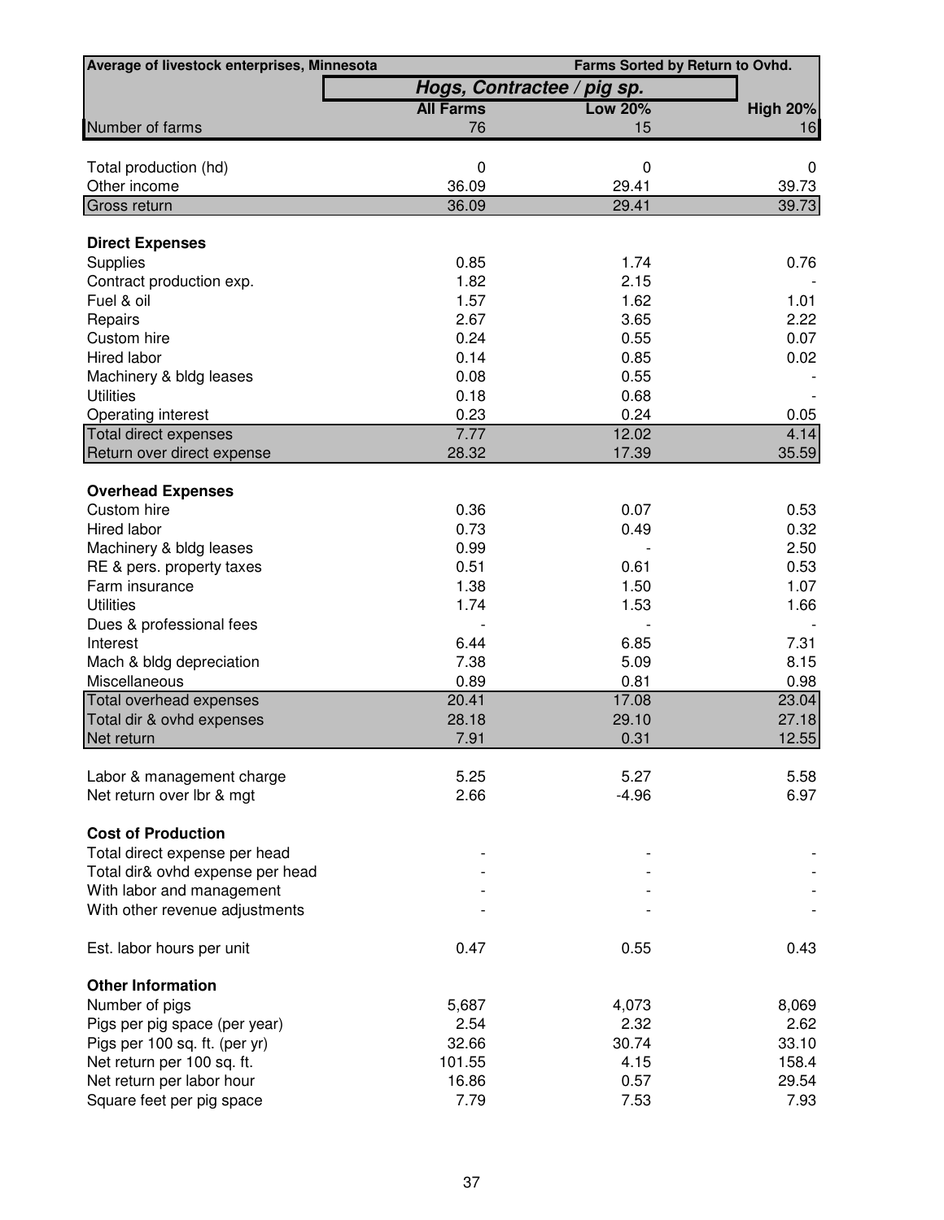| Average of livestock enterprises, Minnesota | Farms Sorted by Return to Ovhd. | | |
|---|---|---|---|
| | Hogs, Contractee / pig sp. | | |
| | **All Farms** | **Low 20%** | **High 20%** |
| Number of farms | 76 | 15 | 16 |
| | | | |
| Total production (hd) | 0 | 0 | 0 |
| Other income | 36.09 | 29.41 | 39.73 |
| Gross return | 36.09 | 29.41 | 39.73 |
| | | | |
| **Direct Expenses** | | | |
| Supplies | 0.85 | 1.74 | 0.76 |
| Contract production exp. | 1.82 | 2.15 | - |
| Fuel & oil | 1.57 | 1.62 | 1.01 |
| Repairs | 2.67 | 3.65 | 2.22 |
| Custom hire | 0.24 | 0.55 | 0.07 |
| Hired labor | 0.14 | 0.85 | 0.02 |
| Machinery & bldg leases | 0.08 | 0.55 | - |
| Utilities | 0.18 | 0.68 | - |
| Operating interest | 0.23 | 0.24 | 0.05 |
| Total direct expenses | 7.77 | 12.02 | 4.14 |
| Return over direct expense | 28.32 | 17.39 | 35.59 |
| | | | |
| **Overhead Expenses** | | | |
| Custom hire | 0.36 | 0.07 | 0.53 |
| Hired labor | 0.73 | 0.49 | 0.32 |
| Machinery & bldg leases | 0.99 | - | 2.50 |
| RE & pers. property taxes | 0.51 | 0.61 | 0.53 |
| Farm insurance | 1.38 | 1.50 | 1.07 |
| Utilities | 1.74 | 1.53 | 1.66 |
| Dues & professional fees | - | - | - |
| Interest | 6.44 | 6.85 | 7.31 |
| Mach & bldg depreciation | 7.38 | 5.09 | 8.15 |
| Miscellaneous | 0.89 | 0.81 | 0.98 |
| Total overhead expenses | 20.41 | 17.08 | 23.04 |
| Total dir & ovhd expenses | 28.18 | 29.10 | 27.18 |
| Net return | 7.91 | 0.31 | 12.55 |
| | | | |
| Labor & management charge | 5.25 | 5.27 | 5.58 |
| Net return over lbr & mgt | 2.66 | -4.96 | 6.97 |
| | | | |
| **Cost of Production** | | | |
| Total direct expense per head | - | - | - |
| Total dir& ovhd expense per head | - | - | - |
| With labor and management | - | - | - |
| With other revenue adjustments | - | - | - |
| | | | |
| Est. labor hours per unit | 0.47 | 0.55 | 0.43 |
| | | | |
| **Other Information** | | | |
| Number of pigs | 5,687 | 4,073 | 8,069 |
| Pigs per pig space (per year) | 2.54 | 2.32 | 2.62 |
| Pigs per 100 sq. ft. (per yr) | 32.66 | 30.74 | 33.10 |
| Net return per 100 sq. ft. | 101.55 | 4.15 | 158.4 |
| Net return per labor hour | 16.86 | 0.57 | 29.54 |
| Square feet per pig space | 7.79 | 7.53 | 7.93 |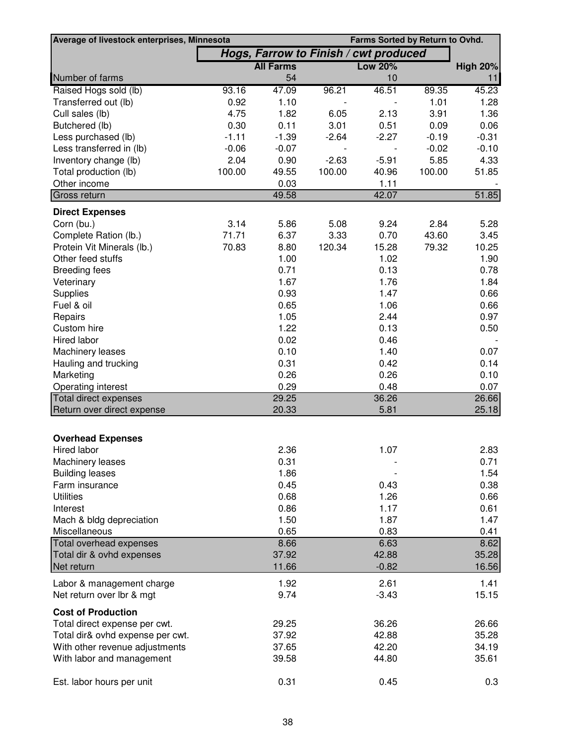| Average of livestock enterprises, Minnesota | | | | | Farms Sorted by Return to Ovhd. | |
|---|---|---|---|---|---|---|
| | ***Hogs, Farrow to Finish / cwt produced*** | | | | | |
| | | **All Farms** | | **Low 20%** | | **High 20%** |
| Number of farms | | 54 | | 10 | | 11 |
| Raised Hogs sold (lb) | 93.16 | 47.09 | 96.21 | 46.51 | 89.35 | 45.23 |
| Transferred out (lb) | 0.92 | 1.10 | - | - | 1.01 | 1.28 |
| Cull sales (lb) | 4.75 | 1.82 | 6.05 | 2.13 | 3.91 | 1.36 |
| Butchered (lb) | 0.30 | 0.11 | 3.01 | 0.51 | 0.09 | 0.06 |
| Less purchased (lb) | -1.11 | -1.39 | -2.64 | -2.27 | -0.19 | -0.31 |
| Less transferred in (lb) | -0.06 | -0.07 | - | - | -0.02 | -0.10 |
| Inventory change (lb) | 2.04 | 0.90 | -2.63 | -5.91 | 5.85 | 4.33 |
| Total production (lb) | 100.00 | 49.55 | 100.00 | 40.96 | 100.00 | 51.85 |
| Other income | | 0.03 | | 1.11 | | - |
| Gross return | | 49.58 | | 42.07 | | 51.85 |
| **Direct Expenses** | | | | | | |
| Corn (bu.) | 3.14 | 5.86 | 5.08 | 9.24 | 2.84 | 5.28 |
| Complete Ration (lb.) | 71.71 | 6.37 | 3.33 | 0.70 | 43.60 | 3.45 |
| Protein Vit Minerals (lb.) | 70.83 | 8.80 | 120.34 | 15.28 | 79.32 | 10.25 |
| Other feed stuffs | | 1.00 | | 1.02 | | 1.90 |
| Breeding fees | | 0.71 | | 0.13 | | 0.78 |
| Veterinary | | 1.67 | | 1.76 | | 1.84 |
| Supplies | | 0.93 | | 1.47 | | 0.66 |
| Fuel & oil | | 0.65 | | 1.06 | | 0.66 |
| Repairs | | 1.05 | | 2.44 | | 0.97 |
| Custom hire | | 1.22 | | 0.13 | | 0.50 |
| Hired labor | | 0.02 | | 0.46 | | - |
| Machinery leases | | 0.10 | | 1.40 | | 0.07 |
| Hauling and trucking | | 0.31 | | 0.42 | | 0.14 |
| Marketing | | 0.26 | | 0.26 | | 0.10 |
| Operating interest | | 0.29 | | 0.48 | | 0.07 |
| Total direct expenses | | 29.25 | | 36.26 | | 26.66 |
| Return over direct expense | | 20.33 | | 5.81 | | 25.18 |
| **Overhead Expenses** | | | | | | |
| Hired labor | | 2.36 | | 1.07 | | 2.83 |
| Machinery leases | | 0.31 | | - | | 0.71 |
| Building leases | | 1.86 | | - | | 1.54 |
| Farm insurance | | 0.45 | | 0.43 | | 0.38 |
| Utilities | | 0.68 | | 1.26 | | 0.66 |
| Interest | | 0.86 | | 1.17 | | 0.61 |
| Mach & bldg depreciation | | 1.50 | | 1.87 | | 1.47 |
| Miscellaneous | | 0.65 | | 0.83 | | 0.41 |
| Total overhead expenses | | 8.66 | | 6.63 | | 8.62 |
| Total dir & ovhd expenses | | 37.92 | | 42.88 | | 35.28 |
| Net return | | 11.66 | | -0.82 | | 16.56 |
| Labor & management charge | | 1.92 | | 2.61 | | 1.41 |
| Net return over lbr & mgt | | 9.74 | | -3.43 | | 15.15 |
| **Cost of Production** | | | | | | |
| Total direct expense per cwt. | | 29.25 | | 36.26 | | 26.66 |
| Total dir& ovhd expense per cwt. | | 37.92 | | 42.88 | | 35.28 |
| With other revenue adjustments | | 37.65 | | 42.20 | | 34.19 |
| With labor and management | | 39.58 | | 44.80 | | 35.61 |
| Est. labor hours per unit | | 0.31 | | 0.45 | | 0.3 |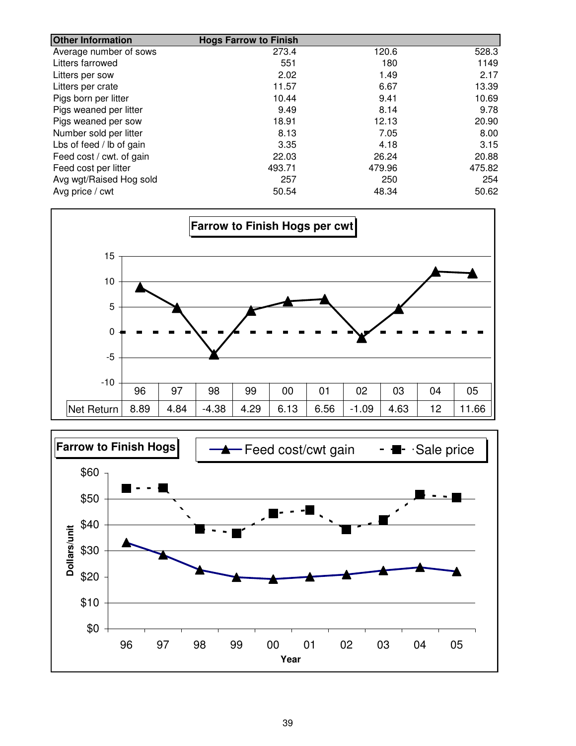| Other Information | Hogs Farrow to Finish | | |
|---|---|---|---|
| Average number of sows | 273.4 | 120.6 | 528.3 |
| Litters farrowed | 551 | 180 | 1149 |
| Litters per sow | 2.02 | 1.49 | 2.17 |
| Litters per crate | 11.57 | 6.67 | 13.39 |
| Pigs born per litter | 10.44 | 9.41 | 10.69 |
| Pigs weaned per litter | 9.49 | 8.14 | 9.78 |
| Pigs weaned per sow | 18.91 | 12.13 | 20.90 |
| Number sold per litter | 8.13 | 7.05 | 8.00 |
| Lbs of feed / lb of gain | 3.35 | 4.18 | 3.15 |
| Feed cost / cwt. of gain | 22.03 | 26.24 | 20.88 |
| Feed cost per litter | 493.71 | 479.96 | 475.82 |
| Avg wgt/Raised Hog sold | 257 | 250 | 254 |
| Avg price / cwt | 50.54 | 48.34 | 50.62 |

**Farrow to Finish Hogs per cwt**

| | 96 | 97 | 98 | 99 | 00 | 01 | 02 | 03 | 04 | 05 |
|---|---|---|---|---|---|---|---|---|---|---|
| Net Return | 8.89 | 4.84 | -4.38 | 4.29 | 6.13 | 6.56 | -1.09 | 4.63 | 12 | 11.66 |

**Farrow to Finish Hogs**

Feed cost/cwt gain — Sale price

Dollars/unit

Year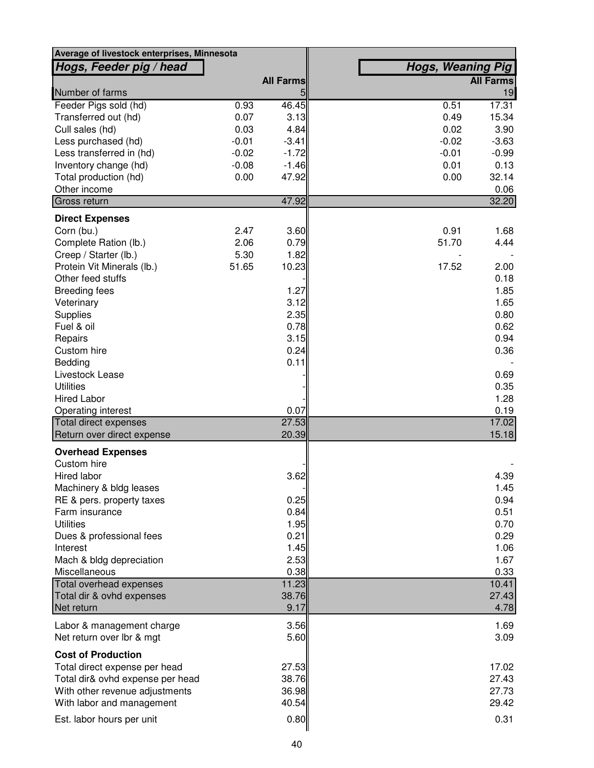**Average of livestock enterprises, Minnesota**

| ***Hogs, Feeder pig / head*** | | | ***Hogs, Weaning Pig*** | |
|---|---|---|---|---|
| | | **All Farms** | | **All Farms** |
| Number of farms | | 5 | | 19 |
| Feeder Pigs sold (hd) | 0.93 | 46.45 | 0.51 | 17.31 |
| Transferred out (hd) | 0.07 | 3.13 | 0.49 | 15.34 |
| Cull sales (hd) | 0.03 | 4.84 | 0.02 | 3.90 |
| Less purchased (hd) | -0.01 | -3.41 | -0.02 | -3.63 |
| Less transferred in (hd) | -0.02 | -1.72 | -0.01 | -0.99 |
| Inventory change (hd) | -0.08 | -1.46 | 0.01 | 0.13 |
| Total production (hd) | 0.00 | 47.92 | 0.00 | 32.14 |
| Other income | | | | 0.06 |
| Gross return | | 47.92 | | 32.20 |
| **Direct Expenses** | | | | |
| Corn (bu.) | 2.47 | 3.60 | 0.91 | 1.68 |
| Complete Ration (lb.) | 2.06 | 0.79 | 51.70 | 4.44 |
| Creep / Starter (lb.) | 5.30 | 1.82 | - | - |
| Protein Vit Minerals (lb.) | 51.65 | 10.23 | 17.52 | 2.00 |
| Other feed stuffs | | - | | 0.18 |
| Breeding fees | | 1.27 | | 1.85 |
| Veterinary | | 3.12 | | 1.65 |
| Supplies | | 2.35 | | 0.80 |
| Fuel & oil | | 0.78 | | 0.62 |
| Repairs | | 3.15 | | 0.94 |
| Custom hire | | 0.24 | | 0.36 |
| Bedding | | 0.11 | | - |
| Livestock Lease | | - | | 0.69 |
| Utilities | | - | | 0.35 |
| Hired Labor | | - | | 1.28 |
| Operating interest | | 0.07 | | 0.19 |
| Total direct expenses | | 27.53 | | 17.02 |
| Return over direct expense | | 20.39 | | 15.18 |
| **Overhead Expenses** | | | | |
| Custom hire | | - | | - |
| Hired labor | | 3.62 | | 4.39 |
| Machinery & bldg leases | | - | | 1.45 |
| RE & pers. property taxes | | 0.25 | | 0.94 |
| Farm insurance | | 0.84 | | 0.51 |
| Utilities | | 1.95 | | 0.70 |
| Dues & professional fees | | 0.21 | | 0.29 |
| Interest | | 1.45 | | 1.06 |
| Mach & bldg depreciation | | 2.53 | | 1.67 |
| Miscellaneous | | 0.38 | | 0.33 |
| Total overhead expenses | | 11.23 | | 10.41 |
| Total dir & ovhd expenses | | 38.76 | | 27.43 |
| Net return | | 9.17 | | 4.78 |
| Labor & management charge | | 3.56 | | 1.69 |
| Net return over lbr & mgt | | 5.60 | | 3.09 |
| **Cost of Production** | | | | |
| Total direct expense per head | | 27.53 | | 17.02 |
| Total dir& ovhd expense per head | | 38.76 | | 27.43 |
| With other revenue adjustments | | 36.98 | | 27.73 |
| With labor and management | | 40.54 | | 29.42 |
| Est. labor hours per unit | | 0.80 | | 0.31 |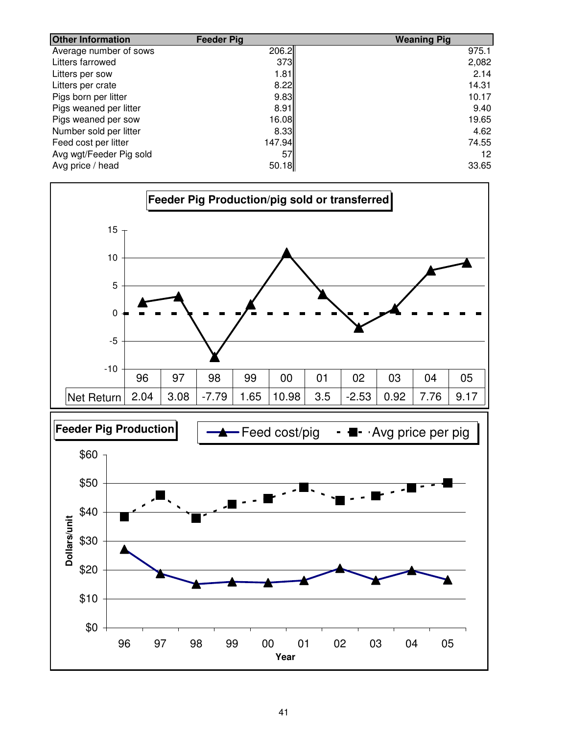| Other Information | Feeder Pig | Weaning Pig |
|---|---|---|
| Average number of sows | 206.2 | 975.1 |
| Litters farrowed | 373 | 2,082 |
| Litters per sow | 1.81 | 2.14 |
| Litters per crate | 8.22 | 14.31 |
| Pigs born per litter | 9.83 | 10.17 |
| Pigs weaned per litter | 8.91 | 9.40 |
| Pigs weaned per sow | 16.08 | 19.65 |
| Number sold per litter | 8.33 | 4.62 |
| Feed cost per litter | 147.94 | 74.55 |
| Avg wgt/Feeder Pig sold | 57 | 12 |
| Avg price / head | 50.18 | 33.65 |

**Feeder Pig Production/pig sold or transferred**

| | 96 | 97 | 98 | 99 | 00 | 01 | 02 | 03 | 04 | 05 |
|---|---|---|---|---|---|---|---|---|---|---|
| Net Return | 2.04 | 3.08 | -7.79 | 1.65 | 10.98 | 3.5 | -2.53 | 0.92 | 7.76 | 9.17 |

**Feeder Pig Production**

Feed cost/pig — Avg price per pig

Dollars/unit; Year (96–05)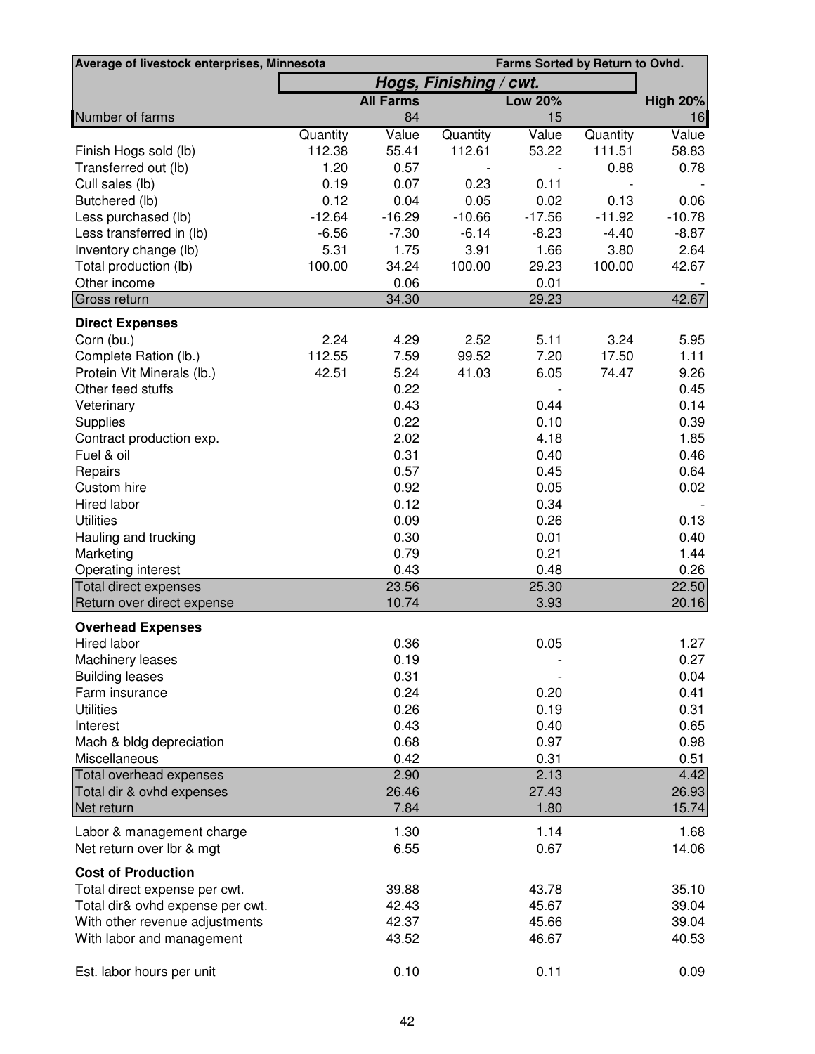| Average of livestock enterprises, Minnesota | | | | | Farms Sorted by Return to Ovhd. | |
|---|---|---|---|---|---|---|
| | Hogs, Finishing / cwt. | | | | | |
| | | All Farms | | Low 20% | | High 20% |
| Number of farms | | 84 | | 15 | | 16 |
| | Quantity | Value | Quantity | Value | Quantity | Value |
| Finish Hogs sold (lb) | 112.38 | 55.41 | 112.61 | 53.22 | 111.51 | 58.83 |
| Transferred out (lb) | 1.20 | 0.57 | - | - | 0.88 | 0.78 |
| Cull sales (lb) | 0.19 | 0.07 | 0.23 | 0.11 | - | - |
| Butchered (lb) | 0.12 | 0.04 | 0.05 | 0.02 | 0.13 | 0.06 |
| Less purchased (lb) | -12.64 | -16.29 | -10.66 | -17.56 | -11.92 | -10.78 |
| Less transferred in (lb) | -6.56 | -7.30 | -6.14 | -8.23 | -4.40 | -8.87 |
| Inventory change (lb) | 5.31 | 1.75 | 3.91 | 1.66 | 3.80 | 2.64 |
| Total production (lb) | 100.00 | 34.24 | 100.00 | 29.23 | 100.00 | 42.67 |
| Other income | | 0.06 | | 0.01 | | - |
| Gross return | | 34.30 | | 29.23 | | 42.67 |
| **Direct Expenses** | | | | | | |
| Corn (bu.) | 2.24 | 4.29 | 2.52 | 5.11 | 3.24 | 5.95 |
| Complete Ration (lb.) | 112.55 | 7.59 | 99.52 | 7.20 | 17.50 | 1.11 |
| Protein Vit Minerals (lb.) | 42.51 | 5.24 | 41.03 | 6.05 | 74.47 | 9.26 |
| Other feed stuffs | | 0.22 | | - | | 0.45 |
| Veterinary | | 0.43 | | 0.44 | | 0.14 |
| Supplies | | 0.22 | | 0.10 | | 0.39 |
| Contract production exp. | | 2.02 | | 4.18 | | 1.85 |
| Fuel & oil | | 0.31 | | 0.40 | | 0.46 |
| Repairs | | 0.57 | | 0.45 | | 0.64 |
| Custom hire | | 0.92 | | 0.05 | | 0.02 |
| Hired labor | | 0.12 | | 0.34 | | - |
| Utilities | | 0.09 | | 0.26 | | 0.13 |
| Hauling and trucking | | 0.30 | | 0.01 | | 0.40 |
| Marketing | | 0.79 | | 0.21 | | 1.44 |
| Operating interest | | 0.43 | | 0.48 | | 0.26 |
| Total direct expenses | | 23.56 | | 25.30 | | 22.50 |
| Return over direct expense | | 10.74 | | 3.93 | | 20.16 |
| **Overhead Expenses** | | | | | | |
| Hired labor | | 0.36 | | 0.05 | | 1.27 |
| Machinery leases | | 0.19 | | - | | 0.27 |
| Building leases | | 0.31 | | - | | 0.04 |
| Farm insurance | | 0.24 | | 0.20 | | 0.41 |
| Utilities | | 0.26 | | 0.19 | | 0.31 |
| Interest | | 0.43 | | 0.40 | | 0.65 |
| Mach & bldg depreciation | | 0.68 | | 0.97 | | 0.98 |
| Miscellaneous | | 0.42 | | 0.31 | | 0.51 |
| Total overhead expenses | | 2.90 | | 2.13 | | 4.42 |
| Total dir & ovhd expenses | | 26.46 | | 27.43 | | 26.93 |
| Net return | | 7.84 | | 1.80 | | 15.74 |
| Labor & management charge | | 1.30 | | 1.14 | | 1.68 |
| Net return over lbr & mgt | | 6.55 | | 0.67 | | 14.06 |
| **Cost of Production** | | | | | | |
| Total direct expense per cwt. | | 39.88 | | 43.78 | | 35.10 |
| Total dir& ovhd expense per cwt. | | 42.43 | | 45.67 | | 39.04 |
| With other revenue adjustments | | 42.37 | | 45.66 | | 39.04 |
| With labor and management | | 43.52 | | 46.67 | | 40.53 |
| Est. labor hours per unit | | 0.10 | | 0.11 | | 0.09 |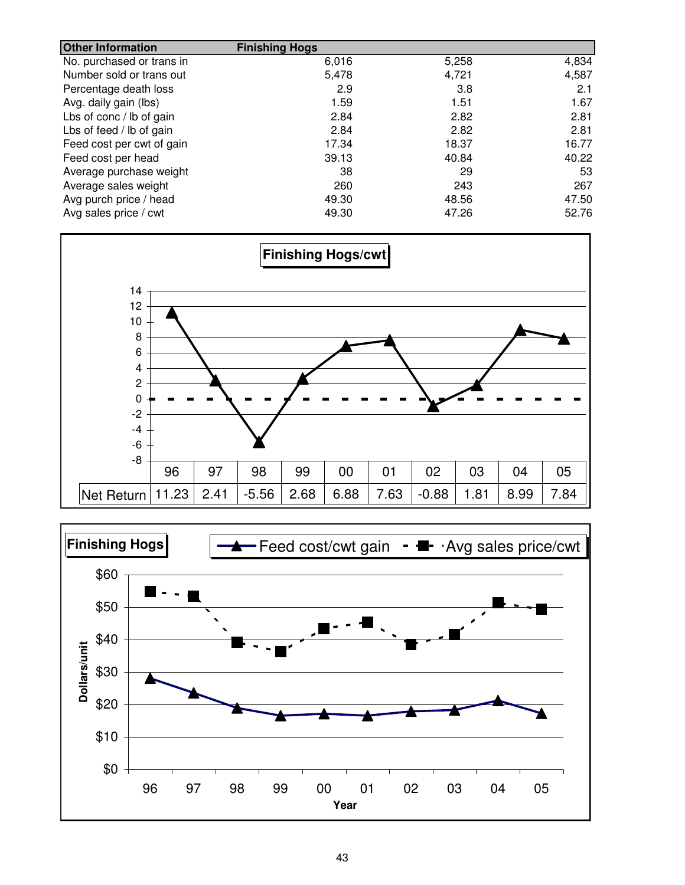| Other Information | Finishing Hogs | | |
|---|---|---|---|
| No. purchased or trans in | 6,016 | 5,258 | 4,834 |
| Number sold or trans out | 5,478 | 4,721 | 4,587 |
| Percentage death loss | 2.9 | 3.8 | 2.1 |
| Avg. daily gain (lbs) | 1.59 | 1.51 | 1.67 |
| Lbs of conc / lb of gain | 2.84 | 2.82 | 2.81 |
| Lbs of feed / lb of gain | 2.84 | 2.82 | 2.81 |
| Feed cost per cwt of gain | 17.34 | 18.37 | 16.77 |
| Feed cost per head | 39.13 | 40.84 | 40.22 |
| Average purchase weight | 38 | 29 | 53 |
| Average sales weight | 260 | 243 | 267 |
| Avg purch price / head | 49.30 | 48.56 | 47.50 |
| Avg sales price / cwt | 49.30 | 47.26 | 52.76 |

**Finishing Hogs/cwt**

| | 96 | 97 | 98 | 99 | 00 | 01 | 02 | 03 | 04 | 05 |
|---|---|---|---|---|---|---|---|---|---|---|
| Net Return | 11.23 | 2.41 | -5.56 | 2.68 | 6.88 | 7.63 | -0.88 | 1.81 | 8.99 | 7.84 |

**Finishing Hogs**

Feed cost/cwt gain — Avg sales price/cwt

Dollars/unit

Year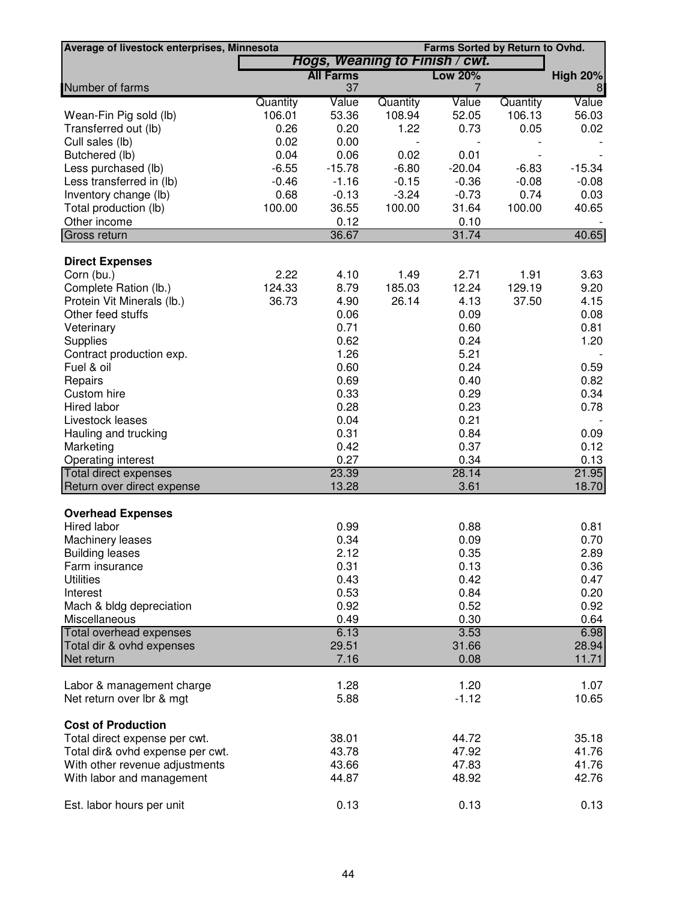| Average of livestock enterprises, Minnesota | | | | | Farms Sorted by Return to Ovhd. | |
|---|---|---|---|---|---|---|
| | *Hogs, Weaning to Finish / cwt.* | | | | | |
| | | **All Farms** | | **Low 20%** | | **High 20%** |
| Number of farms | | 37 | | 7 | | 8 |
| | Quantity | Value | Quantity | Value | Quantity | Value |
| Wean-Fin Pig sold (lb) | 106.01 | 53.36 | 108.94 | 52.05 | 106.13 | 56.03 |
| Transferred out (lb) | 0.26 | 0.20 | 1.22 | 0.73 | 0.05 | 0.02 |
| Cull sales (lb) | 0.02 | 0.00 | - | - | - | - |
| Butchered (lb) | 0.04 | 0.06 | 0.02 | 0.01 | - | - |
| Less purchased (lb) | -6.55 | -15.78 | -6.80 | -20.04 | -6.83 | -15.34 |
| Less transferred in (lb) | -0.46 | -1.16 | -0.15 | -0.36 | -0.08 | -0.08 |
| Inventory change (lb) | 0.68 | -0.13 | -3.24 | -0.73 | 0.74 | 0.03 |
| Total production (lb) | 100.00 | 36.55 | 100.00 | 31.64 | 100.00 | 40.65 |
| Other income | | 0.12 | | 0.10 | | - |
| Gross return | | 36.67 | | 31.74 | | 40.65 |
| **Direct Expenses** | | | | | | |
| Corn (bu.) | 2.22 | 4.10 | 1.49 | 2.71 | 1.91 | 3.63 |
| Complete Ration (lb.) | 124.33 | 8.79 | 185.03 | 12.24 | 129.19 | 9.20 |
| Protein Vit Minerals (lb.) | 36.73 | 4.90 | 26.14 | 4.13 | 37.50 | 4.15 |
| Other feed stuffs | | 0.06 | | 0.09 | | 0.08 |
| Veterinary | | 0.71 | | 0.60 | | 0.81 |
| Supplies | | 0.62 | | 0.24 | | 1.20 |
| Contract production exp. | | 1.26 | | 5.21 | | - |
| Fuel & oil | | 0.60 | | 0.24 | | 0.59 |
| Repairs | | 0.69 | | 0.40 | | 0.82 |
| Custom hire | | 0.33 | | 0.29 | | 0.34 |
| Hired labor | | 0.28 | | 0.23 | | 0.78 |
| Livestock leases | | 0.04 | | 0.21 | | - |
| Hauling and trucking | | 0.31 | | 0.84 | | 0.09 |
| Marketing | | 0.42 | | 0.37 | | 0.12 |
| Operating interest | | 0.27 | | 0.34 | | 0.13 |
| Total direct expenses | | 23.39 | | 28.14 | | 21.95 |
| Return over direct expense | | 13.28 | | 3.61 | | 18.70 |
| **Overhead Expenses** | | | | | | |
| Hired labor | | 0.99 | | 0.88 | | 0.81 |
| Machinery leases | | 0.34 | | 0.09 | | 0.70 |
| Building leases | | 2.12 | | 0.35 | | 2.89 |
| Farm insurance | | 0.31 | | 0.13 | | 0.36 |
| Utilities | | 0.43 | | 0.42 | | 0.47 |
| Interest | | 0.53 | | 0.84 | | 0.20 |
| Mach & bldg depreciation | | 0.92 | | 0.52 | | 0.92 |
| Miscellaneous | | 0.49 | | 0.30 | | 0.64 |
| Total overhead expenses | | 6.13 | | 3.53 | | 6.98 |
| Total dir & ovhd expenses | | 29.51 | | 31.66 | | 28.94 |
| Net return | | 7.16 | | 0.08 | | 11.71 |
| Labor & management charge | | 1.28 | | 1.20 | | 1.07 |
| Net return over lbr & mgt | | 5.88 | | -1.12 | | 10.65 |
| **Cost of Production** | | | | | | |
| Total direct expense per cwt. | | 38.01 | | 44.72 | | 35.18 |
| Total dir& ovhd expense per cwt. | | 43.78 | | 47.92 | | 41.76 |
| With other revenue adjustments | | 43.66 | | 47.83 | | 41.76 |
| With labor and management | | 44.87 | | 48.92 | | 42.76 |
| Est. labor hours per unit | | 0.13 | | 0.13 | | 0.13 |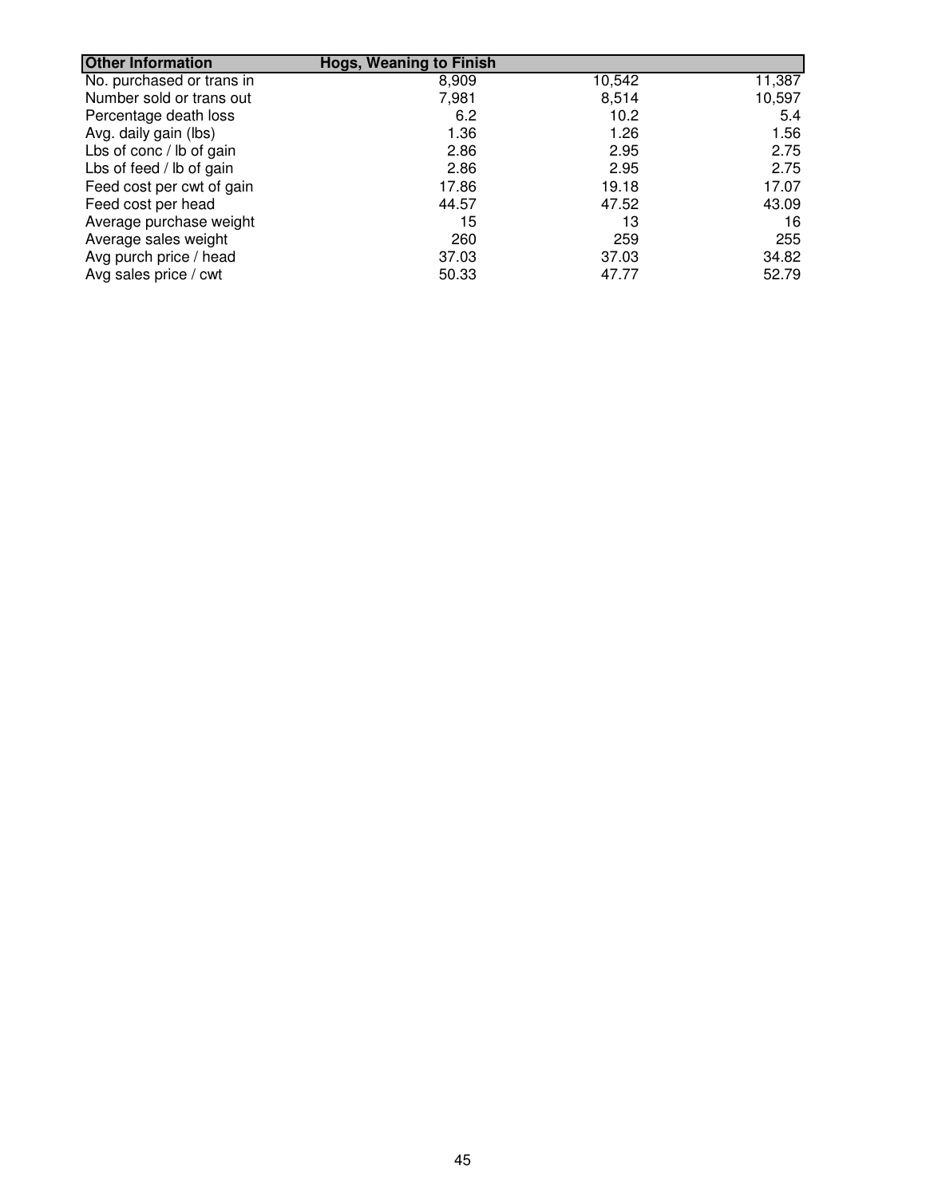| Other Information | Hogs, Weaning to Finish | | |
|---|---|---|---|
| No. purchased or trans in | 8,909 | 10,542 | 11,387 |
| Number sold or trans out | 7,981 | 8,514 | 10,597 |
| Percentage death loss | 6.2 | 10.2 | 5.4 |
| Avg. daily gain (lbs) | 1.36 | 1.26 | 1.56 |
| Lbs of conc / lb of gain | 2.86 | 2.95 | 2.75 |
| Lbs of feed / lb of gain | 2.86 | 2.95 | 2.75 |
| Feed cost per cwt of gain | 17.86 | 19.18 | 17.07 |
| Feed cost per head | 44.57 | 47.52 | 43.09 |
| Average purchase weight | 15 | 13 | 16 |
| Average sales weight | 260 | 259 | 255 |
| Avg purch price / head | 37.03 | 37.03 | 34.82 |
| Avg sales price / cwt | 50.33 | 47.77 | 52.79 |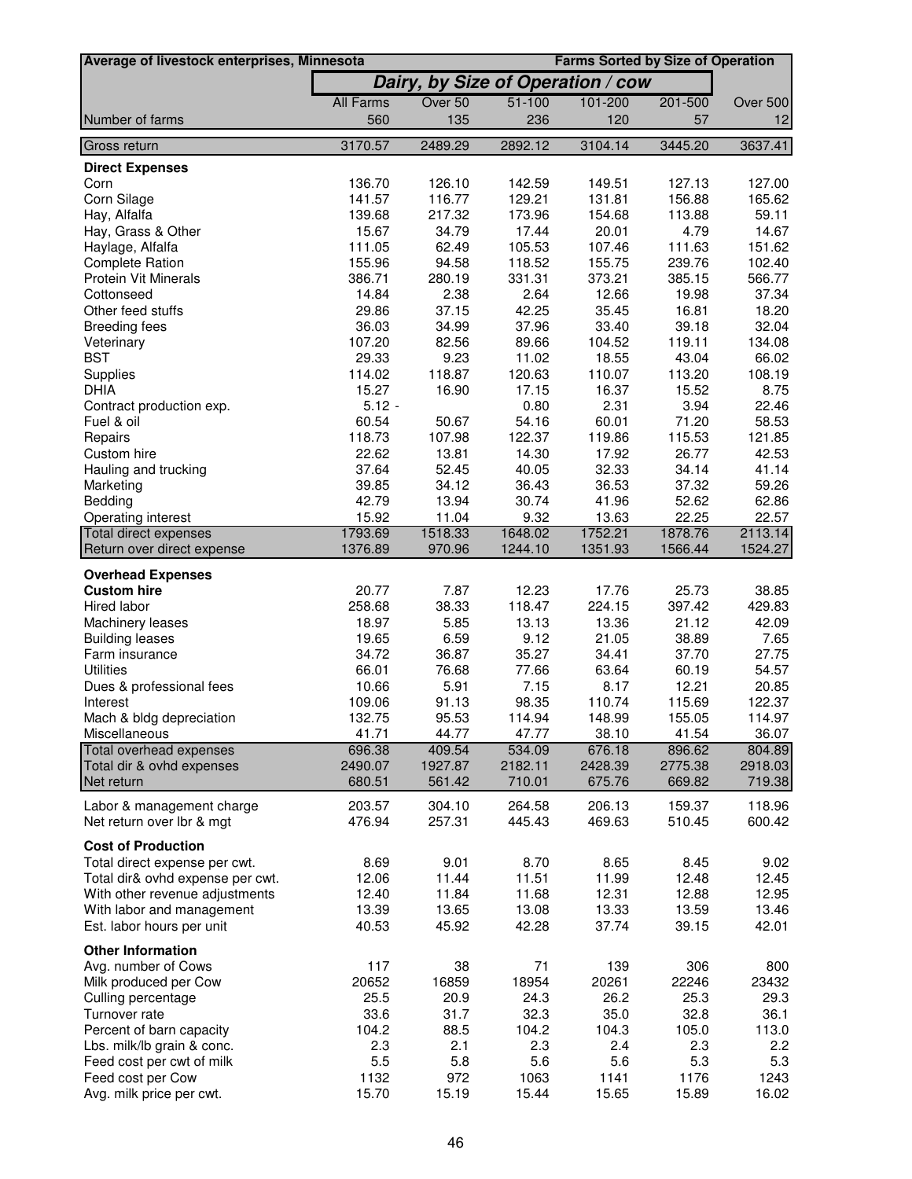**Average of livestock enterprises, Minnesota** — **Farms Sorted by Size of Operation**

## *Dairy, by Size of Operation / cow*

| | All Farms | Over 50 | 51-100 | 101-200 | 201-500 | Over 500 |
|---|---|---|---|---|---|---|
| Number of farms | 560 | 135 | 236 | 120 | 57 | 12 |
| Gross return | 3170.57 | 2489.29 | 2892.12 | 3104.14 | 3445.20 | 3637.41 |
| **Direct Expenses** | | | | | | |
| Corn | 136.70 | 126.10 | 142.59 | 149.51 | 127.13 | 127.00 |
| Corn Silage | 141.57 | 116.77 | 129.21 | 131.81 | 156.88 | 165.62 |
| Hay, Alfalfa | 139.68 | 217.32 | 173.96 | 154.68 | 113.88 | 59.11 |
| Hay, Grass & Other | 15.67 | 34.79 | 17.44 | 20.01 | 4.79 | 14.67 |
| Haylage, Alfalfa | 111.05 | 62.49 | 105.53 | 107.46 | 111.63 | 151.62 |
| Complete Ration | 155.96 | 94.58 | 118.52 | 155.75 | 239.76 | 102.40 |
| Protein Vit Minerals | 386.71 | 280.19 | 331.31 | 373.21 | 385.15 | 566.77 |
| Cottonseed | 14.84 | 2.38 | 2.64 | 12.66 | 19.98 | 37.34 |
| Other feed stuffs | 29.86 | 37.15 | 42.25 | 35.45 | 16.81 | 18.20 |
| Breeding fees | 36.03 | 34.99 | 37.96 | 33.40 | 39.18 | 32.04 |
| Veterinary | 107.20 | 82.56 | 89.66 | 104.52 | 119.11 | 134.08 |
| BST | 29.33 | 9.23 | 11.02 | 18.55 | 43.04 | 66.02 |
| Supplies | 114.02 | 118.87 | 120.63 | 110.07 | 113.20 | 108.19 |
| DHIA | 15.27 | 16.90 | 17.15 | 16.37 | 15.52 | 8.75 |
| Contract production exp. | 5.12 - | | 0.80 | 2.31 | 3.94 | 22.46 |
| Fuel & oil | 60.54 | 50.67 | 54.16 | 60.01 | 71.20 | 58.53 |
| Repairs | 118.73 | 107.98 | 122.37 | 119.86 | 115.53 | 121.85 |
| Custom hire | 22.62 | 13.81 | 14.30 | 17.92 | 26.77 | 42.53 |
| Hauling and trucking | 37.64 | 52.45 | 40.05 | 32.33 | 34.14 | 41.14 |
| Marketing | 39.85 | 34.12 | 36.43 | 36.53 | 37.32 | 59.26 |
| Bedding | 42.79 | 13.94 | 30.74 | 41.96 | 52.62 | 62.86 |
| Operating interest | 15.92 | 11.04 | 9.32 | 13.63 | 22.25 | 22.57 |
| Total direct expenses | 1793.69 | 1518.33 | 1648.02 | 1752.21 | 1878.76 | 2113.14 |
| Return over direct expense | 1376.89 | 970.96 | 1244.10 | 1351.93 | 1566.44 | 1524.27 |
| **Overhead Expenses** | | | | | | |
| **Custom hire** | 20.77 | 7.87 | 12.23 | 17.76 | 25.73 | 38.85 |
| Hired labor | 258.68 | 38.33 | 118.47 | 224.15 | 397.42 | 429.83 |
| Machinery leases | 18.97 | 5.85 | 13.13 | 13.36 | 21.12 | 42.09 |
| Building leases | 19.65 | 6.59 | 9.12 | 21.05 | 38.89 | 7.65 |
| Farm insurance | 34.72 | 36.87 | 35.27 | 34.41 | 37.70 | 27.75 |
| Utilities | 66.01 | 76.68 | 77.66 | 63.64 | 60.19 | 54.57 |
| Dues & professional fees | 10.66 | 5.91 | 7.15 | 8.17 | 12.21 | 20.85 |
| Interest | 109.06 | 91.13 | 98.35 | 110.74 | 115.69 | 122.37 |
| Mach & bldg depreciation | 132.75 | 95.53 | 114.94 | 148.99 | 155.05 | 114.97 |
| Miscellaneous | 41.71 | 44.77 | 47.77 | 38.10 | 41.54 | 36.07 |
| Total overhead expenses | 696.38 | 409.54 | 534.09 | 676.18 | 896.62 | 804.89 |
| Total dir & ovhd expenses | 2490.07 | 1927.87 | 2182.11 | 2428.39 | 2775.38 | 2918.03 |
| Net return | 680.51 | 561.42 | 710.01 | 675.76 | 669.82 | 719.38 |
| Labor & management charge | 203.57 | 304.10 | 264.58 | 206.13 | 159.37 | 118.96 |
| Net return over lbr & mgt | 476.94 | 257.31 | 445.43 | 469.63 | 510.45 | 600.42 |
| **Cost of Production** | | | | | | |
| Total direct expense per cwt. | 8.69 | 9.01 | 8.70 | 8.65 | 8.45 | 9.02 |
| Total dir& ovhd expense per cwt. | 12.06 | 11.44 | 11.51 | 11.99 | 12.48 | 12.45 |
| With other revenue adjustments | 12.40 | 11.84 | 11.68 | 12.31 | 12.88 | 12.95 |
| With labor and management | 13.39 | 13.65 | 13.08 | 13.33 | 13.59 | 13.46 |
| Est. labor hours per unit | 40.53 | 45.92 | 42.28 | 37.74 | 39.15 | 42.01 |
| **Other Information** | | | | | | |
| Avg. number of Cows | 117 | 38 | 71 | 139 | 306 | 800 |
| Milk produced per Cow | 20652 | 16859 | 18954 | 20261 | 22246 | 23432 |
| Culling percentage | 25.5 | 20.9 | 24.3 | 26.2 | 25.3 | 29.3 |
| Turnover rate | 33.6 | 31.7 | 32.3 | 35.0 | 32.8 | 36.1 |
| Percent of barn capacity | 104.2 | 88.5 | 104.2 | 104.3 | 105.0 | 113.0 |
| Lbs. milk/lb grain & conc. | 2.3 | 2.1 | 2.3 | 2.4 | 2.3 | 2.2 |
| Feed cost per cwt of milk | 5.5 | 5.8 | 5.6 | 5.6 | 5.3 | 5.3 |
| Feed cost per Cow | 1132 | 972 | 1063 | 1141 | 1176 | 1243 |
| Avg. milk price per cwt. | 15.70 | 15.19 | 15.44 | 15.65 | 15.89 | 16.02 |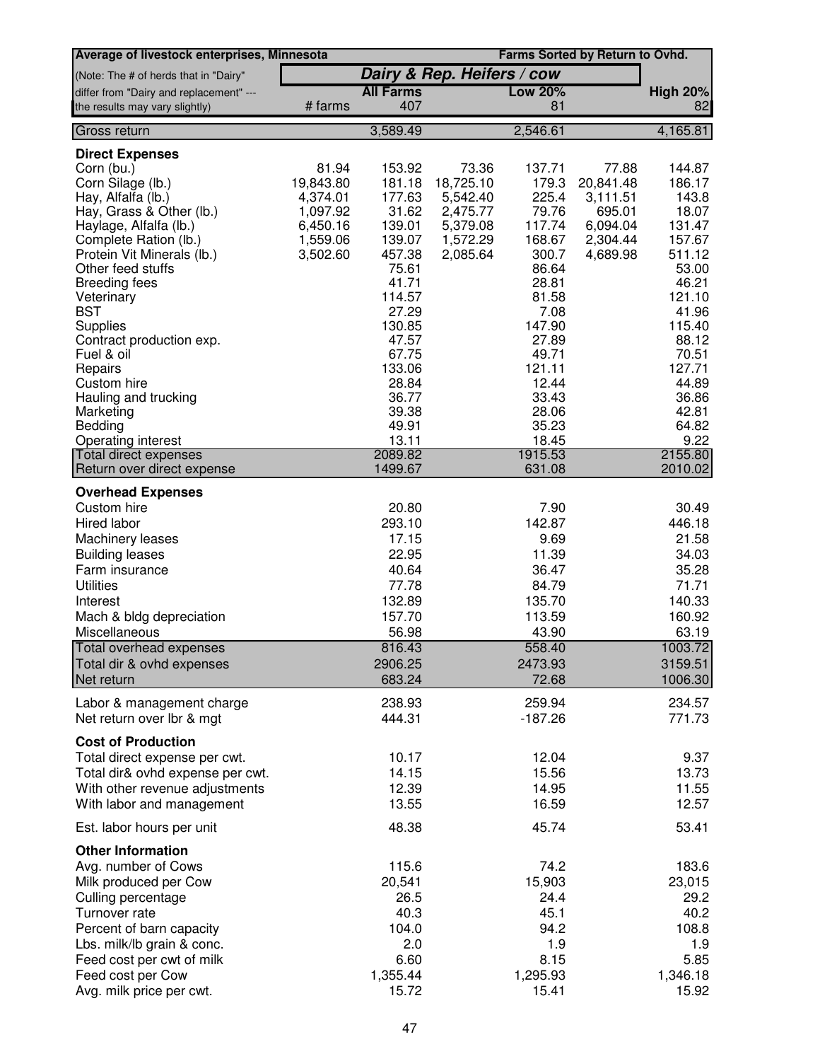| Average of livestock enterprises, Minnesota | | | | | Farms Sorted by Return to Ovhd. | |
|---|---|---|---|---|---|---|
| (Note: The # of herds that in "Dairy" | **Dairy & Rep. Heifers / cow** | | | | | |
| differ from "Dairy and replacement" --- | | **All Farms** | | **Low 20%** | | **High 20%** |
| the results may vary slightly) | # farms | 407 | | 81 | | 82 |
| Gross return | | 3,589.49 | | 2,546.61 | | 4,165.81 |
| **Direct Expenses** | | | | | | |
| Corn (bu.) | 81.94 | 153.92 | 73.36 | 137.71 | 77.88 | 144.87 |
| Corn Silage (lb.) | 19,843.80 | 181.18 | 18,725.10 | 179.3 | 20,841.48 | 186.17 |
| Hay, Alfalfa (lb.) | 4,374.01 | 177.63 | 5,542.40 | 225.4 | 3,111.51 | 143.8 |
| Hay, Grass & Other (lb.) | 1,097.92 | 31.62 | 2,475.77 | 79.76 | 695.01 | 18.07 |
| Haylage, Alfalfa (lb.) | 6,450.16 | 139.01 | 5,379.08 | 117.74 | 6,094.04 | 131.47 |
| Complete Ration (lb.) | 1,559.06 | 139.07 | 1,572.29 | 168.67 | 2,304.44 | 157.67 |
| Protein Vit Minerals (lb.) | 3,502.60 | 457.38 | 2,085.64 | 300.7 | 4,689.98 | 511.12 |
| Other feed stuffs | | 75.61 | | 86.64 | | 53.00 |
| Breeding fees | | 41.71 | | 28.81 | | 46.21 |
| Veterinary | | 114.57 | | 81.58 | | 121.10 |
| BST | | 27.29 | | 7.08 | | 41.96 |
| Supplies | | 130.85 | | 147.90 | | 115.40 |
| Contract production exp. | | 47.57 | | 27.89 | | 88.12 |
| Fuel & oil | | 67.75 | | 49.71 | | 70.51 |
| Repairs | | 133.06 | | 121.11 | | 127.71 |
| Custom hire | | 28.84 | | 12.44 | | 44.89 |
| Hauling and trucking | | 36.77 | | 33.43 | | 36.86 |
| Marketing | | 39.38 | | 28.06 | | 42.81 |
| Bedding | | 49.91 | | 35.23 | | 64.82 |
| Operating interest | | 13.11 | | 18.45 | | 9.22 |
| Total direct expenses | | 2089.82 | | 1915.53 | | 2155.80 |
| Return over direct expense | | 1499.67 | | 631.08 | | 2010.02 |
| **Overhead Expenses** | | | | | | |
| Custom hire | | 20.80 | | 7.90 | | 30.49 |
| Hired labor | | 293.10 | | 142.87 | | 446.18 |
| Machinery leases | | 17.15 | | 9.69 | | 21.58 |
| Building leases | | 22.95 | | 11.39 | | 34.03 |
| Farm insurance | | 40.64 | | 36.47 | | 35.28 |
| Utilities | | 77.78 | | 84.79 | | 71.71 |
| Interest | | 132.89 | | 135.70 | | 140.33 |
| Mach & bldg depreciation | | 157.70 | | 113.59 | | 160.92 |
| Miscellaneous | | 56.98 | | 43.90 | | 63.19 |
| Total overhead expenses | | 816.43 | | 558.40 | | 1003.72 |
| Total dir & ovhd expenses | | 2906.25 | | 2473.93 | | 3159.51 |
| Net return | | 683.24 | | 72.68 | | 1006.30 |
| Labor & management charge | | 238.93 | | 259.94 | | 234.57 |
| Net return over lbr & mgt | | 444.31 | | -187.26 | | 771.73 |
| **Cost of Production** | | | | | | |
| Total direct expense per cwt. | | 10.17 | | 12.04 | | 9.37 |
| Total dir& ovhd expense per cwt. | | 14.15 | | 15.56 | | 13.73 |
| With other revenue adjustments | | 12.39 | | 14.95 | | 11.55 |
| With labor and management | | 13.55 | | 16.59 | | 12.57 |
| Est. labor hours per unit | | 48.38 | | 45.74 | | 53.41 |
| **Other Information** | | | | | | |
| Avg. number of Cows | | 115.6 | | 74.2 | | 183.6 |
| Milk produced per Cow | | 20,541 | | 15,903 | | 23,015 |
| Culling percentage | | 26.5 | | 24.4 | | 29.2 |
| Turnover rate | | 40.3 | | 45.1 | | 40.2 |
| Percent of barn capacity | | 104.0 | | 94.2 | | 108.8 |
| Lbs. milk/lb grain & conc. | | 2.0 | | 1.9 | | 1.9 |
| Feed cost per cwt of milk | | 6.60 | | 8.15 | | 5.85 |
| Feed cost per Cow | | 1,355.44 | | 1,295.93 | | 1,346.18 |
| Avg. milk price per cwt. | | 15.72 | | 15.41 | | 15.92 |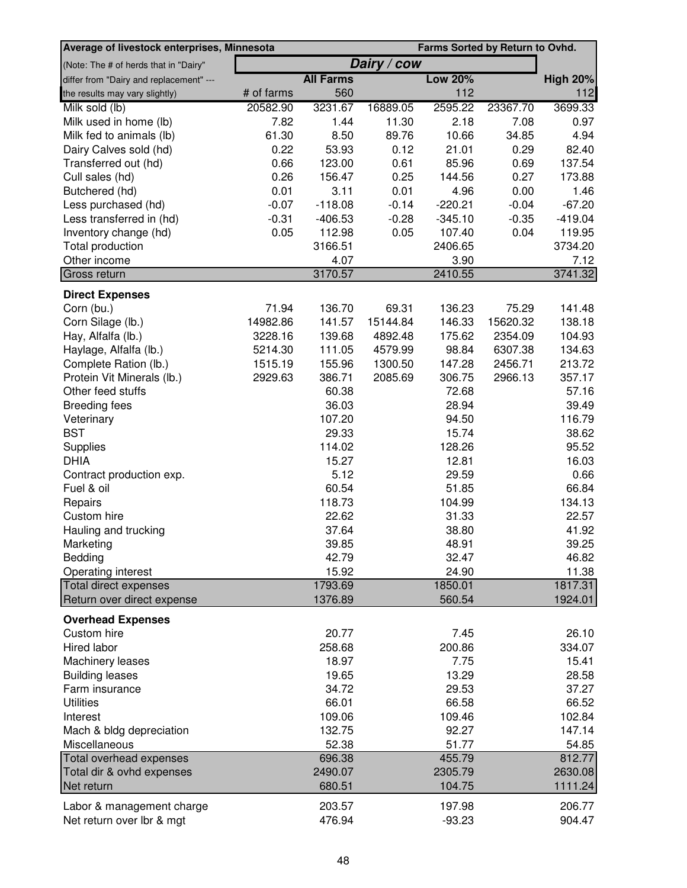| Average of livestock enterprises, Minnesota | | | | Farms Sorted by Return to Ovhd. | | |
|---|---|---|---|---|---|---|
| (Note: The # of herds that in "Dairy" | *Dairy / cow* | | | | | |
| differ from "Dairy and replacement" --- | | **All Farms** | | **Low 20%** | | **High 20%** |
| the results may vary slightly) | # of farms | 560 | | 112 | | 112 |
| Milk sold (lb) | 20582.90 | 3231.67 | 16889.05 | 2595.22 | 23367.70 | 3699.33 |
| Milk used in home (lb) | 7.82 | 1.44 | 11.30 | 2.18 | 7.08 | 0.97 |
| Milk fed to animals (lb) | 61.30 | 8.50 | 89.76 | 10.66 | 34.85 | 4.94 |
| Dairy Calves sold (hd) | 0.22 | 53.93 | 0.12 | 21.01 | 0.29 | 82.40 |
| Transferred out (hd) | 0.66 | 123.00 | 0.61 | 85.96 | 0.69 | 137.54 |
| Cull sales (hd) | 0.26 | 156.47 | 0.25 | 144.56 | 0.27 | 173.88 |
| Butchered (hd) | 0.01 | 3.11 | 0.01 | 4.96 | 0.00 | 1.46 |
| Less purchased (hd) | -0.07 | -118.08 | -0.14 | -220.21 | -0.04 | -67.20 |
| Less transferred in (hd) | -0.31 | -406.53 | -0.28 | -345.10 | -0.35 | -419.04 |
| Inventory change (hd) | 0.05 | 112.98 | 0.05 | 107.40 | 0.04 | 119.95 |
| Total production | | 3166.51 | | 2406.65 | | 3734.20 |
| Other income | | 4.07 | | 3.90 | | 7.12 |
| Gross return | | 3170.57 | | 2410.55 | | 3741.32 |
| **Direct Expenses** | | | | | | |
| Corn (bu.) | 71.94 | 136.70 | 69.31 | 136.23 | 75.29 | 141.48 |
| Corn Silage (lb.) | 14982.86 | 141.57 | 15144.84 | 146.33 | 15620.32 | 138.18 |
| Hay, Alfalfa (lb.) | 3228.16 | 139.68 | 4892.48 | 175.62 | 2354.09 | 104.93 |
| Haylage, Alfalfa (lb.) | 5214.30 | 111.05 | 4579.99 | 98.84 | 6307.38 | 134.63 |
| Complete Ration (lb.) | 1515.19 | 155.96 | 1300.50 | 147.28 | 2456.71 | 213.72 |
| Protein Vit Minerals (lb.) | 2929.63 | 386.71 | 2085.69 | 306.75 | 2966.13 | 357.17 |
| Other feed stuffs | | 60.38 | | 72.68 | | 57.16 |
| Breeding fees | | 36.03 | | 28.94 | | 39.49 |
| Veterinary | | 107.20 | | 94.50 | | 116.79 |
| BST | | 29.33 | | 15.74 | | 38.62 |
| Supplies | | 114.02 | | 128.26 | | 95.52 |
| DHIA | | 15.27 | | 12.81 | | 16.03 |
| Contract production exp. | | 5.12 | | 29.59 | | 0.66 |
| Fuel & oil | | 60.54 | | 51.85 | | 66.84 |
| Repairs | | 118.73 | | 104.99 | | 134.13 |
| Custom hire | | 22.62 | | 31.33 | | 22.57 |
| Hauling and trucking | | 37.64 | | 38.80 | | 41.92 |
| Marketing | | 39.85 | | 48.91 | | 39.25 |
| Bedding | | 42.79 | | 32.47 | | 46.82 |
| Operating interest | | 15.92 | | 24.90 | | 11.38 |
| Total direct expenses | | 1793.69 | | 1850.01 | | 1817.31 |
| Return over direct expense | | 1376.89 | | 560.54 | | 1924.01 |
| **Overhead Expenses** | | | | | | |
| Custom hire | | 20.77 | | 7.45 | | 26.10 |
| Hired labor | | 258.68 | | 200.86 | | 334.07 |
| Machinery leases | | 18.97 | | 7.75 | | 15.41 |
| Building leases | | 19.65 | | 13.29 | | 28.58 |
| Farm insurance | | 34.72 | | 29.53 | | 37.27 |
| Utilities | | 66.01 | | 66.58 | | 66.52 |
| Interest | | 109.06 | | 109.46 | | 102.84 |
| Mach & bldg depreciation | | 132.75 | | 92.27 | | 147.14 |
| Miscellaneous | | 52.38 | | 51.77 | | 54.85 |
| Total overhead expenses | | 696.38 | | 455.79 | | 812.77 |
| Total dir & ovhd expenses | | 2490.07 | | 2305.79 | | 2630.08 |
| Net return | | 680.51 | | 104.75 | | 1111.24 |
| Labor & management charge | | 203.57 | | 197.98 | | 206.77 |
| Net return over lbr & mgt | | 476.94 | | -93.23 | | 904.47 |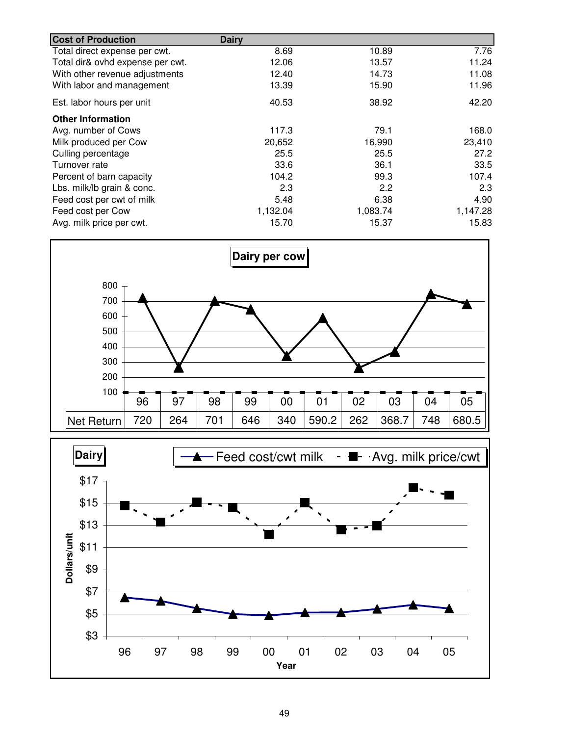| Cost of Production | Dairy | | |
|---|---|---|---|
| Total direct expense per cwt. | 8.69 | 10.89 | 7.76 |
| Total dir& ovhd expense per cwt. | 12.06 | 13.57 | 11.24 |
| With other revenue adjustments | 12.40 | 14.73 | 11.08 |
| With labor and management | 13.39 | 15.90 | 11.96 |
| Est. labor hours per unit | 40.53 | 38.92 | 42.20 |
| **Other Information** | | | |
| Avg. number of Cows | 117.3 | 79.1 | 168.0 |
| Milk produced per Cow | 20,652 | 16,990 | 23,410 |
| Culling percentage | 25.5 | 25.5 | 27.2 |
| Turnover rate | 33.6 | 36.1 | 33.5 |
| Percent of barn capacity | 104.2 | 99.3 | 107.4 |
| Lbs. milk/lb grain & conc. | 2.3 | 2.2 | 2.3 |
| Feed cost per cwt of milk | 5.48 | 6.38 | 4.90 |
| Feed cost per Cow | 1,132.04 | 1,083.74 | 1,147.28 |
| Avg. milk price per cwt. | 15.70 | 15.37 | 15.83 |

**Dairy per cow**

| | 96 | 97 | 98 | 99 | 00 | 01 | 02 | 03 | 04 | 05 |
|---|---|---|---|---|---|---|---|---|---|---|
| Net Return | 720 | 264 | 701 | 646 | 340 | 590.2 | 262 | 368.7 | 748 | 680.5 |

**Dairy**

Feed cost/cwt milk — Avg. milk price/cwt

Dollars/unit

Year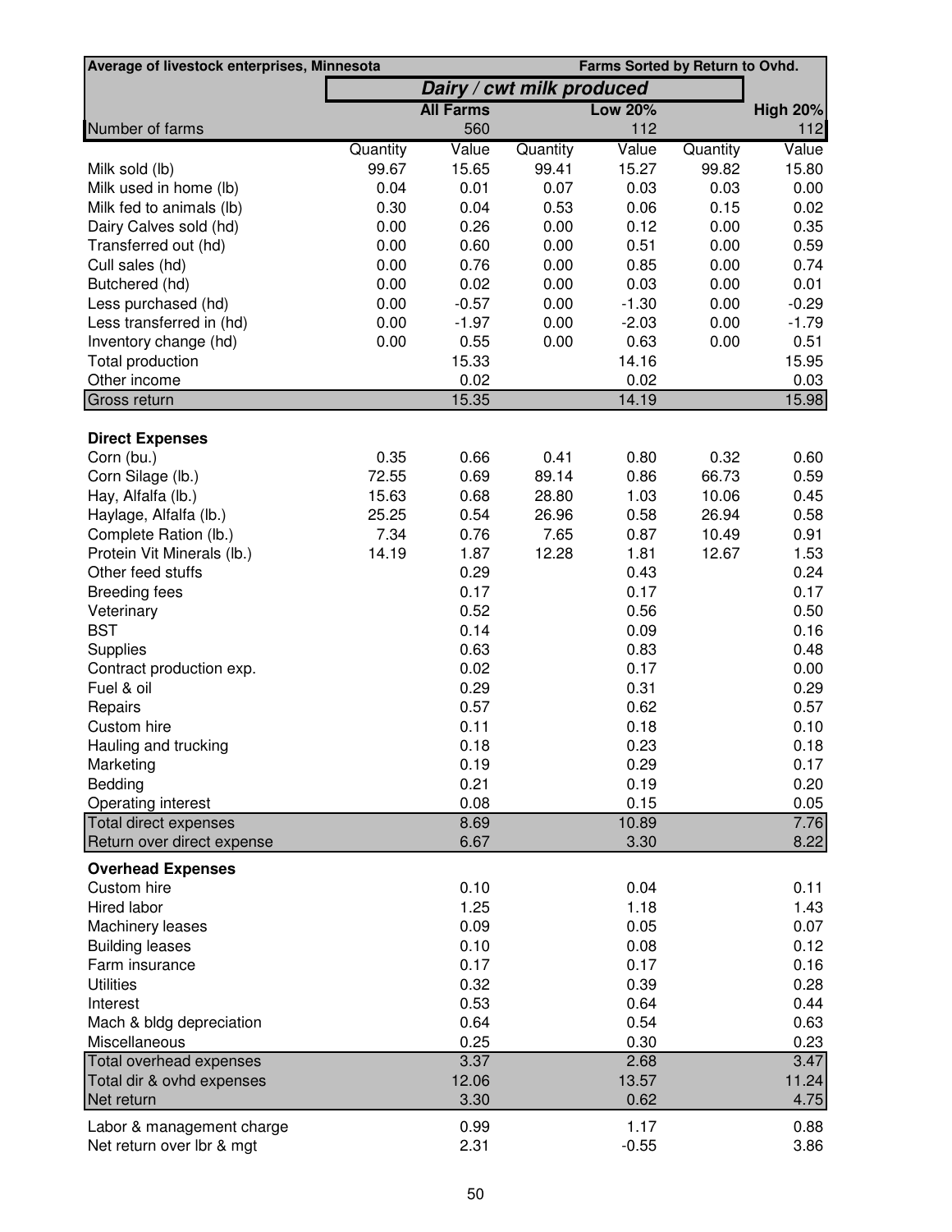| Average of livestock enterprises, Minnesota | | | | | Farms Sorted by Return to Ovhd. | |
|---|---|---|---|---|---|---|
| | *Dairy / cwt milk produced* | | | | | |
| | | **All Farms** | | **Low 20%** | | **High 20%** |
| Number of farms | | 560 | | 112 | | 112 |
| | Quantity | Value | Quantity | Value | Quantity | Value |
| Milk sold (lb) | 99.67 | 15.65 | 99.41 | 15.27 | 99.82 | 15.80 |
| Milk used in home (lb) | 0.04 | 0.01 | 0.07 | 0.03 | 0.03 | 0.00 |
| Milk fed to animals (lb) | 0.30 | 0.04 | 0.53 | 0.06 | 0.15 | 0.02 |
| Dairy Calves sold (hd) | 0.00 | 0.26 | 0.00 | 0.12 | 0.00 | 0.35 |
| Transferred out (hd) | 0.00 | 0.60 | 0.00 | 0.51 | 0.00 | 0.59 |
| Cull sales (hd) | 0.00 | 0.76 | 0.00 | 0.85 | 0.00 | 0.74 |
| Butchered (hd) | 0.00 | 0.02 | 0.00 | 0.03 | 0.00 | 0.01 |
| Less purchased (hd) | 0.00 | -0.57 | 0.00 | -1.30 | 0.00 | -0.29 |
| Less transferred in (hd) | 0.00 | -1.97 | 0.00 | -2.03 | 0.00 | -1.79 |
| Inventory change (hd) | 0.00 | 0.55 | 0.00 | 0.63 | 0.00 | 0.51 |
| Total production | | 15.33 | | 14.16 | | 15.95 |
| Other income | | 0.02 | | 0.02 | | 0.03 |
| Gross return | | 15.35 | | 14.19 | | 15.98 |
| | | | | | | |
| **Direct Expenses** | | | | | | |
| Corn (bu.) | 0.35 | 0.66 | 0.41 | 0.80 | 0.32 | 0.60 |
| Corn Silage (lb.) | 72.55 | 0.69 | 89.14 | 0.86 | 66.73 | 0.59 |
| Hay, Alfalfa (lb.) | 15.63 | 0.68 | 28.80 | 1.03 | 10.06 | 0.45 |
| Haylage, Alfalfa (lb.) | 25.25 | 0.54 | 26.96 | 0.58 | 26.94 | 0.58 |
| Complete Ration (lb.) | 7.34 | 0.76 | 7.65 | 0.87 | 10.49 | 0.91 |
| Protein Vit Minerals (lb.) | 14.19 | 1.87 | 12.28 | 1.81 | 12.67 | 1.53 |
| Other feed stuffs | | 0.29 | | 0.43 | | 0.24 |
| Breeding fees | | 0.17 | | 0.17 | | 0.17 |
| Veterinary | | 0.52 | | 0.56 | | 0.50 |
| BST | | 0.14 | | 0.09 | | 0.16 |
| Supplies | | 0.63 | | 0.83 | | 0.48 |
| Contract production exp. | | 0.02 | | 0.17 | | 0.00 |
| Fuel & oil | | 0.29 | | 0.31 | | 0.29 |
| Repairs | | 0.57 | | 0.62 | | 0.57 |
| Custom hire | | 0.11 | | 0.18 | | 0.10 |
| Hauling and trucking | | 0.18 | | 0.23 | | 0.18 |
| Marketing | | 0.19 | | 0.29 | | 0.17 |
| Bedding | | 0.21 | | 0.19 | | 0.20 |
| Operating interest | | 0.08 | | 0.15 | | 0.05 |
| Total direct expenses | | 8.69 | | 10.89 | | 7.76 |
| Return over direct expense | | 6.67 | | 3.30 | | 8.22 |
| **Overhead Expenses** | | | | | | |
| Custom hire | | 0.10 | | 0.04 | | 0.11 |
| Hired labor | | 1.25 | | 1.18 | | 1.43 |
| Machinery leases | | 0.09 | | 0.05 | | 0.07 |
| Building leases | | 0.10 | | 0.08 | | 0.12 |
| Farm insurance | | 0.17 | | 0.17 | | 0.16 |
| Utilities | | 0.32 | | 0.39 | | 0.28 |
| Interest | | 0.53 | | 0.64 | | 0.44 |
| Mach & bldg depreciation | | 0.64 | | 0.54 | | 0.63 |
| Miscellaneous | | 0.25 | | 0.30 | | 0.23 |
| Total overhead expenses | | 3.37 | | 2.68 | | 3.47 |
| Total dir & ovhd expenses | | 12.06 | | 13.57 | | 11.24 |
| Net return | | 3.30 | | 0.62 | | 4.75 |
| Labor & management charge | | 0.99 | | 1.17 | | 0.88 |
| Net return over lbr & mgt | | 2.31 | | -0.55 | | 3.86 |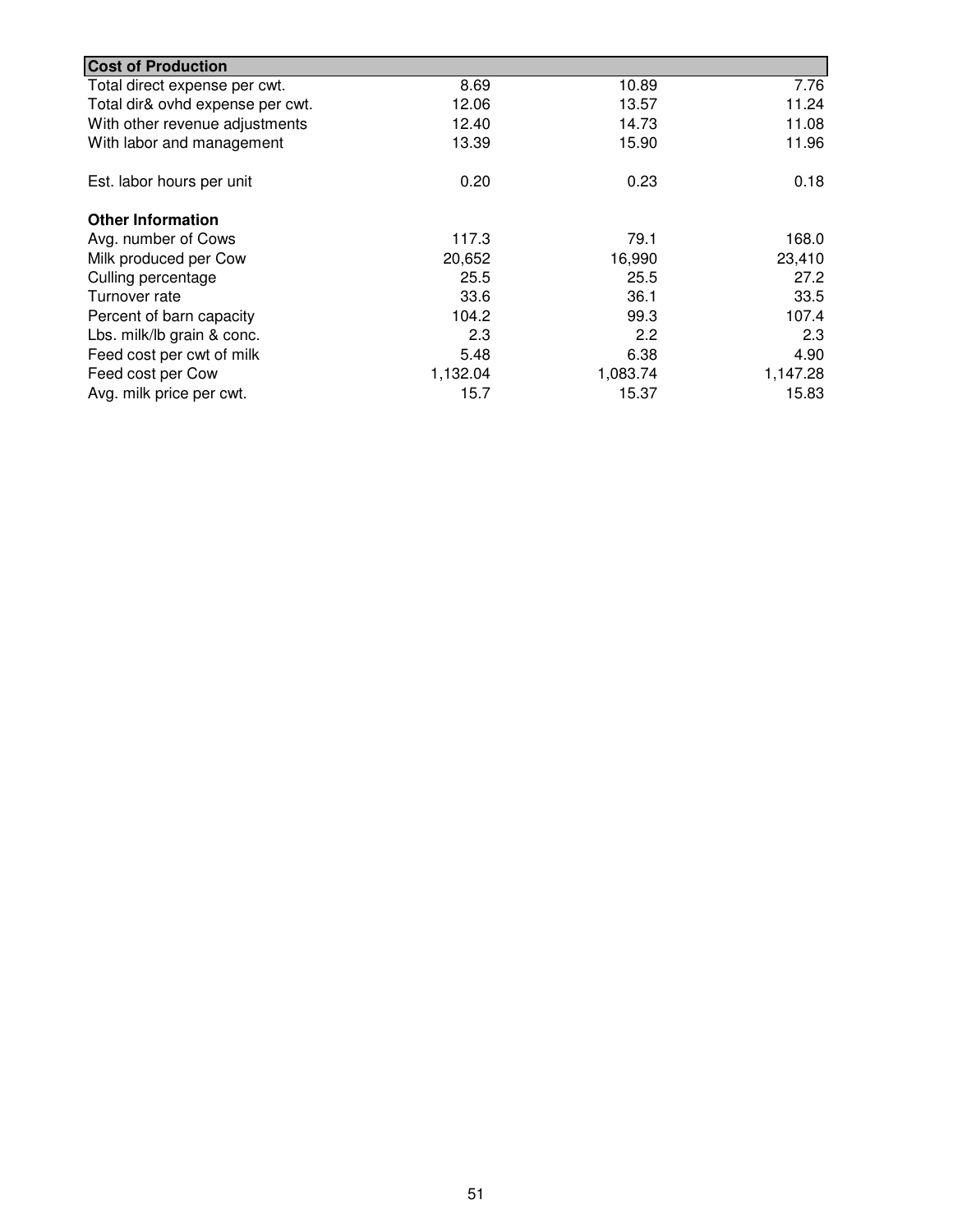| Cost of Production | | | |
|---|---|---|---|
| Total direct expense per cwt. | 8.69 | 10.89 | 7.76 |
| Total dir& ovhd expense per cwt. | 12.06 | 13.57 | 11.24 |
| With other revenue adjustments | 12.40 | 14.73 | 11.08 |
| With labor and management | 13.39 | 15.90 | 11.96 |
| | | | |
| Est. labor hours per unit | 0.20 | 0.23 | 0.18 |
| | | | |
| **Other Information** | | | |
| Avg. number of Cows | 117.3 | 79.1 | 168.0 |
| Milk produced per Cow | 20,652 | 16,990 | 23,410 |
| Culling percentage | 25.5 | 25.5 | 27.2 |
| Turnover rate | 33.6 | 36.1 | 33.5 |
| Percent of barn capacity | 104.2 | 99.3 | 107.4 |
| Lbs. milk/lb grain & conc. | 2.3 | 2.2 | 2.3 |
| Feed cost per cwt of milk | 5.48 | 6.38 | 4.90 |
| Feed cost per Cow | 1,132.04 | 1,083.74 | 1,147.28 |
| Avg. milk price per cwt. | 15.7 | 15.37 | 15.83 |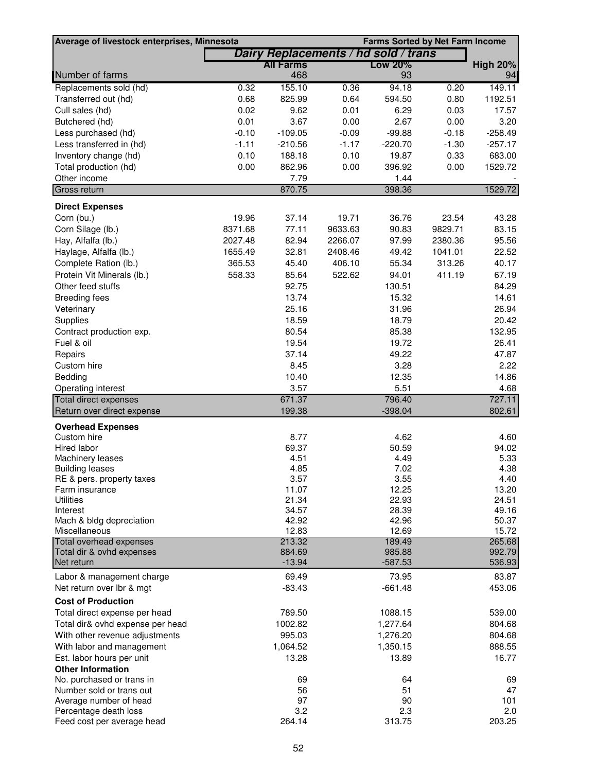| Average of livestock enterprises, Minnesota | | | | | Farms Sorted by Net Farm Income | |
|---|---|---|---|---|---|---|
| | Dairy Replacements / hd sold / trans | | | | | |
| | | All Farms | | Low 20% | | High 20% |
| Number of farms | | 468 | | 93 | | 94 |
| Replacements sold (hd) | 0.32 | 155.10 | 0.36 | 94.18 | 0.20 | 149.11 |
| Transferred out (hd) | 0.68 | 825.99 | 0.64 | 594.50 | 0.80 | 1192.51 |
| Cull sales (hd) | 0.02 | 9.62 | 0.01 | 6.29 | 0.03 | 17.57 |
| Butchered (hd) | 0.01 | 3.67 | 0.00 | 2.67 | 0.00 | 3.20 |
| Less purchased (hd) | -0.10 | -109.05 | -0.09 | -99.88 | -0.18 | -258.49 |
| Less transferred in (hd) | -1.11 | -210.56 | -1.17 | -220.70 | -1.30 | -257.17 |
| Inventory change (hd) | 0.10 | 188.18 | 0.10 | 19.87 | 0.33 | 683.00 |
| Total production (hd) | 0.00 | 862.96 | 0.00 | 396.92 | 0.00 | 1529.72 |
| Other income | | 7.79 | | 1.44 | | - |
| Gross return | | 870.75 | | 398.36 | | 1529.72 |
| **Direct Expenses** | | | | | | |
| Corn (bu.) | 19.96 | 37.14 | 19.71 | 36.76 | 23.54 | 43.28 |
| Corn Silage (lb.) | 8371.68 | 77.11 | 9633.63 | 90.83 | 9829.71 | 83.15 |
| Hay, Alfalfa (lb.) | 2027.48 | 82.94 | 2266.07 | 97.99 | 2380.36 | 95.56 |
| Haylage, Alfalfa (lb.) | 1655.49 | 32.81 | 2408.46 | 49.42 | 1041.01 | 22.52 |
| Complete Ration (lb.) | 365.53 | 45.40 | 406.10 | 55.34 | 313.26 | 40.17 |
| Protein Vit Minerals (lb.) | 558.33 | 85.64 | 522.62 | 94.01 | 411.19 | 67.19 |
| Other feed stuffs | | 92.75 | | 130.51 | | 84.29 |
| Breeding fees | | 13.74 | | 15.32 | | 14.61 |
| Veterinary | | 25.16 | | 31.96 | | 26.94 |
| Supplies | | 18.59 | | 18.79 | | 20.42 |
| Contract production exp. | | 80.54 | | 85.38 | | 132.95 |
| Fuel & oil | | 19.54 | | 19.72 | | 26.41 |
| Repairs | | 37.14 | | 49.22 | | 47.87 |
| Custom hire | | 8.45 | | 3.28 | | 2.22 |
| Bedding | | 10.40 | | 12.35 | | 14.86 |
| Operating interest | | 3.57 | | 5.51 | | 4.68 |
| Total direct expenses | | 671.37 | | 796.40 | | 727.11 |
| Return over direct expense | | 199.38 | | -398.04 | | 802.61 |
| **Overhead Expenses** | | | | | | |
| Custom hire | | 8.77 | | 4.62 | | 4.60 |
| Hired labor | | 69.37 | | 50.59 | | 94.02 |
| Machinery leases | | 4.51 | | 4.49 | | 5.33 |
| Building leases | | 4.85 | | 7.02 | | 4.38 |
| RE & pers. property taxes | | 3.57 | | 3.55 | | 4.40 |
| Farm insurance | | 11.07 | | 12.25 | | 13.20 |
| Utilities | | 21.34 | | 22.93 | | 24.51 |
| Interest | | 34.57 | | 28.39 | | 49.16 |
| Mach & bldg depreciation | | 42.92 | | 42.96 | | 50.37 |
| Miscellaneous | | 12.83 | | 12.69 | | 15.72 |
| Total overhead expenses | | 213.32 | | 189.49 | | 265.68 |
| Total dir & ovhd expenses | | 884.69 | | 985.88 | | 992.79 |
| Net return | | -13.94 | | -587.53 | | 536.93 |
| Labor & management charge | | 69.49 | | 73.95 | | 83.87 |
| Net return over lbr & mgt | | -83.43 | | -661.48 | | 453.06 |
| **Cost of Production** | | | | | | |
| Total direct expense per head | | 789.50 | | 1088.15 | | 539.00 |
| Total dir& ovhd expense per head | | 1002.82 | | 1,277.64 | | 804.68 |
| With other revenue adjustments | | 995.03 | | 1,276.20 | | 804.68 |
| With labor and management | | 1,064.52 | | 1,350.15 | | 888.55 |
| Est. labor hours per unit | | 13.28 | | 13.89 | | 16.77 |
| **Other Information** | | | | | | |
| No. purchased or trans in | | 69 | | 64 | | 69 |
| Number sold or trans out | | 56 | | 51 | | 47 |
| Average number of head | | 97 | | 90 | | 101 |
| Percentage death loss | | 3.2 | | 2.3 | | 2.0 |
| Feed cost per average head | | 264.14 | | 313.75 | | 203.25 |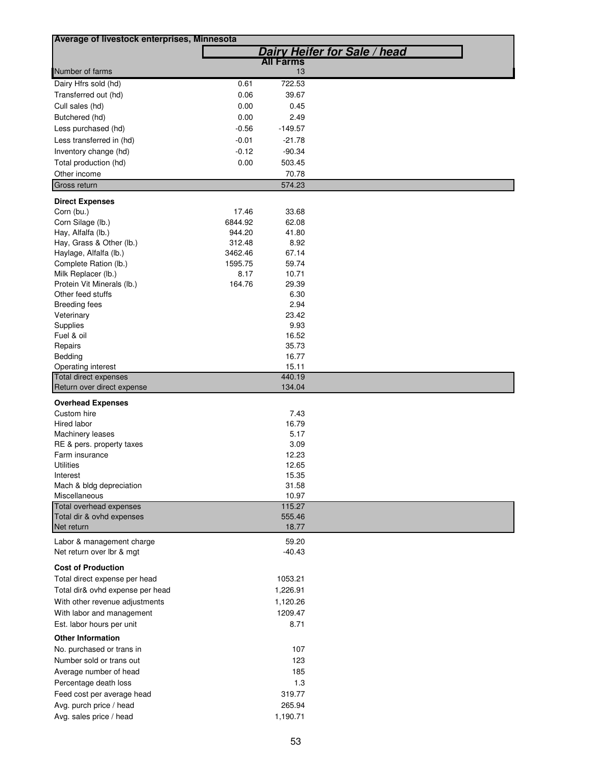## Average of livestock enterprises, Minnesota

### Dairy Heifer for Sale / head

| | | All Farms |
|---|---|---|
| Number of farms | | 13 |
| Dairy Hfrs sold (hd) | 0.61 | 722.53 |
| Transferred out (hd) | 0.06 | 39.67 |
| Cull sales (hd) | 0.00 | 0.45 |
| Butchered (hd) | 0.00 | 2.49 |
| Less purchased (hd) | -0.56 | -149.57 |
| Less transferred in (hd) | -0.01 | -21.78 |
| Inventory change (hd) | -0.12 | -90.34 |
| Total production (hd) | 0.00 | 503.45 |
| Other income | | 70.78 |
| Gross return | | 574.23 |
| **Direct Expenses** | | |
| Corn (bu.) | 17.46 | 33.68 |
| Corn Silage (lb.) | 6844.92 | 62.08 |
| Hay, Alfalfa (lb.) | 944.20 | 41.80 |
| Hay, Grass & Other (lb.) | 312.48 | 8.92 |
| Haylage, Alfalfa (lb.) | 3462.46 | 67.14 |
| Complete Ration (lb.) | 1595.75 | 59.74 |
| Milk Replacer (lb.) | 8.17 | 10.71 |
| Protein Vit Minerals (lb.) | 164.76 | 29.39 |
| Other feed stuffs | | 6.30 |
| Breeding fees | | 2.94 |
| Veterinary | | 23.42 |
| Supplies | | 9.93 |
| Fuel & oil | | 16.52 |
| Repairs | | 35.73 |
| Bedding | | 16.77 |
| Operating interest | | 15.11 |
| Total direct expenses | | 440.19 |
| Return over direct expense | | 134.04 |
| **Overhead Expenses** | | |
| Custom hire | | 7.43 |
| Hired labor | | 16.79 |
| Machinery leases | | 5.17 |
| RE & pers. property taxes | | 3.09 |
| Farm insurance | | 12.23 |
| Utilities | | 12.65 |
| Interest | | 15.35 |
| Mach & bldg depreciation | | 31.58 |
| Miscellaneous | | 10.97 |
| Total overhead expenses | | 115.27 |
| Total dir & ovhd expenses | | 555.46 |
| Net return | | 18.77 |
| Labor & management charge | | 59.20 |
| Net return over lbr & mgt | | -40.43 |
| **Cost of Production** | | |
| Total direct expense per head | | 1053.21 |
| Total dir& ovhd expense per head | | 1,226.91 |
| With other revenue adjustments | | 1,120.26 |
| With labor and management | | 1209.47 |
| Est. labor hours per unit | | 8.71 |
| **Other Information** | | |
| No. purchased or trans in | | 107 |
| Number sold or trans out | | 123 |
| Average number of head | | 185 |
| Percentage death loss | | 1.3 |
| Feed cost per average head | | 319.77 |
| Avg. purch price / head | | 265.94 |
| Avg. sales price / head | | 1,190.71 |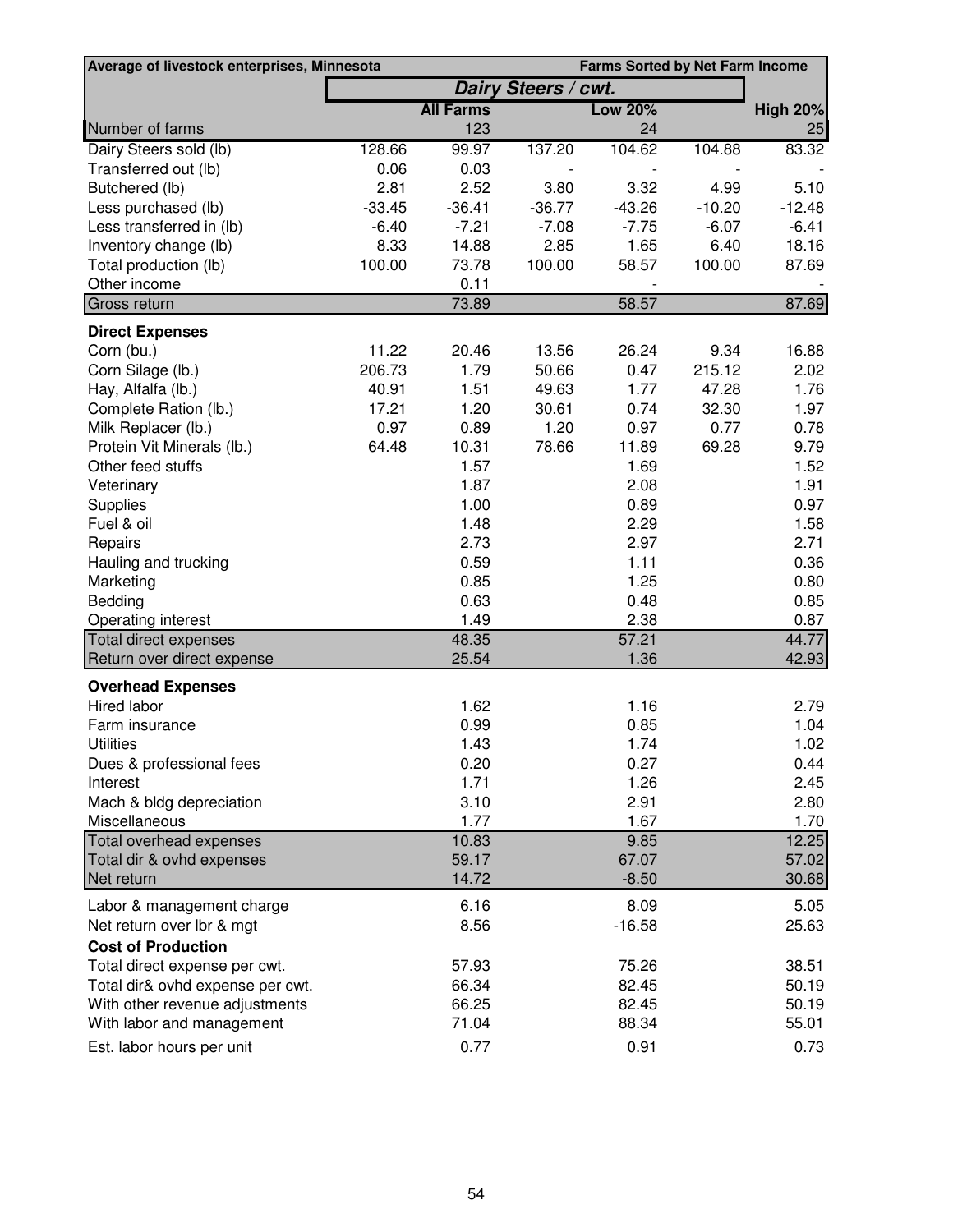| Average of livestock enterprises, Minnesota | | | | Farms Sorted by Net Farm Income | | |
|---|---|---|---|---|---|---|
| | *Dairy Steers / cwt.* | | | | | |
| | | **All Farms** | | **Low 20%** | | **High 20%** |
| Number of farms | | 123 | | 24 | | 25 |
| Dairy Steers sold (lb) | 128.66 | 99.97 | 137.20 | 104.62 | 104.88 | 83.32 |
| Transferred out (lb) | 0.06 | 0.03 | - | - | - | - |
| Butchered (lb) | 2.81 | 2.52 | 3.80 | 3.32 | 4.99 | 5.10 |
| Less purchased (lb) | -33.45 | -36.41 | -36.77 | -43.26 | -10.20 | -12.48 |
| Less transferred in (lb) | -6.40 | -7.21 | -7.08 | -7.75 | -6.07 | -6.41 |
| Inventory change (lb) | 8.33 | 14.88 | 2.85 | 1.65 | 6.40 | 18.16 |
| Total production (lb) | 100.00 | 73.78 | 100.00 | 58.57 | 100.00 | 87.69 |
| Other income | | 0.11 | | - | | - |
| Gross return | | 73.89 | | 58.57 | | 87.69 |
| **Direct Expenses** | | | | | | |
| Corn (bu.) | 11.22 | 20.46 | 13.56 | 26.24 | 9.34 | 16.88 |
| Corn Silage (lb.) | 206.73 | 1.79 | 50.66 | 0.47 | 215.12 | 2.02 |
| Hay, Alfalfa (lb.) | 40.91 | 1.51 | 49.63 | 1.77 | 47.28 | 1.76 |
| Complete Ration (lb.) | 17.21 | 1.20 | 30.61 | 0.74 | 32.30 | 1.97 |
| Milk Replacer (lb.) | 0.97 | 0.89 | 1.20 | 0.97 | 0.77 | 0.78 |
| Protein Vit Minerals (lb.) | 64.48 | 10.31 | 78.66 | 11.89 | 69.28 | 9.79 |
| Other feed stuffs | | 1.57 | | 1.69 | | 1.52 |
| Veterinary | | 1.87 | | 2.08 | | 1.91 |
| Supplies | | 1.00 | | 0.89 | | 0.97 |
| Fuel & oil | | 1.48 | | 2.29 | | 1.58 |
| Repairs | | 2.73 | | 2.97 | | 2.71 |
| Hauling and trucking | | 0.59 | | 1.11 | | 0.36 |
| Marketing | | 0.85 | | 1.25 | | 0.80 |
| Bedding | | 0.63 | | 0.48 | | 0.85 |
| Operating interest | | 1.49 | | 2.38 | | 0.87 |
| Total direct expenses | | 48.35 | | 57.21 | | 44.77 |
| Return over direct expense | | 25.54 | | 1.36 | | 42.93 |
| **Overhead Expenses** | | | | | | |
| Hired labor | | 1.62 | | 1.16 | | 2.79 |
| Farm insurance | | 0.99 | | 0.85 | | 1.04 |
| Utilities | | 1.43 | | 1.74 | | 1.02 |
| Dues & professional fees | | 0.20 | | 0.27 | | 0.44 |
| Interest | | 1.71 | | 1.26 | | 2.45 |
| Mach & bldg depreciation | | 3.10 | | 2.91 | | 2.80 |
| Miscellaneous | | 1.77 | | 1.67 | | 1.70 |
| Total overhead expenses | | 10.83 | | 9.85 | | 12.25 |
| Total dir & ovhd expenses | | 59.17 | | 67.07 | | 57.02 |
| Net return | | 14.72 | | -8.50 | | 30.68 |
| Labor & management charge | | 6.16 | | 8.09 | | 5.05 |
| Net return over lbr & mgt | | 8.56 | | -16.58 | | 25.63 |
| **Cost of Production** | | | | | | |
| Total direct expense per cwt. | | 57.93 | | 75.26 | | 38.51 |
| Total dir& ovhd expense per cwt. | | 66.34 | | 82.45 | | 50.19 |
| With other revenue adjustments | | 66.25 | | 82.45 | | 50.19 |
| With labor and management | | 71.04 | | 88.34 | | 55.01 |
| Est. labor hours per unit | | 0.77 | | 0.91 | | 0.73 |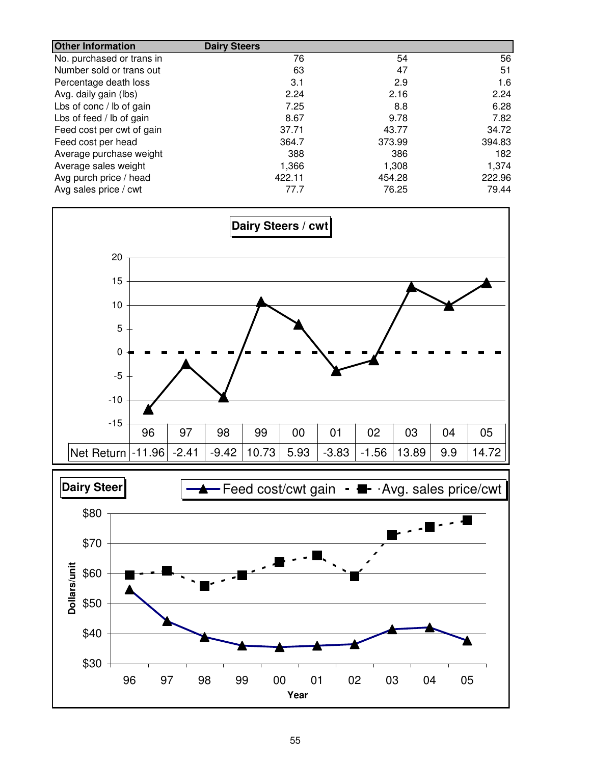| Other Information | Dairy Steers | | |
|---|---|---|---|
| No. purchased or trans in | 76 | 54 | 56 |
| Number sold or trans out | 63 | 47 | 51 |
| Percentage death loss | 3.1 | 2.9 | 1.6 |
| Avg. daily gain (lbs) | 2.24 | 2.16 | 2.24 |
| Lbs of conc / lb of gain | 7.25 | 8.8 | 6.28 |
| Lbs of feed / lb of gain | 8.67 | 9.78 | 7.82 |
| Feed cost per cwt of gain | 37.71 | 43.77 | 34.72 |
| Feed cost per head | 364.7 | 373.99 | 394.83 |
| Average purchase weight | 388 | 386 | 182 |
| Average sales weight | 1,366 | 1,308 | 1,374 |
| Avg purch price / head | 422.11 | 454.28 | 222.96 |
| Avg sales price / cwt | 77.7 | 76.25 | 79.44 |

**Dairy Steers / cwt**

| | 96 | 97 | 98 | 99 | 00 | 01 | 02 | 03 | 04 | 05 |
|---|---|---|---|---|---|---|---|---|---|---|
| Net Return | -11.96 | -2.41 | -9.42 | 10.73 | 5.93 | -3.83 | -1.56 | 13.89 | 9.9 | 14.72 |

**Dairy Steer**

Feed cost/cwt gain — Avg. sales price/cwt

Dollars/unit

Year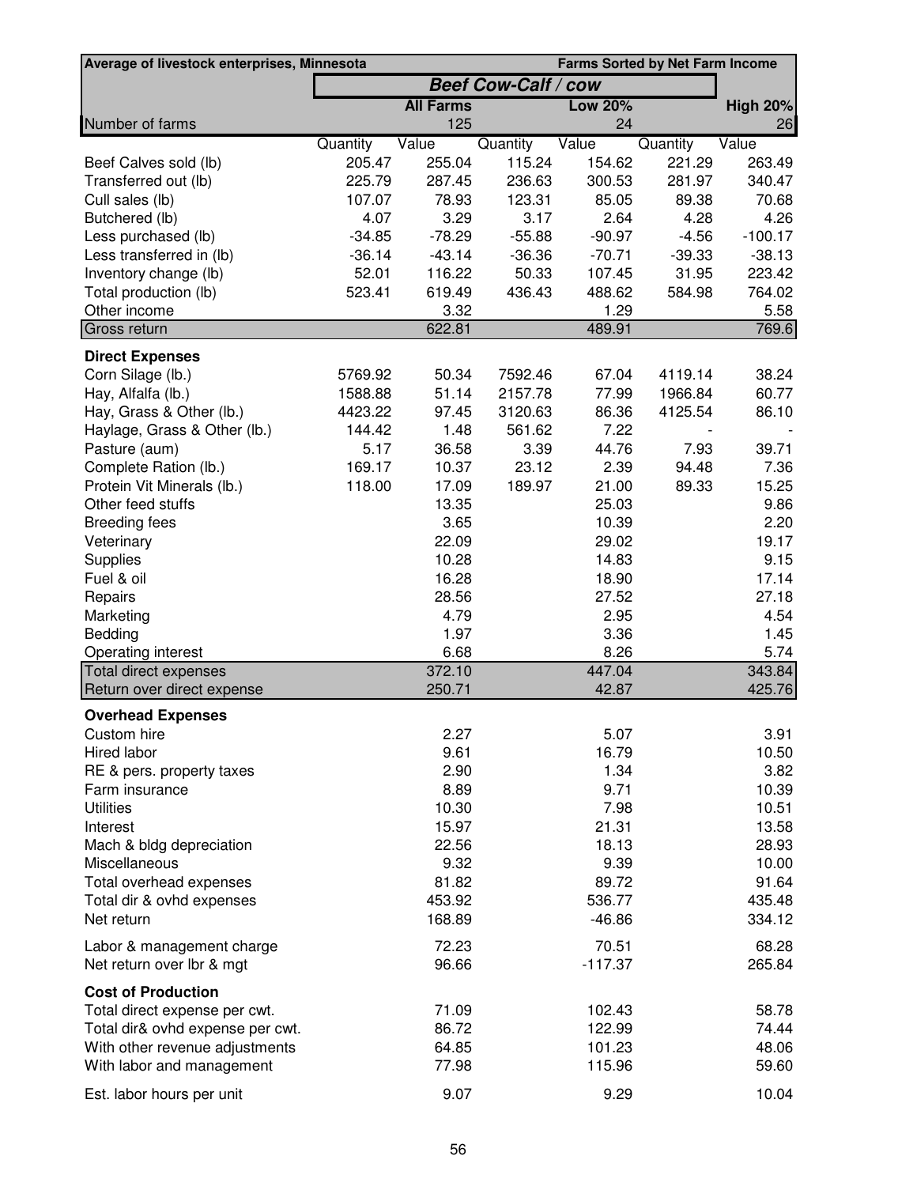| Average of livestock enterprises, Minnesota | | | | | Farms Sorted by Net Farm Income | |
|---|---|---|---|---|---|---|
| | ***Beef Cow-Calf / cow*** | | | | | |
| | | **All Farms** | | **Low 20%** | | **High 20%** |
| Number of farms | | 125 | | 24 | | 26 |
| | Quantity | Value | Quantity | Value | Quantity | Value |
| Beef Calves sold (lb) | 205.47 | 255.04 | 115.24 | 154.62 | 221.29 | 263.49 |
| Transferred out (lb) | 225.79 | 287.45 | 236.63 | 300.53 | 281.97 | 340.47 |
| Cull sales (lb) | 107.07 | 78.93 | 123.31 | 85.05 | 89.38 | 70.68 |
| Butchered (lb) | 4.07 | 3.29 | 3.17 | 2.64 | 4.28 | 4.26 |
| Less purchased (lb) | -34.85 | -78.29 | -55.88 | -90.97 | -4.56 | -100.17 |
| Less transferred in (lb) | -36.14 | -43.14 | -36.36 | -70.71 | -39.33 | -38.13 |
| Inventory change (lb) | 52.01 | 116.22 | 50.33 | 107.45 | 31.95 | 223.42 |
| Total production (lb) | 523.41 | 619.49 | 436.43 | 488.62 | 584.98 | 764.02 |
| Other income | | 3.32 | | 1.29 | | 5.58 |
| Gross return | | 622.81 | | 489.91 | | 769.6 |
| **Direct Expenses** | | | | | | |
| Corn Silage (lb.) | 5769.92 | 50.34 | 7592.46 | 67.04 | 4119.14 | 38.24 |
| Hay, Alfalfa (lb.) | 1588.88 | 51.14 | 2157.78 | 77.99 | 1966.84 | 60.77 |
| Hay, Grass & Other (lb.) | 4423.22 | 97.45 | 3120.63 | 86.36 | 4125.54 | 86.10 |
| Haylage, Grass & Other (lb.) | 144.42 | 1.48 | 561.62 | 7.22 | - | - |
| Pasture (aum) | 5.17 | 36.58 | 3.39 | 44.76 | 7.93 | 39.71 |
| Complete Ration (lb.) | 169.17 | 10.37 | 23.12 | 2.39 | 94.48 | 7.36 |
| Protein Vit Minerals (lb.) | 118.00 | 17.09 | 189.97 | 21.00 | 89.33 | 15.25 |
| Other feed stuffs | | 13.35 | | 25.03 | | 9.86 |
| Breeding fees | | 3.65 | | 10.39 | | 2.20 |
| Veterinary | | 22.09 | | 29.02 | | 19.17 |
| Supplies | | 10.28 | | 14.83 | | 9.15 |
| Fuel & oil | | 16.28 | | 18.90 | | 17.14 |
| Repairs | | 28.56 | | 27.52 | | 27.18 |
| Marketing | | 4.79 | | 2.95 | | 4.54 |
| Bedding | | 1.97 | | 3.36 | | 1.45 |
| Operating interest | | 6.68 | | 8.26 | | 5.74 |
| Total direct expenses | | 372.10 | | 447.04 | | 343.84 |
| Return over direct expense | | 250.71 | | 42.87 | | 425.76 |
| **Overhead Expenses** | | | | | | |
| Custom hire | | 2.27 | | 5.07 | | 3.91 |
| Hired labor | | 9.61 | | 16.79 | | 10.50 |
| RE & pers. property taxes | | 2.90 | | 1.34 | | 3.82 |
| Farm insurance | | 8.89 | | 9.71 | | 10.39 |
| Utilities | | 10.30 | | 7.98 | | 10.51 |
| Interest | | 15.97 | | 21.31 | | 13.58 |
| Mach & bldg depreciation | | 22.56 | | 18.13 | | 28.93 |
| Miscellaneous | | 9.32 | | 9.39 | | 10.00 |
| Total overhead expenses | | 81.82 | | 89.72 | | 91.64 |
| Total dir & ovhd expenses | | 453.92 | | 536.77 | | 435.48 |
| Net return | | 168.89 | | -46.86 | | 334.12 |
| Labor & management charge | | 72.23 | | 70.51 | | 68.28 |
| Net return over lbr & mgt | | 96.66 | | -117.37 | | 265.84 |
| **Cost of Production** | | | | | | |
| Total direct expense per cwt. | | 71.09 | | 102.43 | | 58.78 |
| Total dir& ovhd expense per cwt. | | 86.72 | | 122.99 | | 74.44 |
| With other revenue adjustments | | 64.85 | | 101.23 | | 48.06 |
| With labor and management | | 77.98 | | 115.96 | | 59.60 |
| Est. labor hours per unit | | 9.07 | | 9.29 | | 10.04 |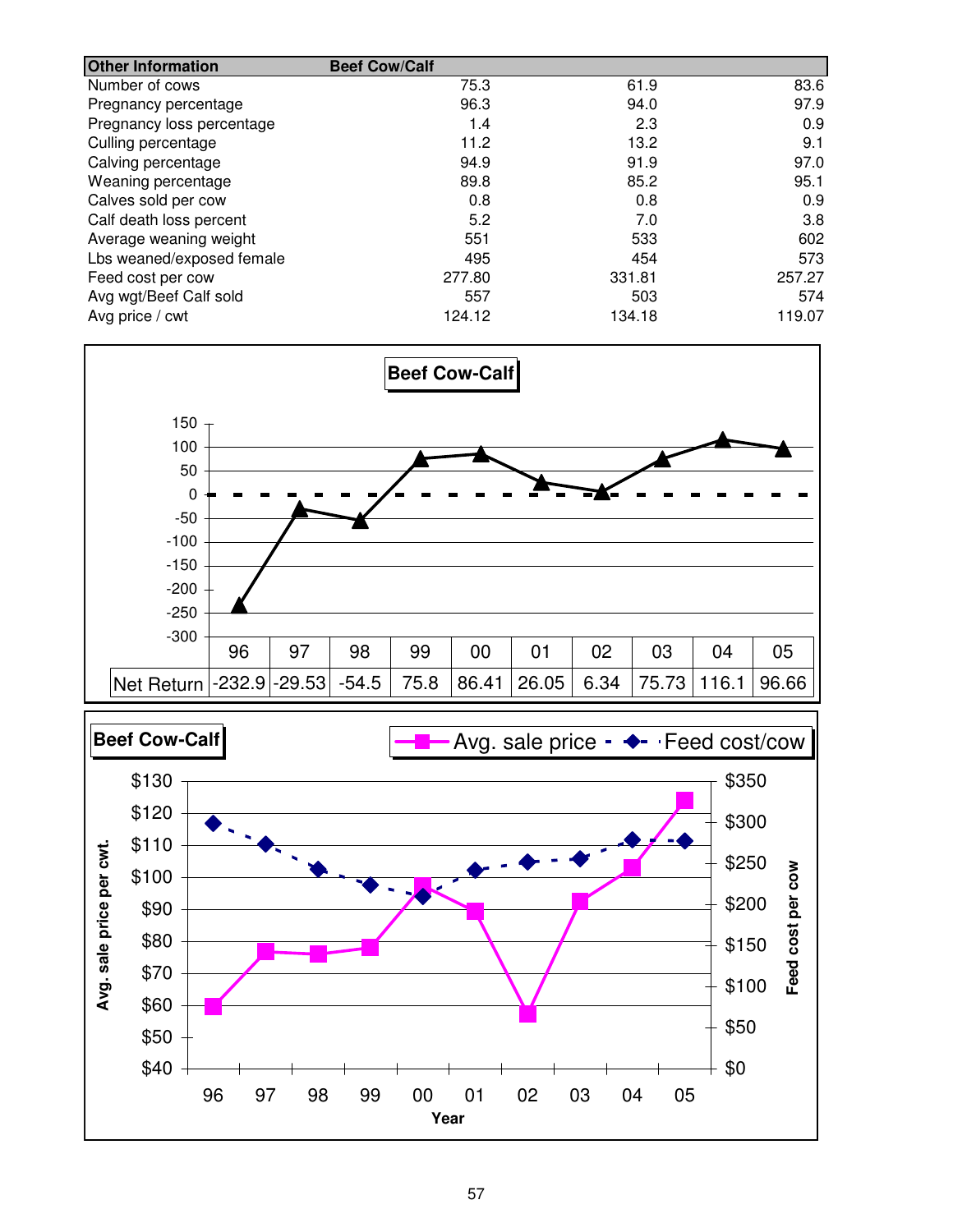| Other Information | Beef Cow/Calf | | |
|---|---|---|---|
| Number of cows | 75.3 | 61.9 | 83.6 |
| Pregnancy percentage | 96.3 | 94.0 | 97.9 |
| Pregnancy loss percentage | 1.4 | 2.3 | 0.9 |
| Culling percentage | 11.2 | 13.2 | 9.1 |
| Calving percentage | 94.9 | 91.9 | 97.0 |
| Weaning percentage | 89.8 | 85.2 | 95.1 |
| Calves sold per cow | 0.8 | 0.8 | 0.9 |
| Calf death loss percent | 5.2 | 7.0 | 3.8 |
| Average weaning weight | 551 | 533 | 602 |
| Lbs weaned/exposed female | 495 | 454 | 573 |
| Feed cost per cow | 277.80 | 331.81 | 257.27 |
| Avg wgt/Beef Calf sold | 557 | 503 | 574 |
| Avg price / cwt | 124.12 | 134.18 | 119.07 |

**Beef Cow-Calf**

| | 96 | 97 | 98 | 99 | 00 | 01 | 02 | 03 | 04 | 05 |
|---|---|---|---|---|---|---|---|---|---|---|
| Net Return | -232.9 | -29.53 | -54.5 | 75.8 | 86.41 | 26.05 | 6.34 | 75.73 | 116.1 | 96.66 |

**Beef Cow-Calf**

Avg. sale price / Feed cost/cow

Avg. sale price per cwt. ($40–$130) / Feed cost per cow ($0–$350)

Year: 96, 97, 98, 99, 00, 01, 02, 03, 04, 05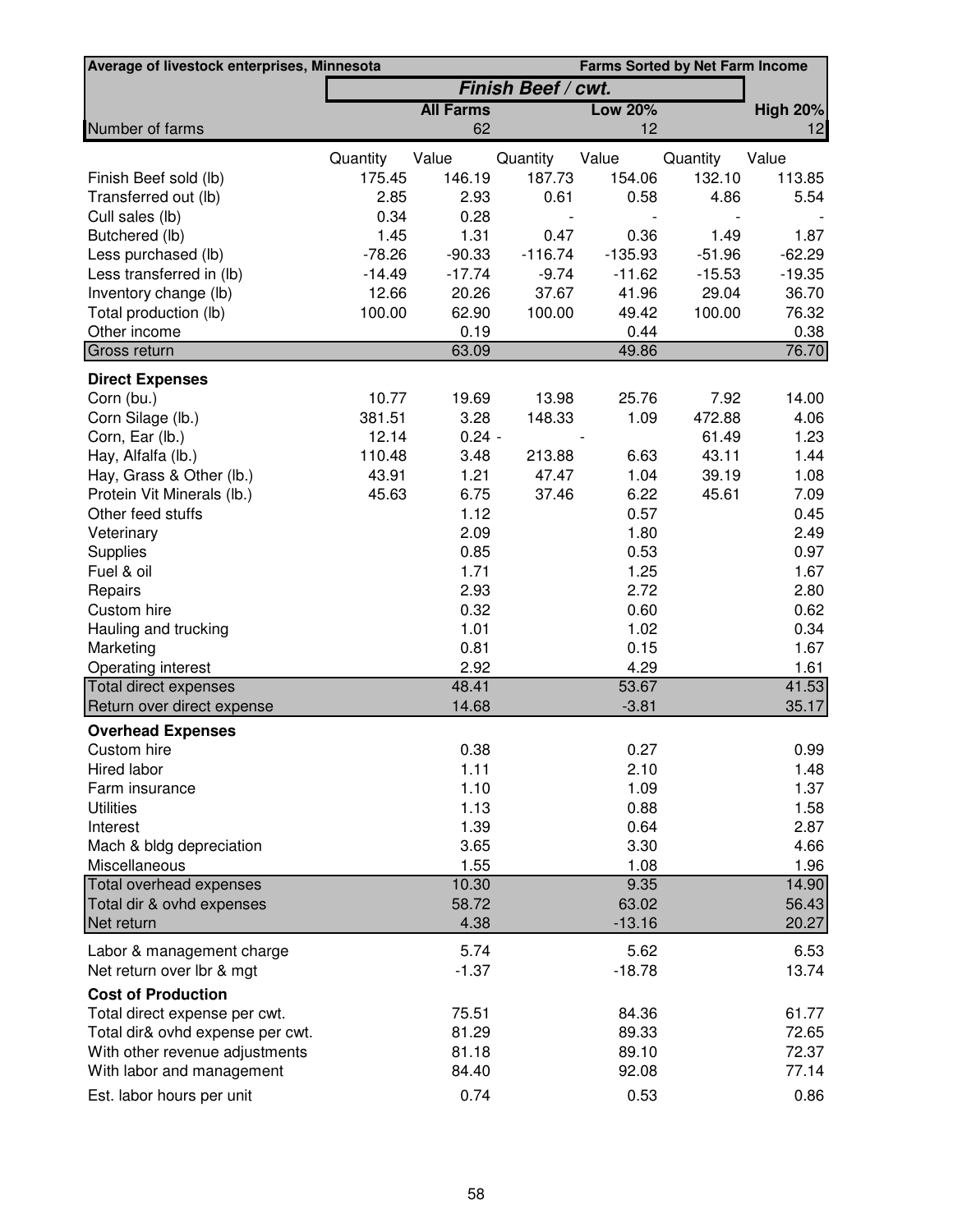| Average of livestock enterprises, Minnesota | | | | | | Farms Sorted by Net Farm Income |
|---|---|---|---|---|---|---|
| | *Finish Beef / cwt.* | | | | | |
| | | **All Farms** | | **Low 20%** | | **High 20%** |
| Number of farms | | 62 | | 12 | | 12 |
| | Quantity | Value | Quantity | Value | Quantity | Value |
| Finish Beef sold (lb) | 175.45 | 146.19 | 187.73 | 154.06 | 132.10 | 113.85 |
| Transferred out (lb) | 2.85 | 2.93 | 0.61 | 0.58 | 4.86 | 5.54 |
| Cull sales (lb) | 0.34 | 0.28 | - | - | - | - |
| Butchered (lb) | 1.45 | 1.31 | 0.47 | 0.36 | 1.49 | 1.87 |
| Less purchased (lb) | -78.26 | -90.33 | -116.74 | -135.93 | -51.96 | -62.29 |
| Less transferred in (lb) | -14.49 | -17.74 | -9.74 | -11.62 | -15.53 | -19.35 |
| Inventory change (lb) | 12.66 | 20.26 | 37.67 | 41.96 | 29.04 | 36.70 |
| Total production (lb) | 100.00 | 62.90 | 100.00 | 49.42 | 100.00 | 76.32 |
| Other income | | 0.19 | | 0.44 | | 0.38 |
| Gross return | | 63.09 | | 49.86 | | 76.70 |
| **Direct Expenses** | | | | | | |
| Corn (bu.) | 10.77 | 19.69 | 13.98 | 25.76 | 7.92 | 14.00 |
| Corn Silage (lb.) | 381.51 | 3.28 | 148.33 | 1.09 | 472.88 | 4.06 |
| Corn, Ear (lb.) | 12.14 | 0.24 - | | - | 61.49 | 1.23 |
| Hay, Alfalfa (lb.) | 110.48 | 3.48 | 213.88 | 6.63 | 43.11 | 1.44 |
| Hay, Grass & Other (lb.) | 43.91 | 1.21 | 47.47 | 1.04 | 39.19 | 1.08 |
| Protein Vit Minerals (lb.) | 45.63 | 6.75 | 37.46 | 6.22 | 45.61 | 7.09 |
| Other feed stuffs | | 1.12 | | 0.57 | | 0.45 |
| Veterinary | | 2.09 | | 1.80 | | 2.49 |
| Supplies | | 0.85 | | 0.53 | | 0.97 |
| Fuel & oil | | 1.71 | | 1.25 | | 1.67 |
| Repairs | | 2.93 | | 2.72 | | 2.80 |
| Custom hire | | 0.32 | | 0.60 | | 0.62 |
| Hauling and trucking | | 1.01 | | 1.02 | | 0.34 |
| Marketing | | 0.81 | | 0.15 | | 1.67 |
| Operating interest | | 2.92 | | 4.29 | | 1.61 |
| Total direct expenses | | 48.41 | | 53.67 | | 41.53 |
| Return over direct expense | | 14.68 | | -3.81 | | 35.17 |
| **Overhead Expenses** | | | | | | |
| Custom hire | | 0.38 | | 0.27 | | 0.99 |
| Hired labor | | 1.11 | | 2.10 | | 1.48 |
| Farm insurance | | 1.10 | | 1.09 | | 1.37 |
| Utilities | | 1.13 | | 0.88 | | 1.58 |
| Interest | | 1.39 | | 0.64 | | 2.87 |
| Mach & bldg depreciation | | 3.65 | | 3.30 | | 4.66 |
| Miscellaneous | | 1.55 | | 1.08 | | 1.96 |
| Total overhead expenses | | 10.30 | | 9.35 | | 14.90 |
| Total dir & ovhd expenses | | 58.72 | | 63.02 | | 56.43 |
| Net return | | 4.38 | | -13.16 | | 20.27 |
| Labor & management charge | | 5.74 | | 5.62 | | 6.53 |
| Net return over lbr & mgt | | -1.37 | | -18.78 | | 13.74 |
| **Cost of Production** | | | | | | |
| Total direct expense per cwt. | | 75.51 | | 84.36 | | 61.77 |
| Total dir& ovhd expense per cwt. | | 81.29 | | 89.33 | | 72.65 |
| With other revenue adjustments | | 81.18 | | 89.10 | | 72.37 |
| With labor and management | | 84.40 | | 92.08 | | 77.14 |
| Est. labor hours per unit | | 0.74 | | 0.53 | | 0.86 |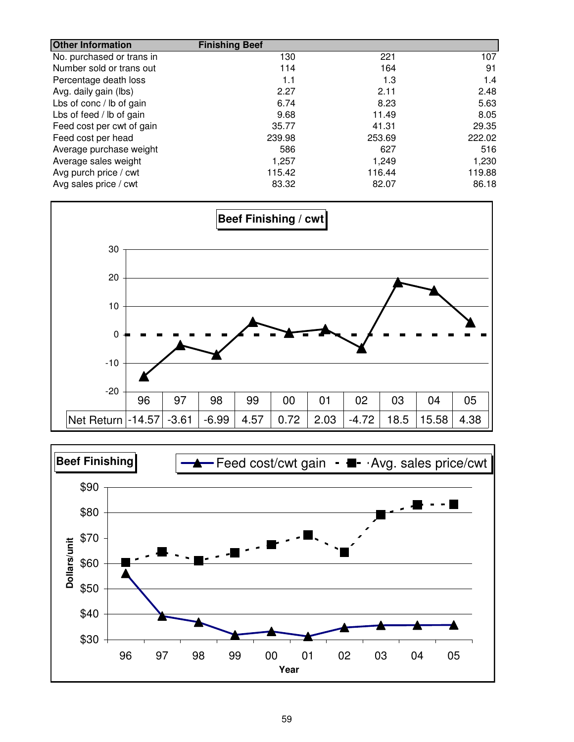| Other Information | Finishing Beef | | |
|---|---|---|---|
| No. purchased or trans in | 130 | 221 | 107 |
| Number sold or trans out | 114 | 164 | 91 |
| Percentage death loss | 1.1 | 1.3 | 1.4 |
| Avg. daily gain (lbs) | 2.27 | 2.11 | 2.48 |
| Lbs of conc / lb of gain | 6.74 | 8.23 | 5.63 |
| Lbs of feed / lb of gain | 9.68 | 11.49 | 8.05 |
| Feed cost per cwt of gain | 35.77 | 41.31 | 29.35 |
| Feed cost per head | 239.98 | 253.69 | 222.02 |
| Average purchase weight | 586 | 627 | 516 |
| Average sales weight | 1,257 | 1,249 | 1,230 |
| Avg purch price / cwt | 115.42 | 116.44 | 119.88 |
| Avg sales price / cwt | 83.32 | 82.07 | 86.18 |

**Beef Finishing / cwt**

| | 96 | 97 | 98 | 99 | 00 | 01 | 02 | 03 | 04 | 05 |
|---|---|---|---|---|---|---|---|---|---|---|
| Net Return | -14.57 | -3.61 | -6.99 | 4.57 | 0.72 | 2.03 | -4.72 | 18.5 | 15.58 | 4.38 |

**Beef Finishing**

Feed cost/cwt gain — Avg. sales price/cwt

Dollars/unit

Year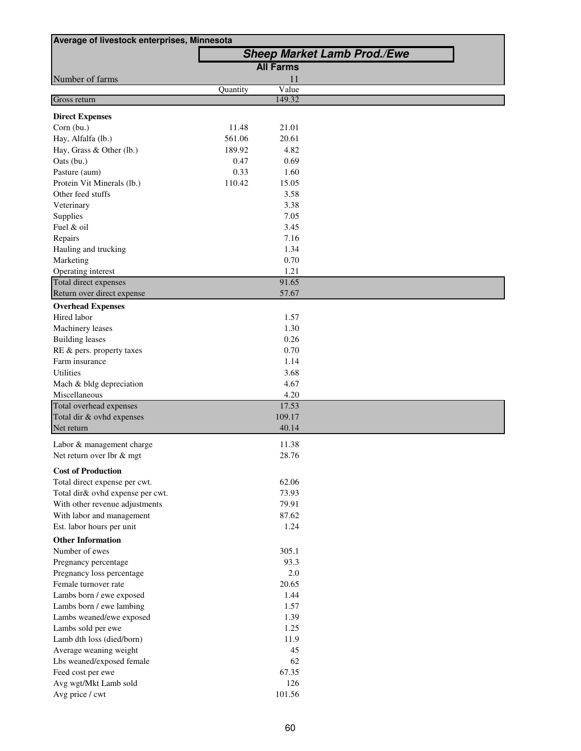| Average of livestock enterprises, Minnesota | | |
|---|---|---|
| | **Sheep Market Lamb Prod./Ewe** | |
| | **All Farms** | |
| Number of farms | | 11 |
| | Quantity | Value |
| Gross return | | 149.32 |
| **Direct Expenses** | | |
| Corn (bu.) | 11.48 | 21.01 |
| Hay, Alfalfa (lb.) | 561.06 | 20.61 |
| Hay, Grass & Other (lb.) | 189.92 | 4.82 |
| Oats (bu.) | 0.47 | 0.69 |
| Pasture (aum) | 0.33 | 1.60 |
| Protein Vit Minerals (lb.) | 110.42 | 15.05 |
| Other feed stuffs | | 3.58 |
| Veterinary | | 3.38 |
| Supplies | | 7.05 |
| Fuel & oil | | 3.45 |
| Repairs | | 7.16 |
| Hauling and trucking | | 1.34 |
| Marketing | | 0.70 |
| Operating interest | | 1.21 |
| Total direct expenses | | 91.65 |
| Return over direct expense | | 57.67 |
| **Overhead Expenses** | | |
| Hired labor | | 1.57 |
| Machinery leases | | 1.30 |
| Building leases | | 0.26 |
| RE & pers. property taxes | | 0.70 |
| Farm insurance | | 1.14 |
| Utilities | | 3.68 |
| Mach & bldg depreciation | | 4.67 |
| Miscellaneous | | 4.20 |
| Total overhead expenses | | 17.53 |
| Total dir & ovhd expenses | | 109.17 |
| Net return | | 40.14 |
| Labor & management charge | | 11.38 |
| Net return over lbr & mgt | | 28.76 |
| **Cost of Production** | | |
| Total direct expense per cwt. | | 62.06 |
| Total dir& ovhd expense per cwt. | | 73.93 |
| With other revenue adjustments | | 79.91 |
| With labor and management | | 87.62 |
| Est. labor hours per unit | | 1.24 |
| **Other Information** | | |
| Number of ewes | | 305.1 |
| Pregnancy percentage | | 93.3 |
| Pregnancy loss percentage | | 2.0 |
| Female turnover rate | | 20.65 |
| Lambs born / ewe exposed | | 1.44 |
| Lambs born / ewe lambing | | 1.57 |
| Lambs weaned/ewe exposed | | 1.39 |
| Lambs sold per ewe | | 1.25 |
| Lamb dth loss (died/born) | | 11.9 |
| Average weaning weight | | 45 |
| Lbs weaned/exposed female | | 62 |
| Feed cost per ewe | | 67.35 |
| Avg wgt/Mkt Lamb sold | | 126 |
| Avg price / cwt | | 101.56 |